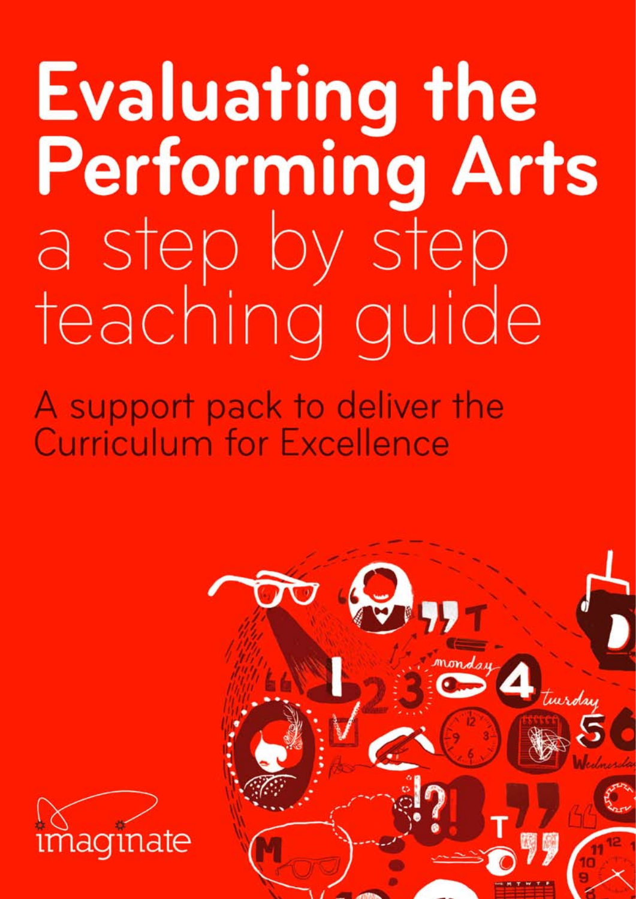# Evaluating the Performing Arts

## a step by step teaching guide

A support pack to deliver the Curriculum for Excellence

imaginate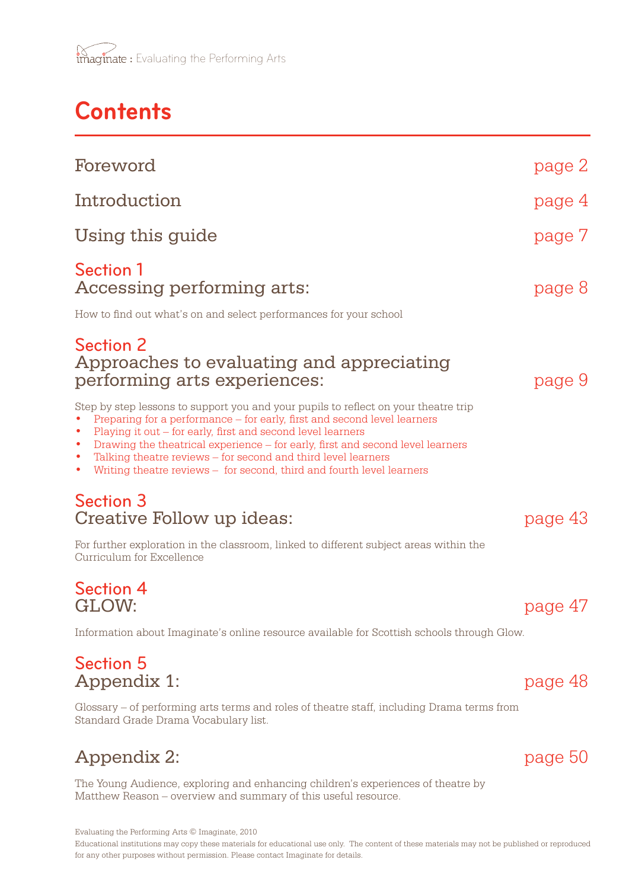# Contents

Foreword page 2

Introduction page 4

Using this guide page 7

## Section 1
### Accessing performing arts: page 8

How to find out what's on and select performances for your school

## Section 2
### Approaches to evaluating and appreciating performing arts experiences: page 9

Step by step lessons to support you and your pupils to reflect on your theatre trip

- Preparing for a performance – for early, first and second level learners
- Playing it out – for early, first and second level learners
- Drawing the theatrical experience – for early, first and second level learners
- Talking theatre reviews – for second and third level learners
- Writing theatre reviews – for second, third and fourth level learners

## Section 3
### Creative Follow up ideas: page 43

For further exploration in the classroom, linked to different subject areas within the Curriculum for Excellence

## Section 4
### GLOW: page 47

Information about Imaginate's online resource available for Scottish schools through Glow.

## Section 5
### Appendix 1: page 48

Glossary – of performing arts terms and roles of theatre staff, including Drama terms from Standard Grade Drama Vocabulary list.

### Appendix 2: page 50

The Young Audience, exploring and enhancing children's experiences of theatre by Matthew Reason – overview and summary of this useful resource.

Evaluating the Performing Arts © Imaginate, 2010

Educational institutions may copy these materials for educational use only. The content of these materials may not be published or reproduced for any other purposes without permission. Please contact Imaginate for details.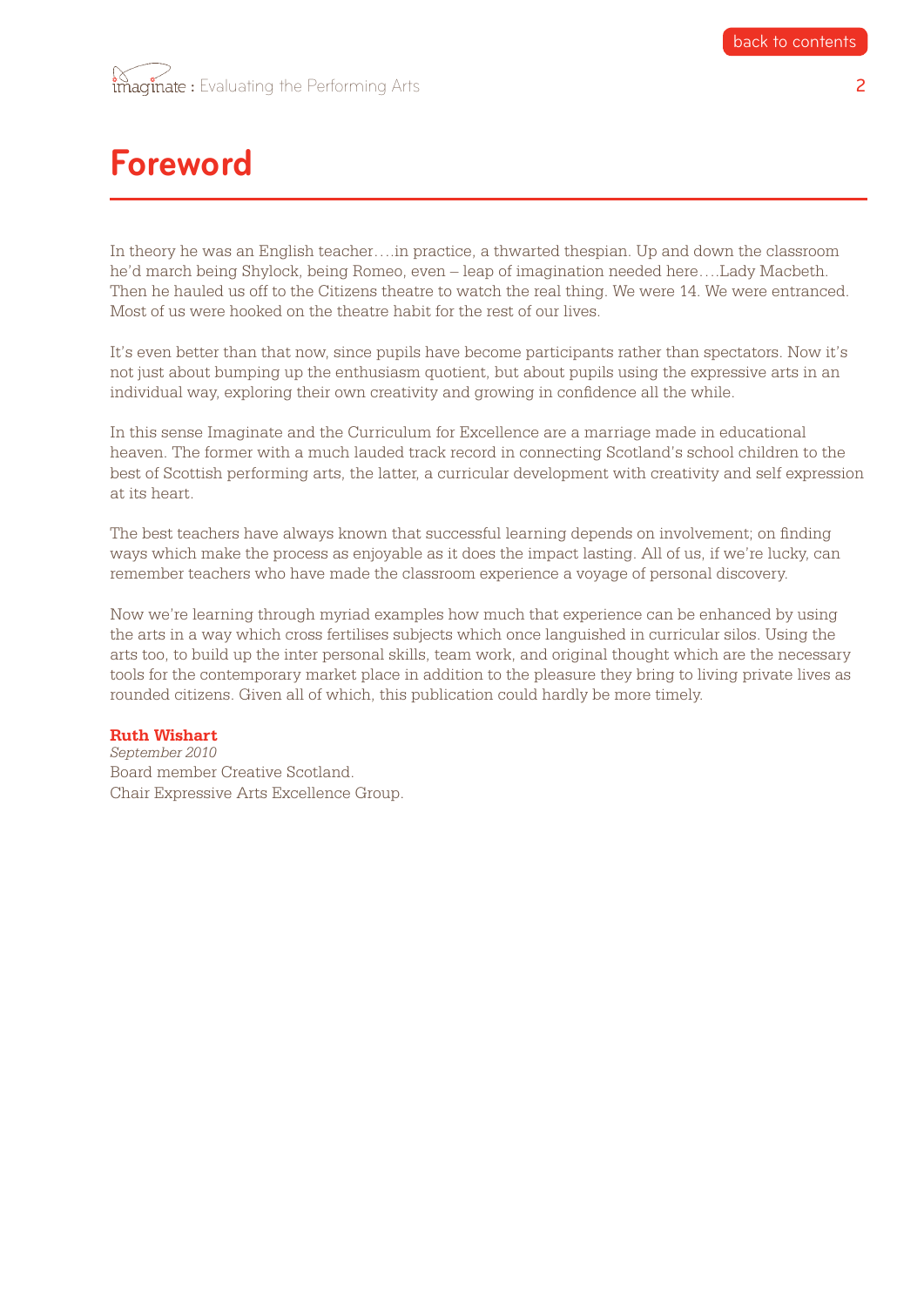# Foreword

In theory he was an English teacher….in practice, a thwarted thespian. Up and down the classroom he'd march being Shylock, being Romeo, even – leap of imagination needed here….Lady Macbeth. Then he hauled us off to the Citizens theatre to watch the real thing. We were 14. We were entranced. Most of us were hooked on the theatre habit for the rest of our lives.

It's even better than that now, since pupils have become participants rather than spectators. Now it's not just about bumping up the enthusiasm quotient, but about pupils using the expressive arts in an individual way, exploring their own creativity and growing in confidence all the while.

In this sense Imaginate and the Curriculum for Excellence are a marriage made in educational heaven. The former with a much lauded track record in connecting Scotland's school children to the best of Scottish performing arts, the latter, a curricular development with creativity and self expression at its heart.

The best teachers have always known that successful learning depends on involvement; on finding ways which make the process as enjoyable as it does the impact lasting. All of us, if we're lucky, can remember teachers who have made the classroom experience a voyage of personal discovery.

Now we're learning through myriad examples how much that experience can be enhanced by using the arts in a way which cross fertilises subjects which once languished in curricular silos. Using the arts too, to build up the inter personal skills, team work, and original thought which are the necessary tools for the contemporary market place in addition to the pleasure they bring to living private lives as rounded citizens. Given all of which, this publication could hardly be more timely.

**Ruth Wishart**
*September 2010*
Board member Creative Scotland.
Chair Expressive Arts Excellence Group.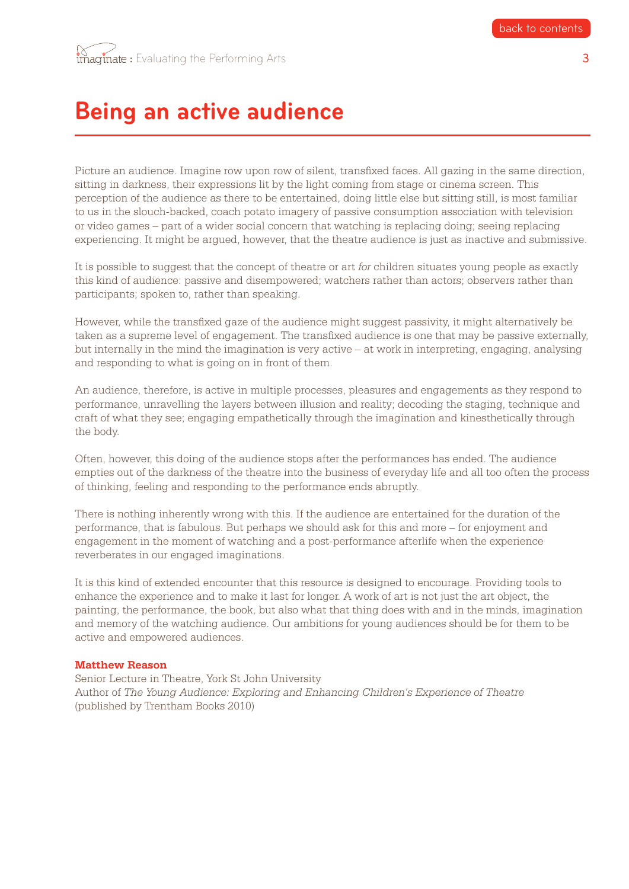# Being an active audience

Picture an audience. Imagine row upon row of silent, transfixed faces. All gazing in the same direction, sitting in darkness, their expressions lit by the light coming from stage or cinema screen. This perception of the audience as there to be entertained, doing little else but sitting still, is most familiar to us in the slouch-backed, coach potato imagery of passive consumption association with television or video games – part of a wider social concern that watching is replacing doing; seeing replacing experiencing. It might be argued, however, that the theatre audience is just as inactive and submissive.

It is possible to suggest that the concept of theatre or art *for* children situates young people as exactly this kind of audience: passive and disempowered; watchers rather than actors; observers rather than participants; spoken to, rather than speaking.

However, while the transfixed gaze of the audience might suggest passivity, it might alternatively be taken as a supreme level of engagement. The transfixed audience is one that may be passive externally, but internally in the mind the imagination is very active – at work in interpreting, engaging, analysing and responding to what is going on in front of them.

An audience, therefore, is active in multiple processes, pleasures and engagements as they respond to performance, unravelling the layers between illusion and reality; decoding the staging, technique and craft of what they see; engaging empathetically through the imagination and kinesthetically through the body.

Often, however, this doing of the audience stops after the performances has ended. The audience empties out of the darkness of the theatre into the business of everyday life and all too often the process of thinking, feeling and responding to the performance ends abruptly.

There is nothing inherently wrong with this. If the audience are entertained for the duration of the performance, that is fabulous. But perhaps we should ask for this and more – for enjoyment and engagement in the moment of watching and a post-performance afterlife when the experience reverberates in our engaged imaginations.

It is this kind of extended encounter that this resource is designed to encourage. Providing tools to enhance the experience and to make it last for longer. A work of art is not just the art object, the painting, the performance, the book, but also what that thing does with and in the minds, imagination and memory of the watching audience. Our ambitions for young audiences should be for them to be active and empowered audiences.

**Matthew Reason**
Senior Lecture in Theatre, York St John University
Author of *The Young Audience: Exploring and Enhancing Children's Experience of Theatre* (published by Trentham Books 2010)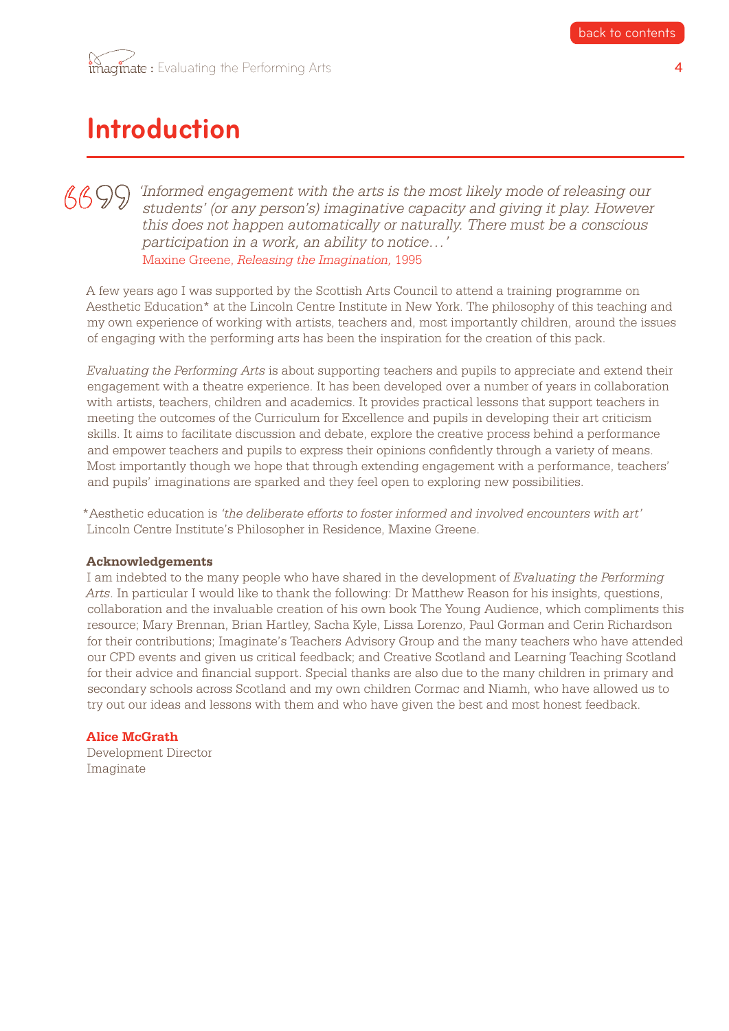# Introduction

> *'Informed engagement with the arts is the most likely mode of releasing our students' (or any person's) imaginative capacity and giving it play. However this does not happen automatically or naturally. There must be a conscious participation in a work, an ability to notice…'*
> Maxine Greene, *Releasing the Imagination*, 1995

A few years ago I was supported by the Scottish Arts Council to attend a training programme on Aesthetic Education* at the Lincoln Centre Institute in New York. The philosophy of this teaching and my own experience of working with artists, teachers and, most importantly children, around the issues of engaging with the performing arts has been the inspiration for the creation of this pack.

*Evaluating the Performing Arts* is about supporting teachers and pupils to appreciate and extend their engagement with a theatre experience. It has been developed over a number of years in collaboration with artists, teachers, children and academics. It provides practical lessons that support teachers in meeting the outcomes of the Curriculum for Excellence and pupils in developing their art criticism skills. It aims to facilitate discussion and debate, explore the creative process behind a performance and empower teachers and pupils to express their opinions confidently through a variety of means. Most importantly though we hope that through extending engagement with a performance, teachers' and pupils' imaginations are sparked and they feel open to exploring new possibilities.

*Aesthetic education is *'the deliberate efforts to foster informed and involved encounters with art'* Lincoln Centre Institute's Philosopher in Residence, Maxine Greene.

**Acknowledgements**
I am indebted to the many people who have shared in the development of *Evaluating the Performing Arts*. In particular I would like to thank the following: Dr Matthew Reason for his insights, questions, collaboration and the invaluable creation of his own book The Young Audience, which compliments this resource; Mary Brennan, Brian Hartley, Sacha Kyle, Lissa Lorenzo, Paul Gorman and Cerin Richardson for their contributions; Imaginate's Teachers Advisory Group and the many teachers who have attended our CPD events and given us critical feedback; and Creative Scotland and Learning Teaching Scotland for their advice and financial support. Special thanks are also due to the many children in primary and secondary schools across Scotland and my own children Cormac and Niamh, who have allowed us to try out our ideas and lessons with them and who have given the best and most honest feedback.

**Alice McGrath**
Development Director
Imaginate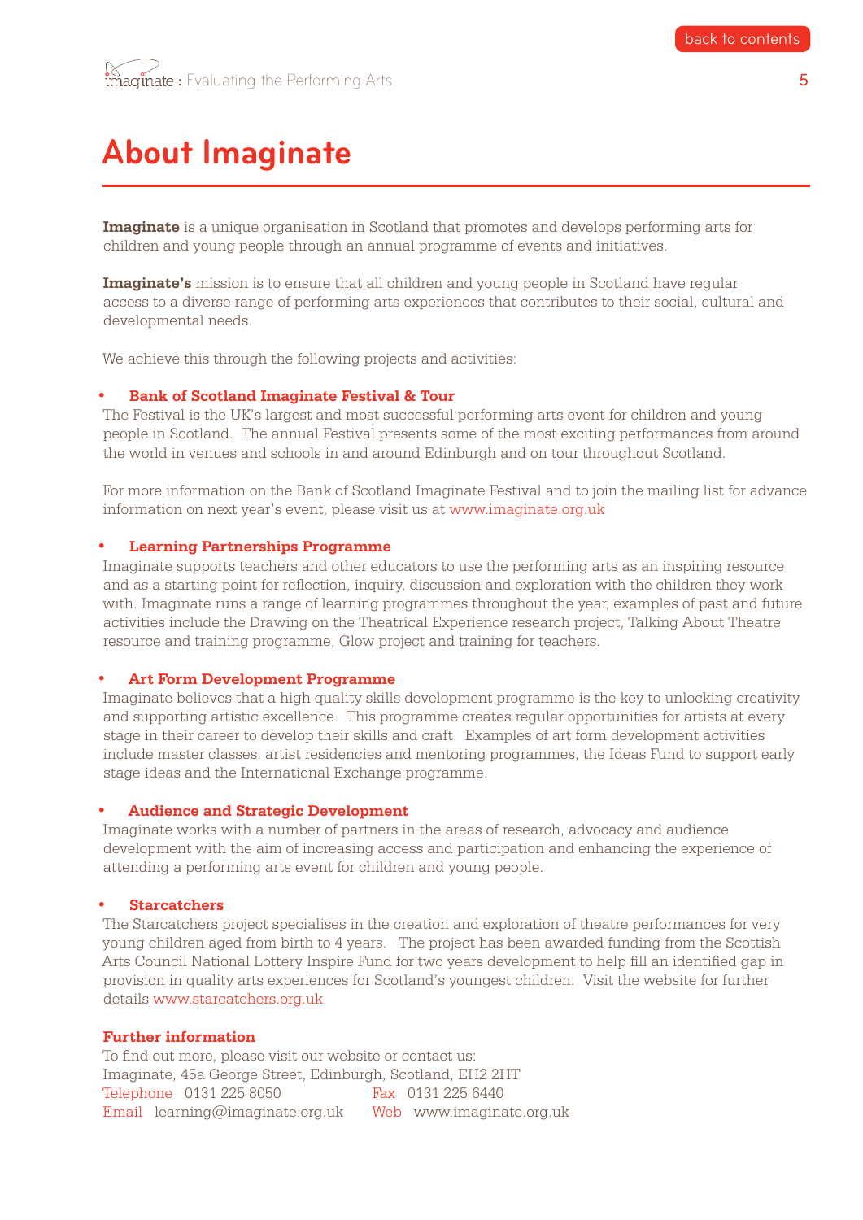# About Imaginate

**Imaginate** is a unique organisation in Scotland that promotes and develops performing arts for children and young people through an annual programme of events and initiatives.

**Imaginate's** mission is to ensure that all children and young people in Scotland have regular access to a diverse range of performing arts experiences that contributes to their social, cultural and developmental needs.

We achieve this through the following projects and activities:

- **Bank of Scotland Imaginate Festival & Tour**

The Festival is the UK's largest and most successful performing arts event for children and young people in Scotland. The annual Festival presents some of the most exciting performances from around the world in venues and schools in and around Edinburgh and on tour throughout Scotland.

For more information on the Bank of Scotland Imaginate Festival and to join the mailing list for advance information on next year's event, please visit us at www.imaginate.org.uk

- **Learning Partnerships Programme**

Imaginate supports teachers and other educators to use the performing arts as an inspiring resource and as a starting point for reflection, inquiry, discussion and exploration with the children they work with. Imaginate runs a range of learning programmes throughout the year, examples of past and future activities include the Drawing on the Theatrical Experience research project, Talking About Theatre resource and training programme, Glow project and training for teachers.

- **Art Form Development Programme**

Imaginate believes that a high quality skills development programme is the key to unlocking creativity and supporting artistic excellence. This programme creates regular opportunities for artists at every stage in their career to develop their skills and craft. Examples of art form development activities include master classes, artist residencies and mentoring programmes, the Ideas Fund to support early stage ideas and the International Exchange programme.

- **Audience and Strategic Development**

Imaginate works with a number of partners in the areas of research, advocacy and audience development with the aim of increasing access and participation and enhancing the experience of attending a performing arts event for children and young people.

- **Starcatchers**

The Starcatchers project specialises in the creation and exploration of theatre performances for very young children aged from birth to 4 years. The project has been awarded funding from the Scottish Arts Council National Lottery Inspire Fund for two years development to help fill an identified gap in provision in quality arts experiences for Scotland's youngest children. Visit the website for further details www.starcatchers.org.uk

**Further information**

To find out more, please visit our website or contact us:
Imaginate, 45a George Street, Edinburgh, Scotland, EH2 2HT
Telephone 0131 225 8050 Fax 0131 225 6440
Email learning@imaginate.org.uk Web www.imaginate.org.uk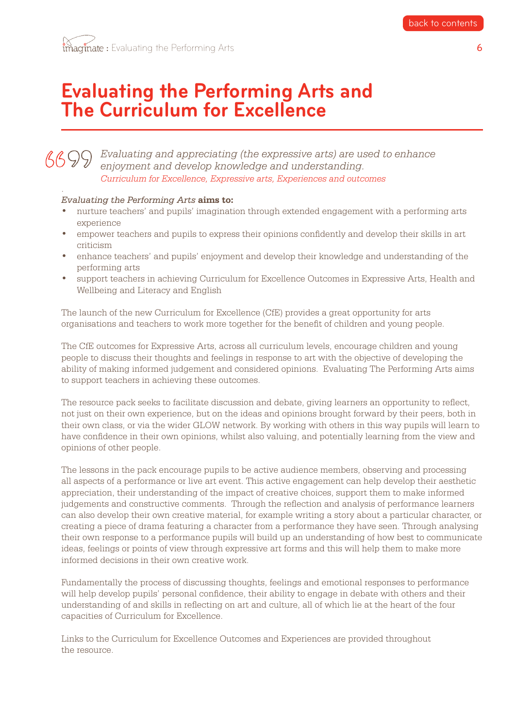# Evaluating the Performing Arts and The Curriculum for Excellence

> *Evaluating and appreciating (the expressive arts) are used to enhance enjoyment and develop knowledge and understanding.*
> *Curriculum for Excellence, Expressive arts, Experiences and outcomes*

*Evaluating the Performing Arts* **aims to:**

- nurture teachers' and pupils' imagination through extended engagement with a performing arts experience
- empower teachers and pupils to express their opinions confidently and develop their skills in art criticism
- enhance teachers' and pupils' enjoyment and develop their knowledge and understanding of the performing arts
- support teachers in achieving Curriculum for Excellence Outcomes in Expressive Arts, Health and Wellbeing and Literacy and English

The launch of the new Curriculum for Excellence (CfE) provides a great opportunity for arts organisations and teachers to work more together for the benefit of children and young people.

The CfE outcomes for Expressive Arts, across all curriculum levels, encourage children and young people to discuss their thoughts and feelings in response to art with the objective of developing the ability of making informed judgement and considered opinions. Evaluating The Performing Arts aims to support teachers in achieving these outcomes.

The resource pack seeks to facilitate discussion and debate, giving learners an opportunity to reflect, not just on their own experience, but on the ideas and opinions brought forward by their peers, both in their own class, or via the wider GLOW network. By working with others in this way pupils will learn to have confidence in their own opinions, whilst also valuing, and potentially learning from the view and opinions of other people.

The lessons in the pack encourage pupils to be active audience members, observing and processing all aspects of a performance or live art event. This active engagement can help develop their aesthetic appreciation, their understanding of the impact of creative choices, support them to make informed judgements and constructive comments. Through the reflection and analysis of performance learners can also develop their own creative material, for example writing a story about a particular character, or creating a piece of drama featuring a character from a performance they have seen. Through analysing their own response to a performance pupils will build up an understanding of how best to communicate ideas, feelings or points of view through expressive art forms and this will help them to make more informed decisions in their own creative work.

Fundamentally the process of discussing thoughts, feelings and emotional responses to performance will help develop pupils' personal confidence, their ability to engage in debate with others and their understanding of and skills in reflecting on art and culture, all of which lie at the heart of the four capacities of Curriculum for Excellence.

Links to the Curriculum for Excellence Outcomes and Experiences are provided throughout the resource.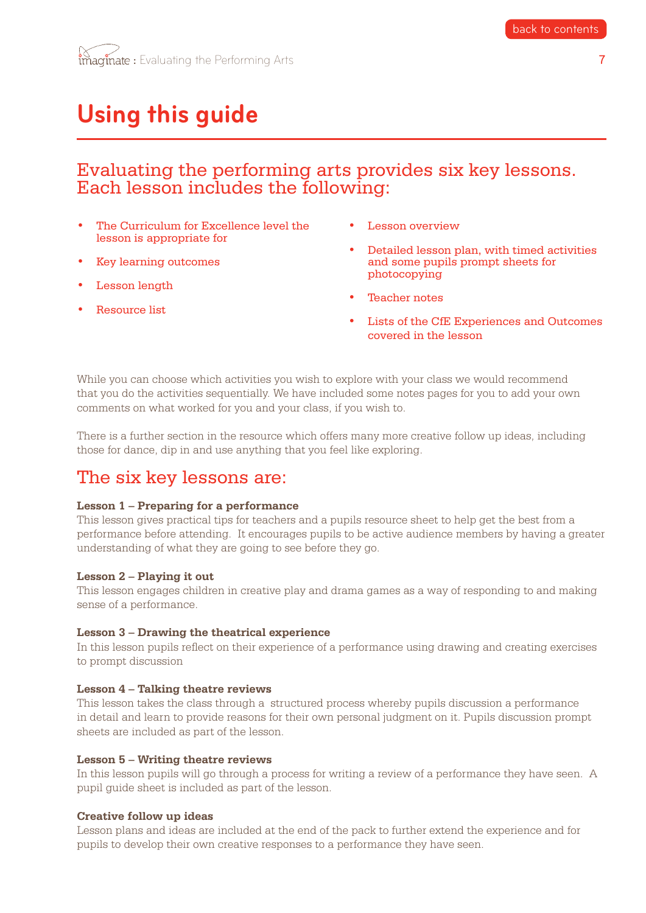# Using this guide

## Evaluating the performing arts provides six key lessons. Each lesson includes the following:

- The Curriculum for Excellence level the lesson is appropriate for
- Key learning outcomes
- Lesson length
- Resource list
- Lesson overview
- Detailed lesson plan, with timed activities and some pupils prompt sheets for photocopying
- Teacher notes
- Lists of the CfE Experiences and Outcomes covered in the lesson

While you can choose which activities you wish to explore with your class we would recommend that you do the activities sequentially. We have included some notes pages for you to add your own comments on what worked for you and your class, if you wish to.

There is a further section in the resource which offers many more creative follow up ideas, including those for dance, dip in and use anything that you feel like exploring.

## The six key lessons are:

**Lesson 1 – Preparing for a performance**
This lesson gives practical tips for teachers and a pupils resource sheet to help get the best from a performance before attending. It encourages pupils to be active audience members by having a greater understanding of what they are going to see before they go.

**Lesson 2 – Playing it out**
This lesson engages children in creative play and drama games as a way of responding to and making sense of a performance.

**Lesson 3 – Drawing the theatrical experience**
In this lesson pupils reflect on their experience of a performance using drawing and creating exercises to prompt discussion

**Lesson 4 – Talking theatre reviews**
This lesson takes the class through a structured process whereby pupils discussion a performance in detail and learn to provide reasons for their own personal judgment on it. Pupils discussion prompt sheets are included as part of the lesson.

**Lesson 5 – Writing theatre reviews**
In this lesson pupils will go through a process for writing a review of a performance they have seen. A pupil guide sheet is included as part of the lesson.

**Creative follow up ideas**
Lesson plans and ideas are included at the end of the pack to further extend the experience and for pupils to develop their own creative responses to a performance they have seen.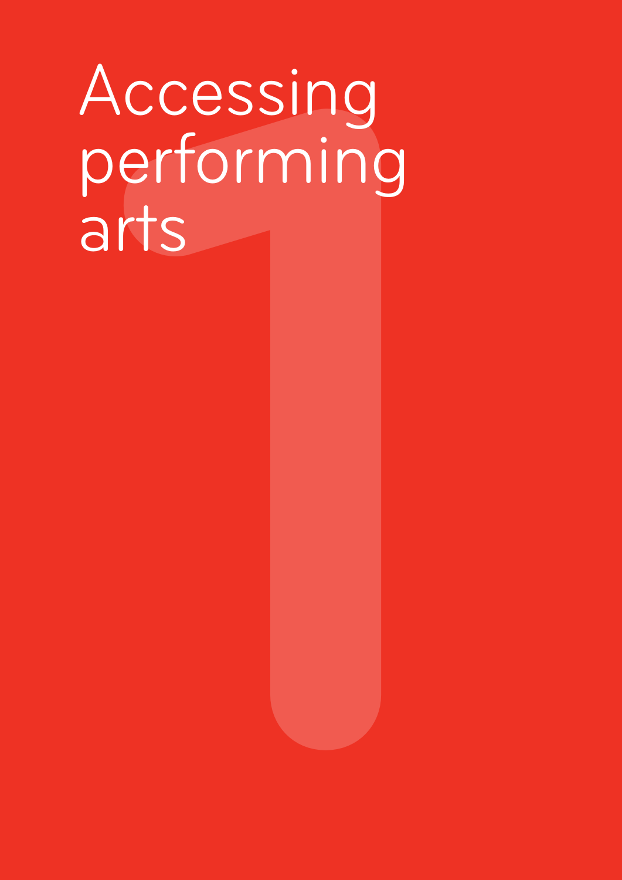# Accessing performing arts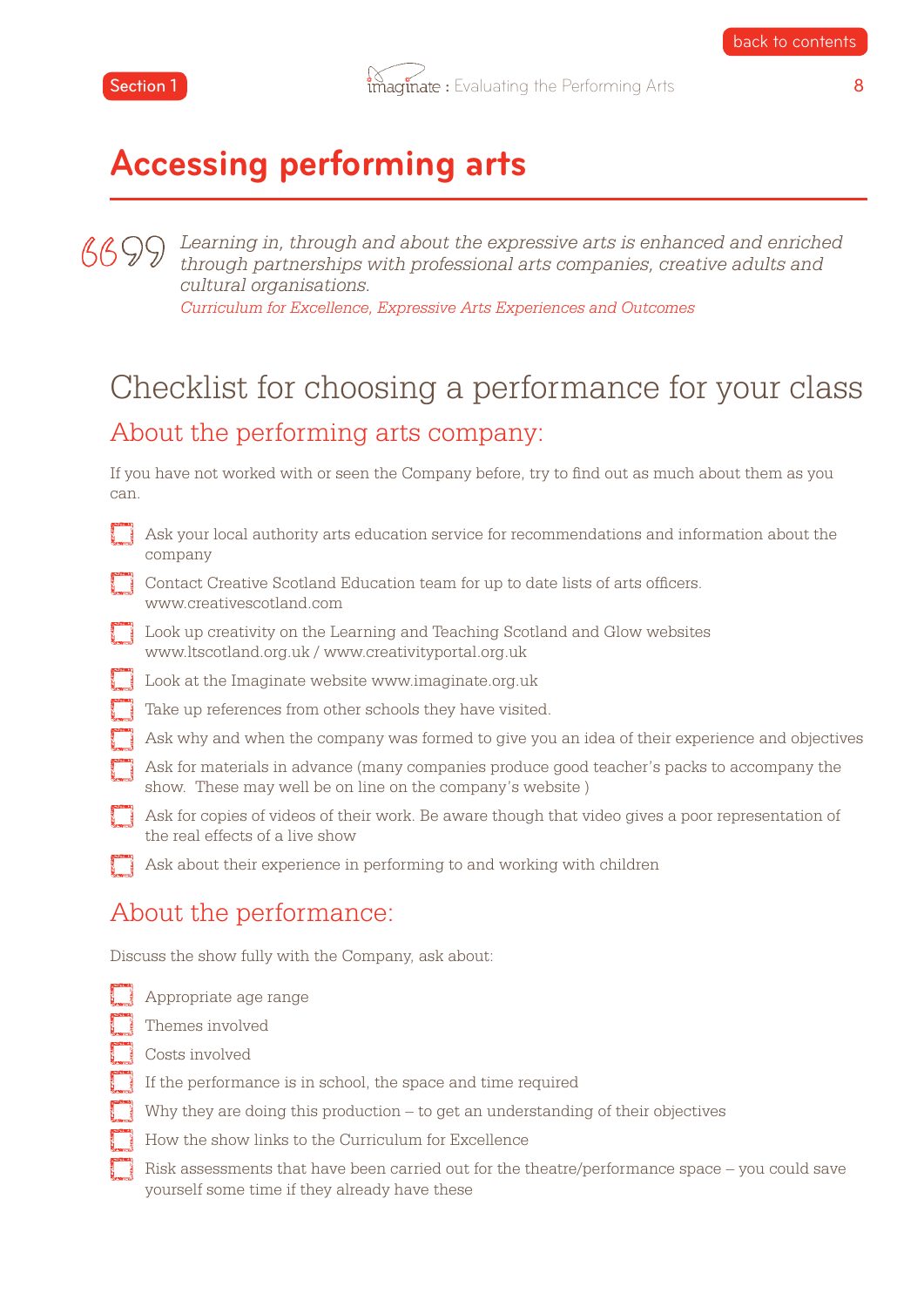# Accessing performing arts

> *Learning in, through and about the expressive arts is enhanced and enriched through partnerships with professional arts companies, creative adults and cultural organisations.*
>
> *Curriculum for Excellence, Expressive Arts Experiences and Outcomes*

## Checklist for choosing a performance for your class

### About the performing arts company:

If you have not worked with or seen the Company before, try to find out as much about them as you can.

- [ ] Ask your local authority arts education service for recommendations and information about the company
- [ ] Contact Creative Scotland Education team for up to date lists of arts officers. www.creativescotland.com
- [ ] Look up creativity on the Learning and Teaching Scotland and Glow websites www.ltscotland.org.uk / www.creativityportal.org.uk
- [ ] Look at the Imaginate website www.imaginate.org.uk
- [ ] Take up references from other schools they have visited.
- [ ] Ask why and when the company was formed to give you an idea of their experience and objectives
- [ ] Ask for materials in advance (many companies produce good teacher's packs to accompany the show. These may well be on line on the company's website )
- [ ] Ask for copies of videos of their work. Be aware though that video gives a poor representation of the real effects of a live show
- [ ] Ask about their experience in performing to and working with children

### About the performance:

Discuss the show fully with the Company, ask about:

- [ ] Appropriate age range
- [ ] Themes involved
- [ ] Costs involved
- [ ] If the performance is in school, the space and time required
- [ ] Why they are doing this production – to get an understanding of their objectives
- [ ] How the show links to the Curriculum for Excellence
- [ ] Risk assessments that have been carried out for the theatre/performance space – you could save yourself some time if they already have these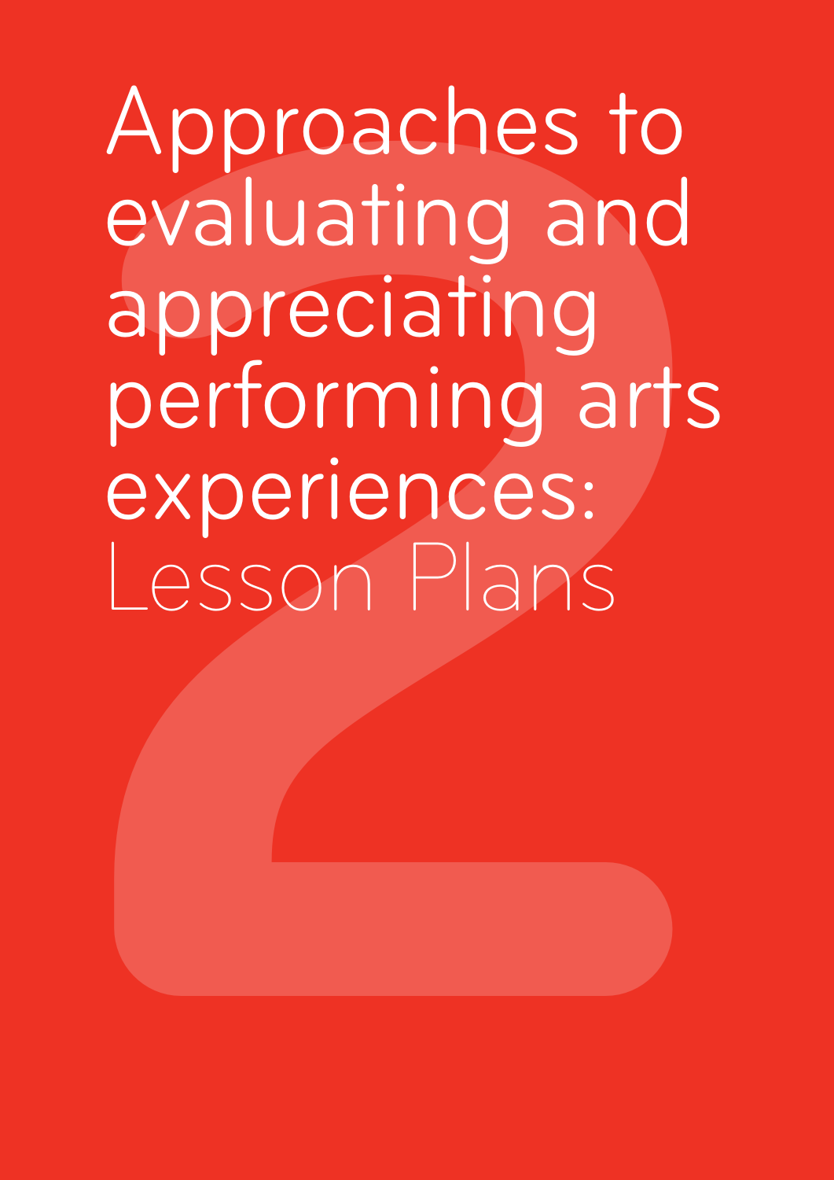# Approaches to evaluating and appreciating performing arts experiences: Lesson Plans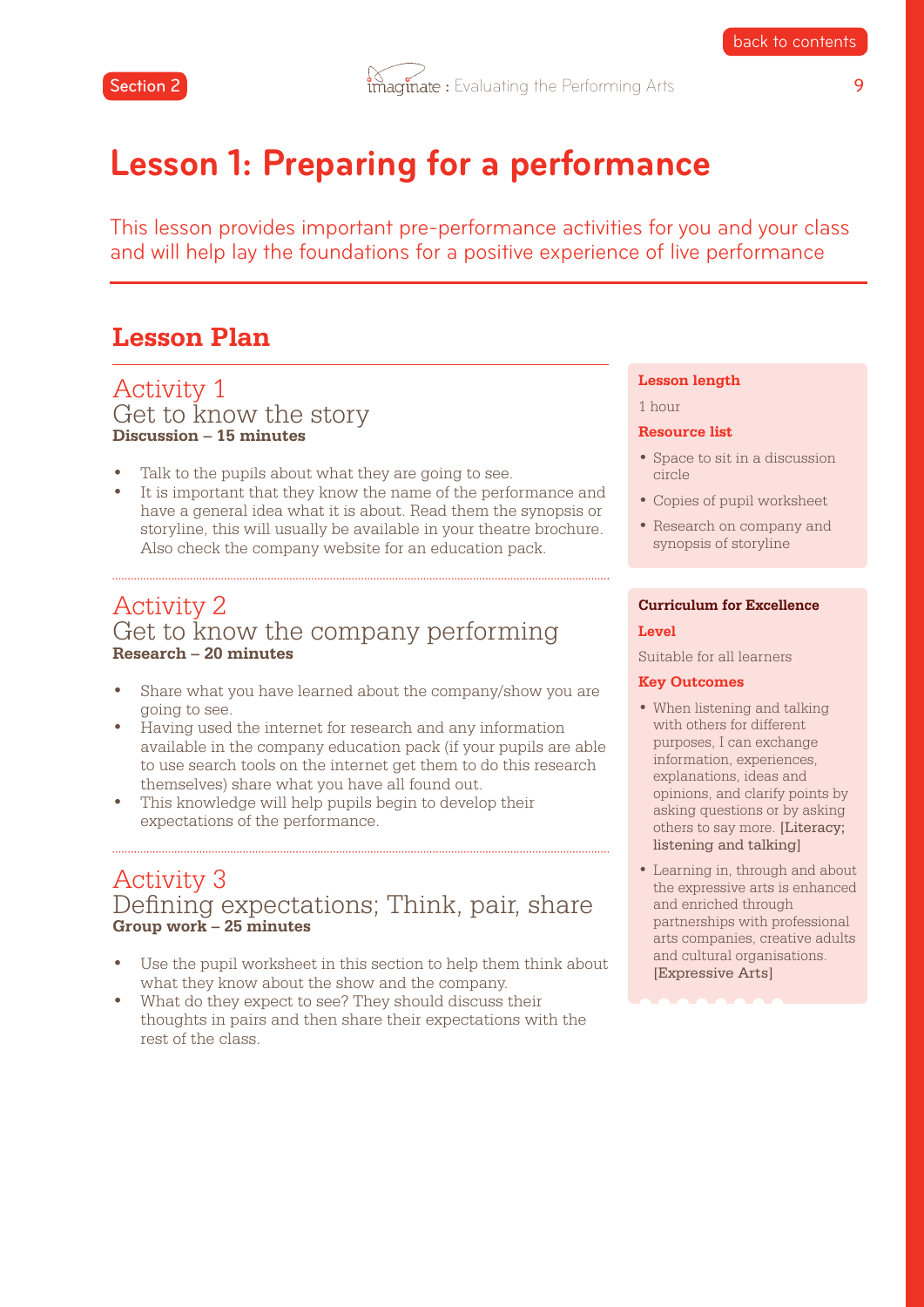# Lesson 1: Preparing for a performance

This lesson provides important pre-performance activities for you and your class and will help lay the foundations for a positive experience of live performance

## Lesson Plan

### Activity 1
### Get to know the story
**Discussion – 15 minutes**

- Talk to the pupils about what they are going to see.
- It is important that they know the name of the performance and have a general idea what it is about. Read them the synopsis or storyline, this will usually be available in your theatre brochure. Also check the company website for an education pack.

### Activity 2
### Get to know the company performing
**Research – 20 minutes**

- Share what you have learned about the company/show you are going to see.
- Having used the internet for research and any information available in the company education pack (if your pupils are able to use search tools on the internet get them to do this research themselves) share what you have all found out.
- This knowledge will help pupils begin to develop their expectations of the performance.

### Activity 3
### Defining expectations; Think, pair, share
**Group work – 25 minutes**

- Use the pupil worksheet in this section to help them think about what they know about the show and the company.
- What do they expect to see? They should discuss their thoughts in pairs and then share their expectations with the rest of the class.

**Lesson length**

1 hour

**Resource list**

- Space to sit in a discussion circle
- Copies of pupil worksheet
- Research on company and synopsis of storyline

**Curriculum for Excellence**

**Level**

Suitable for all learners

**Key Outcomes**

- When listening and talking with others for different purposes, I can exchange information, experiences, explanations, ideas and opinions, and clarify points by asking questions or by asking others to say more. [Literacy; listening and talking]
- Learning in, through and about the expressive arts is enhanced and enriched through partnerships with professional arts companies, creative adults and cultural organisations. [Expressive Arts]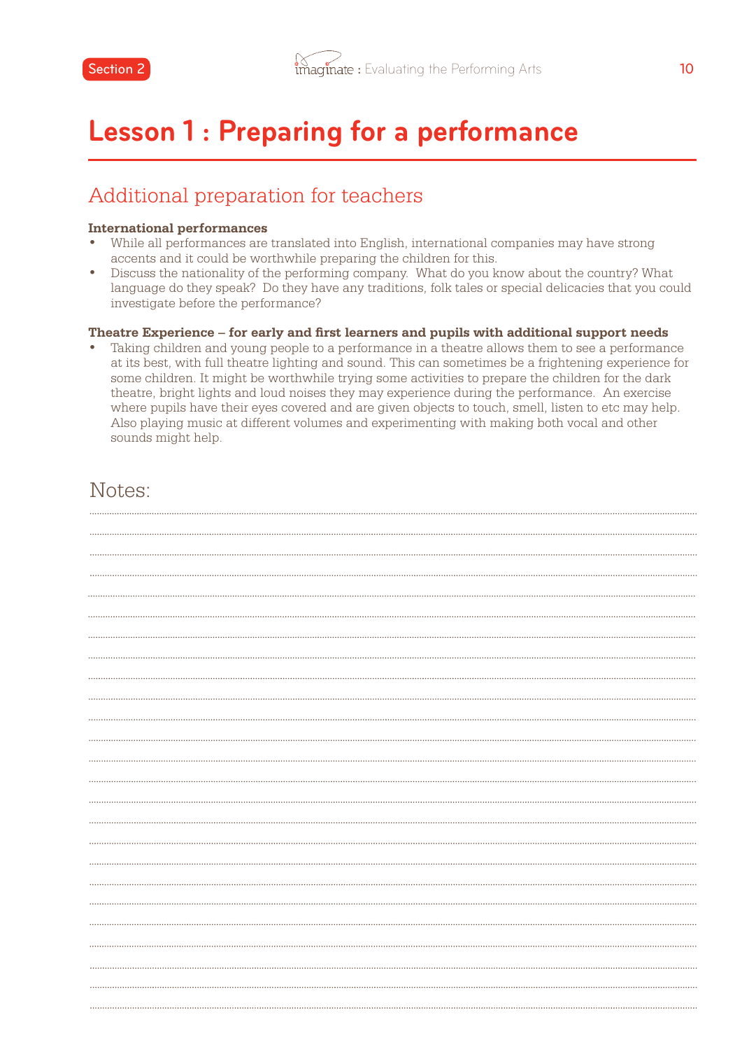# Lesson 1 : Preparing for a performance

## Additional preparation for teachers

**International performances**

- While all performances are translated into English, international companies may have strong accents and it could be worthwhile preparing the children for this.
- Discuss the nationality of the performing company. What do you know about the country? What language do they speak? Do they have any traditions, folk tales or special delicacies that you could investigate before the performance?

**Theatre Experience – for early and first learners and pupils with additional support needs**

- Taking children and young people to a performance in a theatre allows them to see a performance at its best, with full theatre lighting and sound. This can sometimes be a frightening experience for some children. It might be worthwhile trying some activities to prepare the children for the dark theatre, bright lights and loud noises they may experience during the performance. An exercise where pupils have their eyes covered and are given objects to touch, smell, listen to etc may help. Also playing music at different volumes and experimenting with making both vocal and other sounds might help.

## Notes: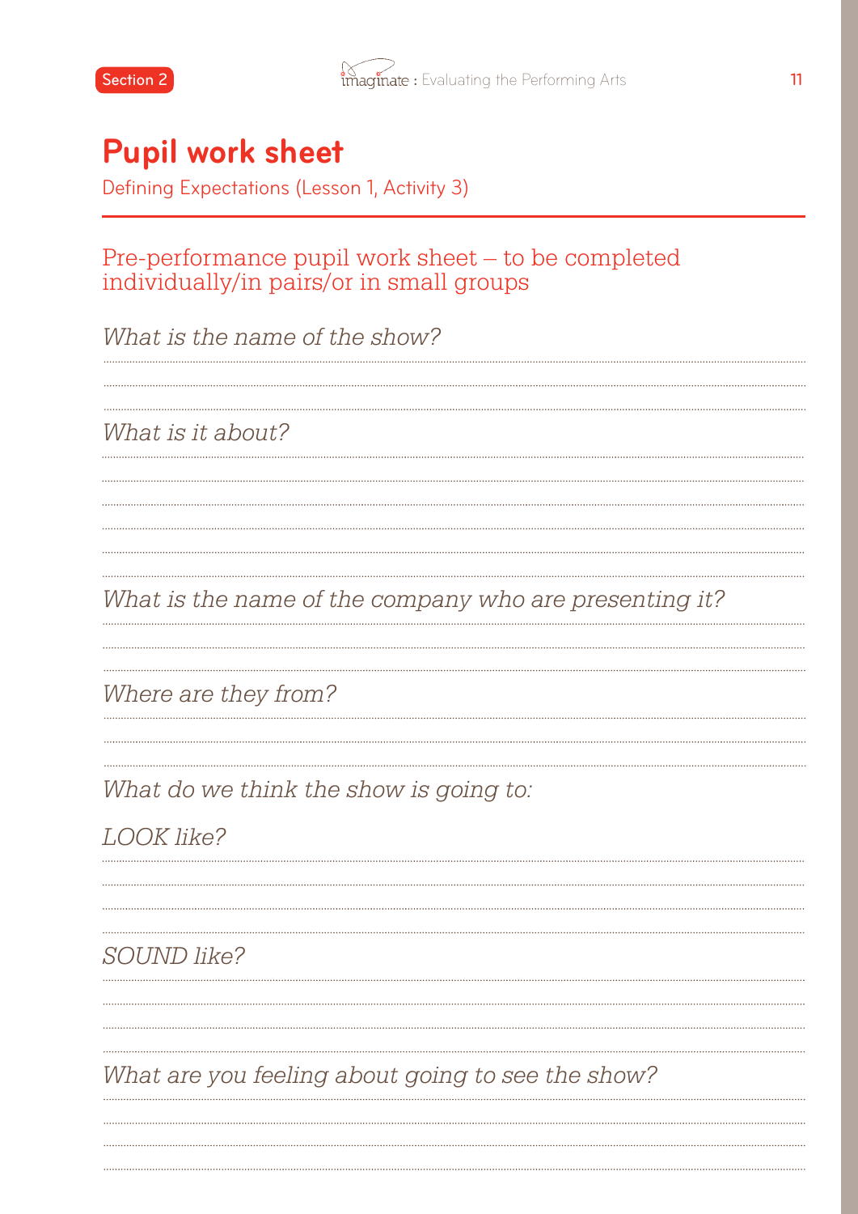# Pupil work sheet

Defining Expectations (Lesson 1, Activity 3)

## Pre-performance pupil work sheet – to be completed individually/in pairs/or in small groups

*What is the name of the show?*

*What is it about?*

*What is the name of the company who are presenting it?*

*Where are they from?*

*What do we think the show is going to:*

*LOOK like?*

*SOUND like?*

*What are you feeling about going to see the show?*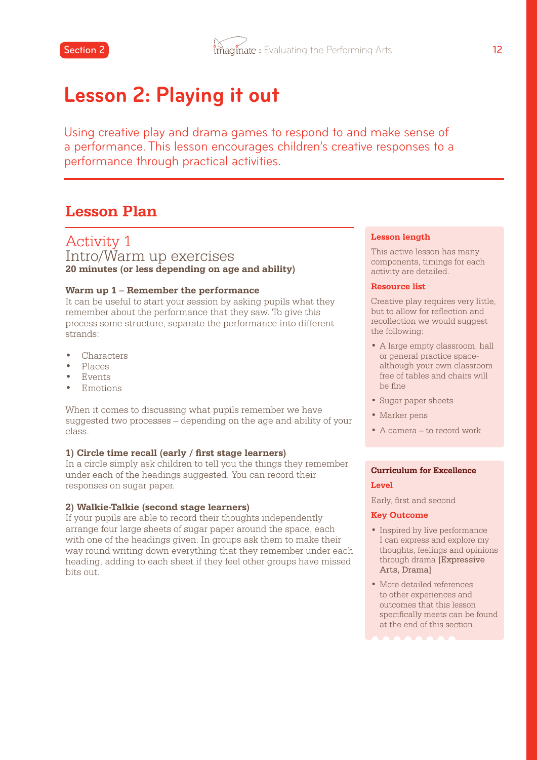# Lesson 2: Playing it out

Using creative play and drama games to respond to and make sense of a performance. This lesson encourages children's creative responses to a performance through practical activities.

## Lesson Plan

### Activity 1
### Intro/Warm up exercises
**20 minutes (or less depending on age and ability)**

**Warm up 1 – Remember the performance**
It can be useful to start your session by asking pupils what they remember about the performance that they saw. To give this process some structure, separate the performance into different strands:

- Characters
- Places
- Events
- Emotions

When it comes to discussing what pupils remember we have suggested two processes – depending on the age and ability of your class.

**1) Circle time recall (early / first stage learners)**
In a circle simply ask children to tell you the things they remember under each of the headings suggested. You can record their responses on sugar paper.

**2) Walkie-Talkie (second stage learners)**
If your pupils are able to record their thoughts independently arrange four large sheets of sugar paper around the space, each with one of the headings given. In groups ask them to make their way round writing down everything that they remember under each heading, adding to each sheet if they feel other groups have missed bits out.

**Lesson length**

This active lesson has many components, timings for each activity are detailed.

**Resource list**

Creative play requires very little, but to allow for reflection and recollection we would suggest the following:

- A large empty classroom, hall or general practice space- although your own classroom free of tables and chairs will be fine
- Sugar paper sheets
- Marker pens
- A camera – to record work

**Curriculum for Excellence**

**Level**

Early, first and second

**Key Outcome**

- Inspired by live performance I can express and explore my thoughts, feelings and opinions through drama [Expressive Arts, Drama]
- More detailed references to other experiences and outcomes that this lesson specifically meets can be found at the end of this section.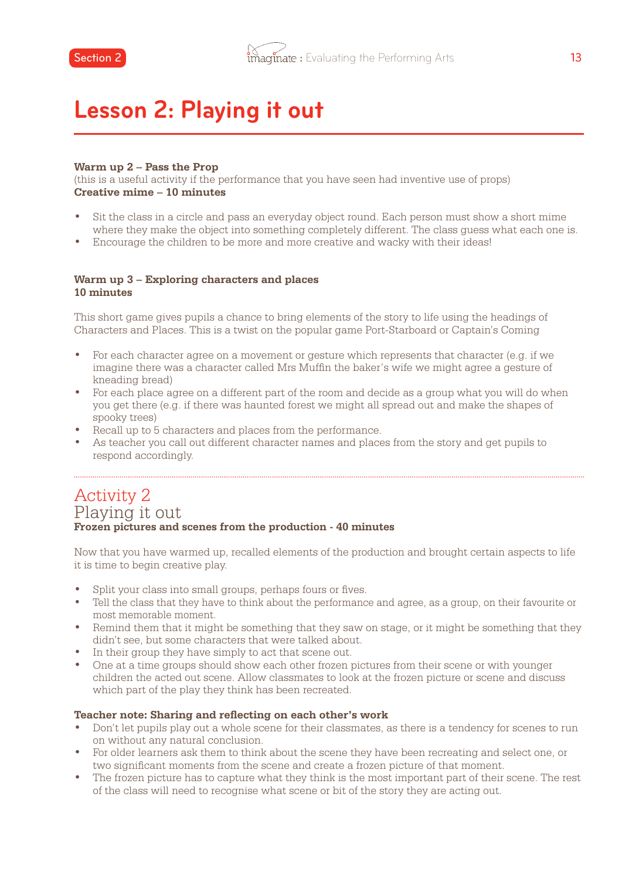# Lesson 2: Playing it out

**Warm up 2 – Pass the Prop**
(this is a useful activity if the performance that you have seen had inventive use of props)
**Creative mime – 10 minutes**

- Sit the class in a circle and pass an everyday object round. Each person must show a short mime where they make the object into something completely different. The class guess what each one is.
- Encourage the children to be more and more creative and wacky with their ideas!

**Warm up 3 – Exploring characters and places**
**10 minutes**

This short game gives pupils a chance to bring elements of the story to life using the headings of Characters and Places. This is a twist on the popular game Port-Starboard or Captain's Coming

- For each character agree on a movement or gesture which represents that character (e.g. if we imagine there was a character called Mrs Muffin the baker's wife we might agree a gesture of kneading bread)
- For each place agree on a different part of the room and decide as a group what you will do when you get there (e.g. if there was haunted forest we might all spread out and make the shapes of spooky trees)
- Recall up to 5 characters and places from the performance.
- As teacher you call out different character names and places from the story and get pupils to respond accordingly.

## Activity 2
## Playing it out

**Frozen pictures and scenes from the production - 40 minutes**

Now that you have warmed up, recalled elements of the production and brought certain aspects to life it is time to begin creative play.

- Split your class into small groups, perhaps fours or fives.
- Tell the class that they have to think about the performance and agree, as a group, on their favourite or most memorable moment.
- Remind them that it might be something that they saw on stage, or it might be something that they didn't see, but some characters that were talked about.
- In their group they have simply to act that scene out.
- One at a time groups should show each other frozen pictures from their scene or with younger children the acted out scene. Allow classmates to look at the frozen picture or scene and discuss which part of the play they think has been recreated.

**Teacher note: Sharing and reflecting on each other's work**

- Don't let pupils play out a whole scene for their classmates, as there is a tendency for scenes to run on without any natural conclusion.
- For older learners ask them to think about the scene they have been recreating and select one, or two significant moments from the scene and create a frozen picture of that moment.
- The frozen picture has to capture what they think is the most important part of their scene. The rest of the class will need to recognise what scene or bit of the story they are acting out.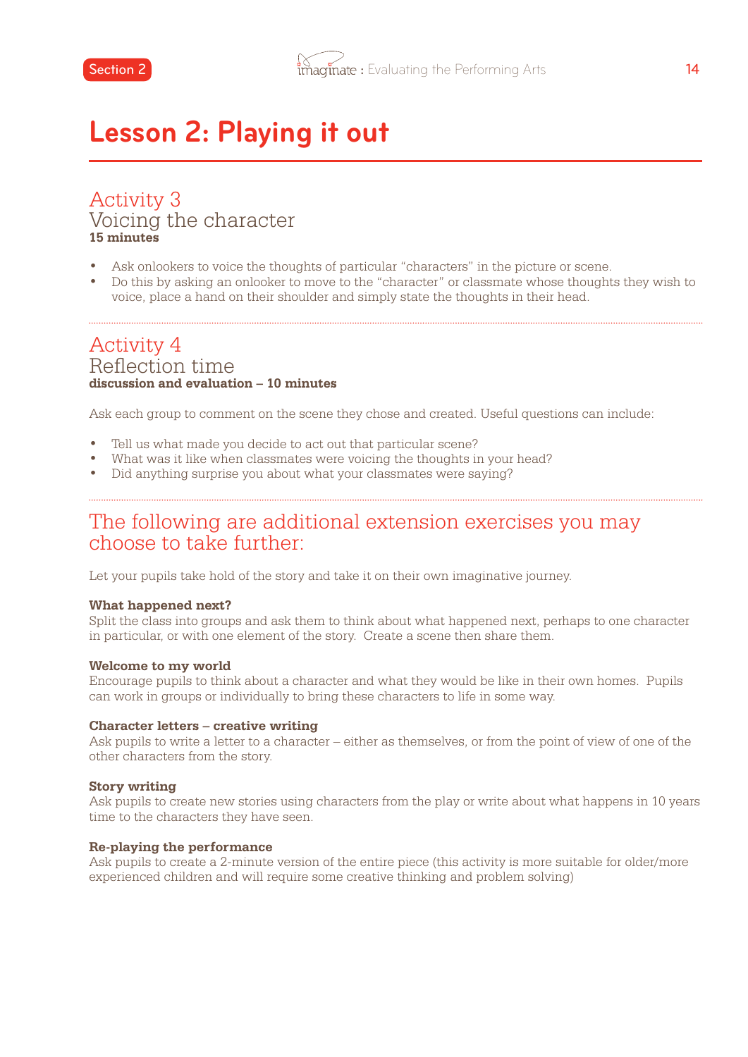# Lesson 2: Playing it out

## Activity 3
### Voicing the character
**15 minutes**

- Ask onlookers to voice the thoughts of particular "characters" in the picture or scene.
- Do this by asking an onlooker to move to the "character" or classmate whose thoughts they wish to voice, place a hand on their shoulder and simply state the thoughts in their head.

## Activity 4
### Reflection time
**discussion and evaluation – 10 minutes**

Ask each group to comment on the scene they chose and created. Useful questions can include:

- Tell us what made you decide to act out that particular scene?
- What was it like when classmates were voicing the thoughts in your head?
- Did anything surprise you about what your classmates were saying?

## The following are additional extension exercises you may choose to take further:

Let your pupils take hold of the story and take it on their own imaginative journey.

**What happened next?**
Split the class into groups and ask them to think about what happened next, perhaps to one character in particular, or with one element of the story. Create a scene then share them.

**Welcome to my world**
Encourage pupils to think about a character and what they would be like in their own homes. Pupils can work in groups or individually to bring these characters to life in some way.

**Character letters – creative writing**
Ask pupils to write a letter to a character – either as themselves, or from the point of view of one of the other characters from the story.

**Story writing**
Ask pupils to create new stories using characters from the play or write about what happens in 10 years time to the characters they have seen.

**Re-playing the performance**
Ask pupils to create a 2-minute version of the entire piece (this activity is more suitable for older/more experienced children and will require some creative thinking and problem solving)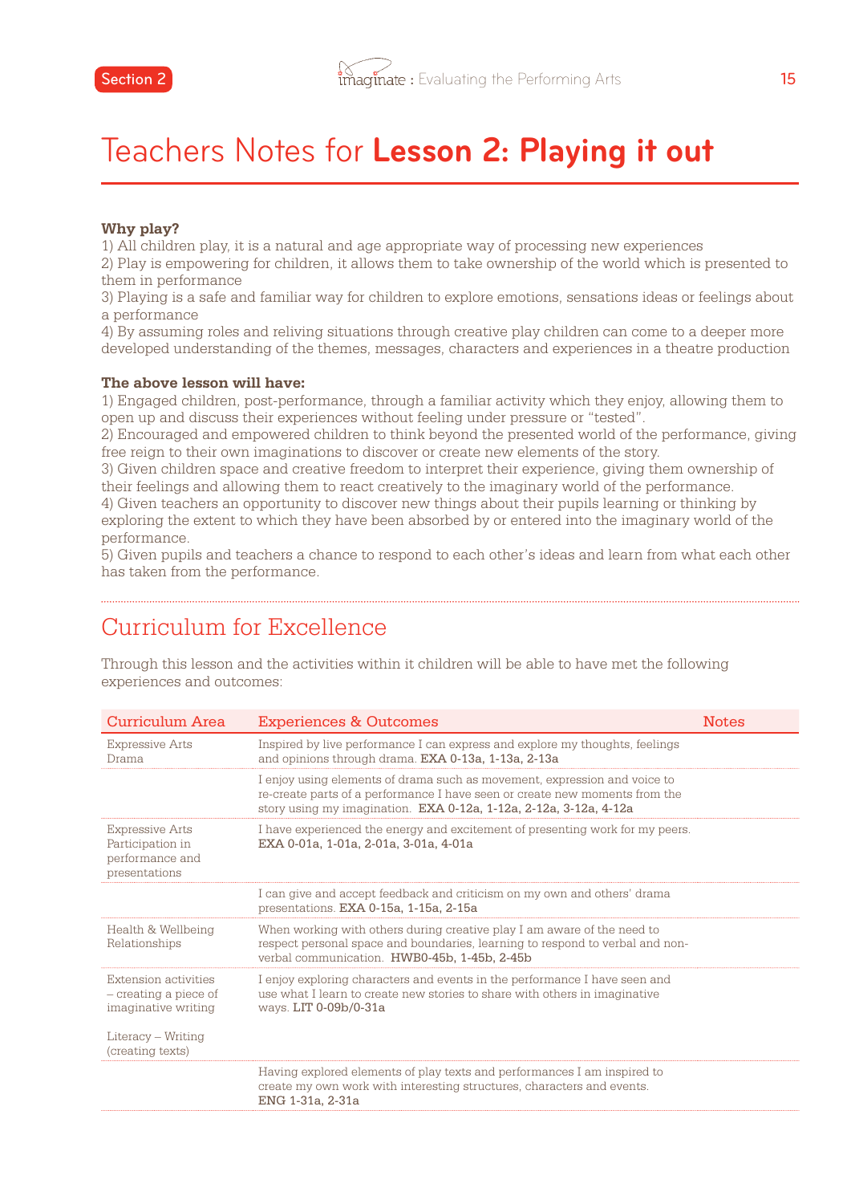# Teachers Notes for **Lesson 2: Playing it out**

**Why play?**

1) All children play, it is a natural and age appropriate way of processing new experiences
2) Play is empowering for children, it allows them to take ownership of the world which is presented to them in performance
3) Playing is a safe and familiar way for children to explore emotions, sensations ideas or feelings about a performance
4) By assuming roles and reliving situations through creative play children can come to a deeper more developed understanding of the themes, messages, characters and experiences in a theatre production

**The above lesson will have:**

1) Engaged children, post-performance, through a familiar activity which they enjoy, allowing them to open up and discuss their experiences without feeling under pressure or "tested".
2) Encouraged and empowered children to think beyond the presented world of the performance, giving free reign to their own imaginations to discover or create new elements of the story.
3) Given children space and creative freedom to interpret their experience, giving them ownership of their feelings and allowing them to react creatively to the imaginary world of the performance.
4) Given teachers an opportunity to discover new things about their pupils learning or thinking by exploring the extent to which they have been absorbed by or entered into the imaginary world of the performance.
5) Given pupils and teachers a chance to respond to each other's ideas and learn from what each other has taken from the performance.

## Curriculum for Excellence

Through this lesson and the activities within it children will be able to have met the following experiences and outcomes:

| Curriculum Area | Experiences & Outcomes | Notes |
|---|---|---|
| Expressive Arts Drama | Inspired by live performance I can express and explore my thoughts, feelings and opinions through drama. EXA 0-13a, 1-13a, 2-13a | |
| | I enjoy using elements of drama such as movement, expression and voice to re-create parts of a performance I have seen or create new moments from the story using my imagination. EXA 0-12a, 1-12a, 2-12a, 3-12a, 4-12a | |
| Expressive Arts Participation in performance and presentations | I have experienced the energy and excitement of presenting work for my peers. EXA 0-01a, 1-01a, 2-01a, 3-01a, 4-01a | |
| | I can give and accept feedback and criticism on my own and others' drama presentations. EXA 0-15a, 1-15a, 2-15a | |
| Health & Wellbeing Relationships | When working with others during creative play I am aware of the need to respect personal space and boundaries, learning to respond to verbal and non-verbal communication. HWB0-45b, 1-45b, 2-45b | |
| Extension activities – creating a piece of imaginative writing<br><br>Literacy – Writing (creating texts) | I enjoy exploring characters and events in the performance I have seen and use what I learn to create new stories to share with others in imaginative ways. LIT 0-09b/0-31a | |
| | Having explored elements of play texts and performances I am inspired to create my own work with interesting structures, characters and events. ENG 1-31a, 2-31a | |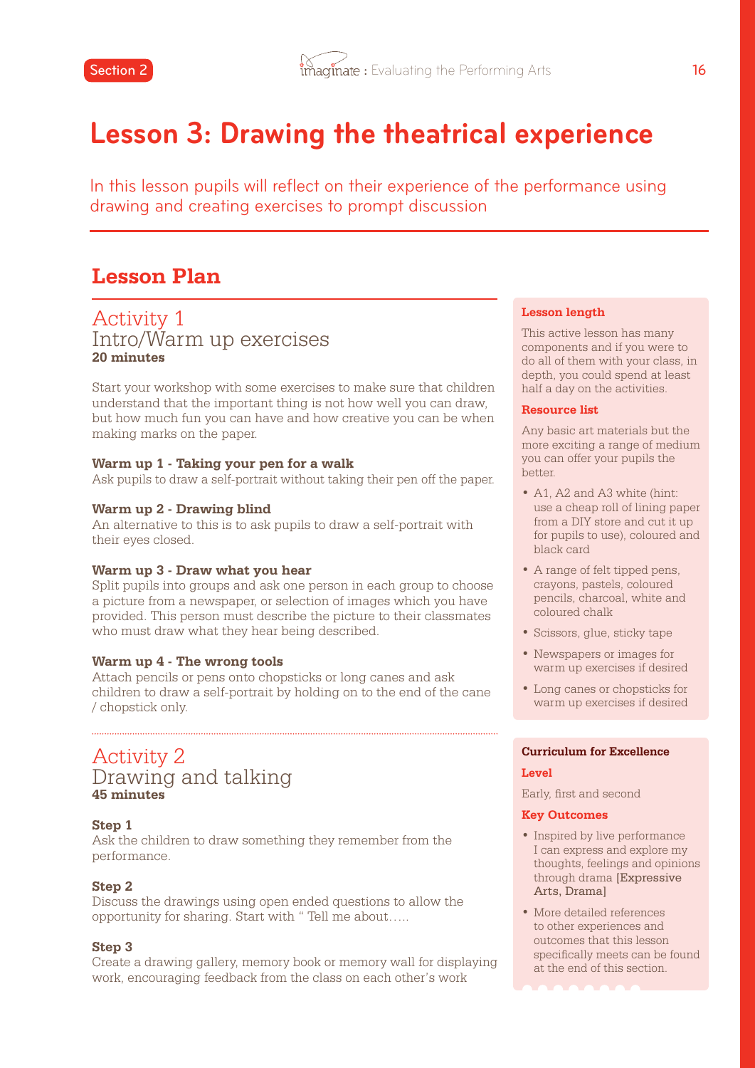# Lesson 3: Drawing the theatrical experience

In this lesson pupils will reflect on their experience of the performance using drawing and creating exercises to prompt discussion

## Lesson Plan

### Activity 1
### Intro/Warm up exercises
**20 minutes**

Start your workshop with some exercises to make sure that children understand that the important thing is not how well you can draw, but how much fun you can have and how creative you can be when making marks on the paper.

**Warm up 1 - Taking your pen for a walk**
Ask pupils to draw a self-portrait without taking their pen off the paper.

**Warm up 2 - Drawing blind**
An alternative to this is to ask pupils to draw a self-portrait with their eyes closed.

**Warm up 3 - Draw what you hear**
Split pupils into groups and ask one person in each group to choose a picture from a newspaper, or selection of images which you have provided. This person must describe the picture to their classmates who must draw what they hear being described.

**Warm up 4 - The wrong tools**
Attach pencils or pens onto chopsticks or long canes and ask children to draw a self-portrait by holding on to the end of the cane / chopstick only.

### Activity 2
### Drawing and talking
**45 minutes**

**Step 1**
Ask the children to draw something they remember from the performance.

**Step 2**
Discuss the drawings using open ended questions to allow the opportunity for sharing. Start with " Tell me about…..

**Step 3**
Create a drawing gallery, memory book or memory wall for displaying work, encouraging feedback from the class on each other's work

**Lesson length**

This active lesson has many components and if you were to do all of them with your class, in depth, you could spend at least half a day on the activities.

**Resource list**

Any basic art materials but the more exciting a range of medium you can offer your pupils the better.

- A1, A2 and A3 white (hint: use a cheap roll of lining paper from a DIY store and cut it up for pupils to use), coloured and black card
- A range of felt tipped pens, crayons, pastels, coloured pencils, charcoal, white and coloured chalk
- Scissors, glue, sticky tape
- Newspapers or images for warm up exercises if desired
- Long canes or chopsticks for warm up exercises if desired

**Curriculum for Excellence**

**Level**

Early, first and second

**Key Outcomes**

- Inspired by live performance I can express and explore my thoughts, feelings and opinions through drama [Expressive Arts, Drama]
- More detailed references to other experiences and outcomes that this lesson specifically meets can be found at the end of this section.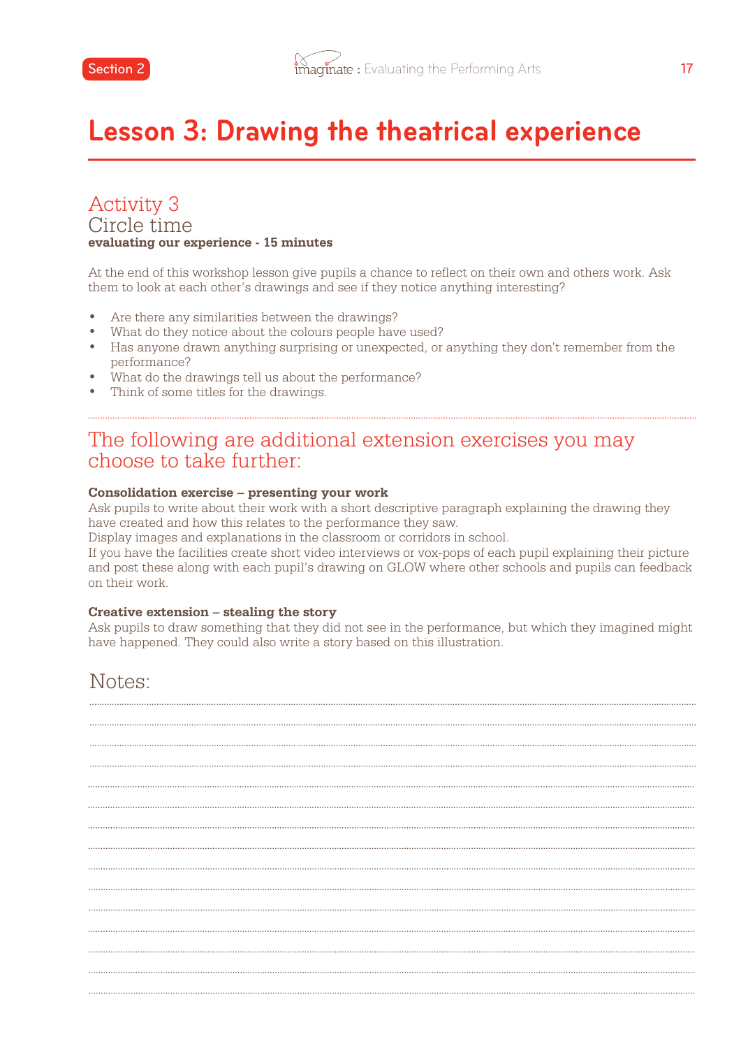# Lesson 3: Drawing the theatrical experience

## Activity 3
### Circle time
**evaluating our experience - 15 minutes**

At the end of this workshop lesson give pupils a chance to reflect on their own and others work. Ask them to look at each other's drawings and see if they notice anything interesting?

- Are there any similarities between the drawings?
- What do they notice about the colours people have used?
- Has anyone drawn anything surprising or unexpected, or anything they don't remember from the performance?
- What do the drawings tell us about the performance?
- Think of some titles for the drawings.

## The following are additional extension exercises you may choose to take further:

**Consolidation exercise – presenting your work**
Ask pupils to write about their work with a short descriptive paragraph explaining the drawing they have created and how this relates to the performance they saw.
Display images and explanations in the classroom or corridors in school.
If you have the facilities create short video interviews or vox-pops of each pupil explaining their picture and post these along with each pupil's drawing on GLOW where other schools and pupils can feedback on their work.

**Creative extension – stealing the story**
Ask pupils to draw something that they did not see in the performance, but which they imagined might have happened. They could also write a story based on this illustration.

## Notes: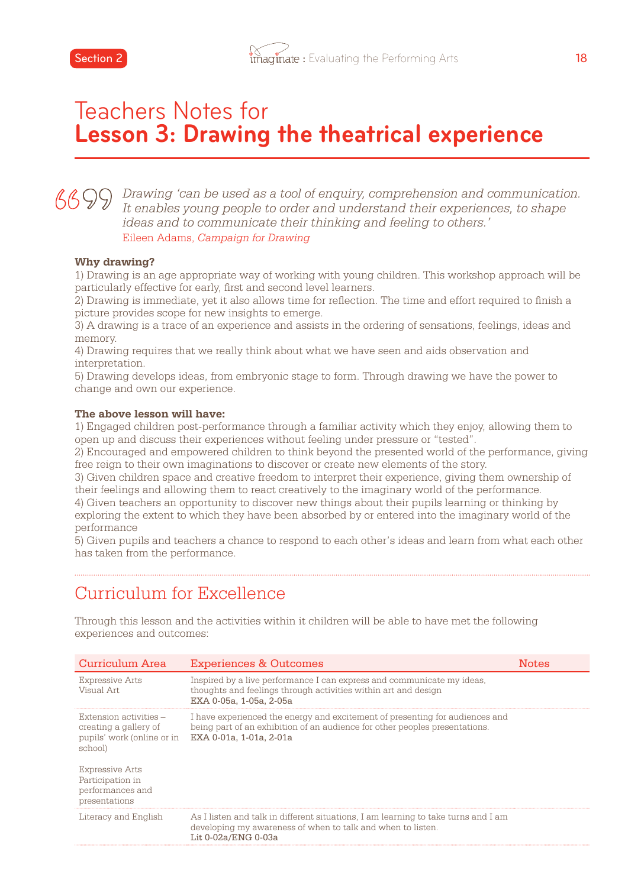# Teachers Notes for
# **Lesson 3: Drawing the theatrical experience**

> *Drawing 'can be used as a tool of enquiry, comprehension and communication. It enables young people to order and understand their experiences, to shape ideas and to communicate their thinking and feeling to others.'*
>
> Eileen Adams, *Campaign for Drawing*

**Why drawing?**

1) Drawing is an age appropriate way of working with young children. This workshop approach will be particularly effective for early, first and second level learners.
2) Drawing is immediate, yet it also allows time for reflection. The time and effort required to finish a picture provides scope for new insights to emerge.
3) A drawing is a trace of an experience and assists in the ordering of sensations, feelings, ideas and memory.
4) Drawing requires that we really think about what we have seen and aids observation and interpretation.
5) Drawing develops ideas, from embryonic stage to form. Through drawing we have the power to change and own our experience.

**The above lesson will have:**

1) Engaged children post-performance through a familiar activity which they enjoy, allowing them to open up and discuss their experiences without feeling under pressure or "tested".
2) Encouraged and empowered children to think beyond the presented world of the performance, giving free reign to their own imaginations to discover or create new elements of the story.
3) Given children space and creative freedom to interpret their experience, giving them ownership of their feelings and allowing them to react creatively to the imaginary world of the performance.
4) Given teachers an opportunity to discover new things about their pupils learning or thinking by exploring the extent to which they have been absorbed by or entered into the imaginary world of the performance
5) Given pupils and teachers a chance to respond to each other's ideas and learn from what each other has taken from the performance.

## Curriculum for Excellence

Through this lesson and the activities within it children will be able to have met the following experiences and outcomes:

| Curriculum Area | Experiences & Outcomes | Notes |
|---|---|---|
| Expressive Arts<br>Visual Art | Inspired by a live performance I can express and communicate my ideas, thoughts and feelings through activities within art and design<br>**EXA 0-05a, 1-05a, 2-05a** | |
| Extension activities – creating a gallery of pupils' work (online or in school)<br><br>Expressive Arts<br>Participation in performances and presentations | I have experienced the energy and excitement of presenting for audiences and being part of an exhibition of an audience for other peoples presentations.<br>**EXA 0-01a, 1-01a, 2-01a** | |
| Literacy and English | As I listen and talk in different situations, I am learning to take turns and I am developing my awareness of when to talk and when to listen.<br>**Lit 0-02a/ENG 0-03a** | |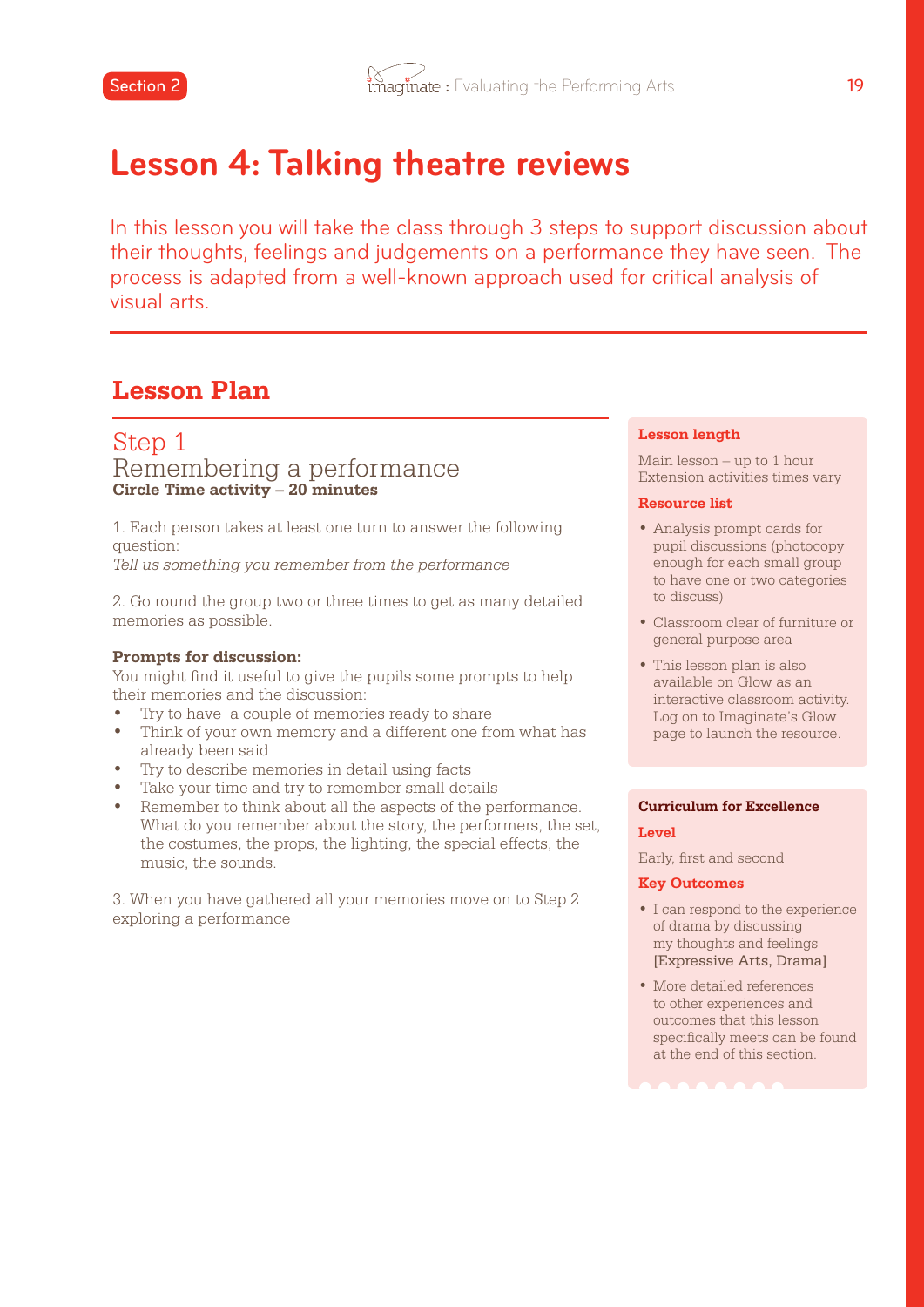# Lesson 4: Talking theatre reviews

In this lesson you will take the class through 3 steps to support discussion about their thoughts, feelings and judgements on a performance they have seen. The process is adapted from a well-known approach used for critical analysis of visual arts.

## Lesson Plan

### Step 1
### Remembering a performance
**Circle Time activity – 20 minutes**

1. Each person takes at least one turn to answer the following question:
*Tell us something you remember from the performance*

2. Go round the group two or three times to get as many detailed memories as possible.

**Prompts for discussion:**
You might find it useful to give the pupils some prompts to help their memories and the discussion:

- Try to have a couple of memories ready to share
- Think of your own memory and a different one from what has already been said
- Try to describe memories in detail using facts
- Take your time and try to remember small details
- Remember to think about all the aspects of the performance. What do you remember about the story, the performers, the set, the costumes, the props, the lighting, the special effects, the music, the sounds.

3. When you have gathered all your memories move on to Step 2 exploring a performance

**Lesson length**

Main lesson – up to 1 hour
Extension activities times vary

**Resource list**

- Analysis prompt cards for pupil discussions (photocopy enough for each small group to have one or two categories to discuss)
- Classroom clear of furniture or general purpose area
- This lesson plan is also available on Glow as an interactive classroom activity. Log on to Imaginate's Glow page to launch the resource.

**Curriculum for Excellence**

**Level**

Early, first and second

**Key Outcomes**

- I can respond to the experience of drama by discussing my thoughts and feelings [Expressive Arts, Drama]
- More detailed references to other experiences and outcomes that this lesson specifically meets can be found at the end of this section.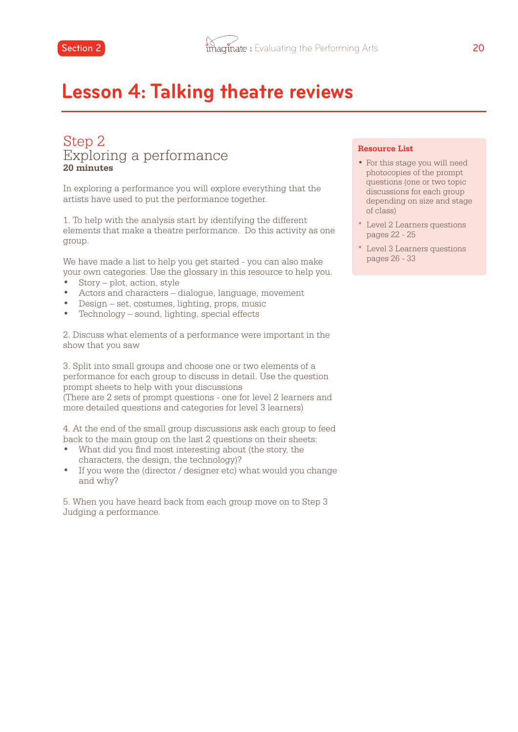# Lesson 4: Talking theatre reviews

## Step 2
## Exploring a performance
**20 minutes**

In exploring a performance you will explore everything that the artists have used to put the performance together.

1. To help with the analysis start by identifying the different elements that make a theatre performance. Do this activity as one group.

We have made a list to help you get started - you can also make your own categories. Use the glossary in this resource to help you.

- Story – plot, action, style
- Actors and characters – dialogue, language, movement
- Design – set, costumes, lighting, props, music
- Technology – sound, lighting, special effects

2. Discuss what elements of a performance were important in the show that you saw

3. Split into small groups and choose one or two elements of a performance for each group to discuss in detail. Use the question prompt sheets to help with your discussions
(There are 2 sets of prompt questions - one for level 2 learners and more detailed questions and categories for level 3 learners)

4. At the end of the small group discussions ask each group to feed back to the main group on the last 2 questions on their sheets:

- What did you find most interesting about (the story, the characters, the design, the technology)?
- If you were the (director / designer etc) what would you change and why?

5. When you have heard back from each group move on to Step 3 Judging a performance.

**Resource List**

- For this stage you will need photocopies of the prompt questions (one or two topic discussions for each group depending on size and stage of class)
  * Level 2 Learners questions pages 22 - 25
  * Level 3 Learners questions pages 26 - 33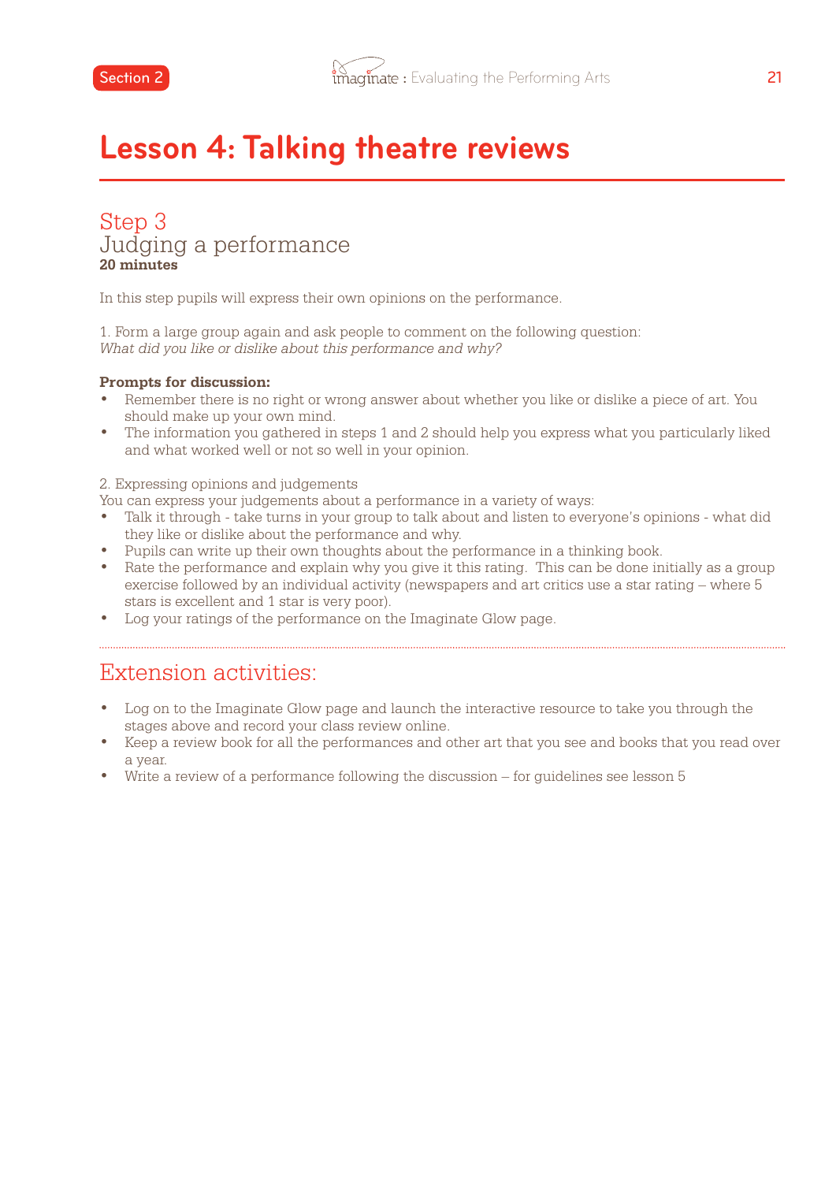# Lesson 4: Talking theatre reviews

## Step 3
## Judging a performance
**20 minutes**

In this step pupils will express their own opinions on the performance.

1. Form a large group again and ask people to comment on the following question:
*What did you like or dislike about this performance and why?*

**Prompts for discussion:**

- Remember there is no right or wrong answer about whether you like or dislike a piece of art. You should make up your own mind.
- The information you gathered in steps 1 and 2 should help you express what you particularly liked and what worked well or not so well in your opinion.

2. Expressing opinions and judgements
You can express your judgements about a performance in a variety of ways:

- Talk it through - take turns in your group to talk about and listen to everyone's opinions - what did they like or dislike about the performance and why.
- Pupils can write up their own thoughts about the performance in a thinking book.
- Rate the performance and explain why you give it this rating. This can be done initially as a group exercise followed by an individual activity (newspapers and art critics use a star rating – where 5 stars is excellent and 1 star is very poor).
- Log your ratings of the performance on the Imaginate Glow page.

## Extension activities:

- Log on to the Imaginate Glow page and launch the interactive resource to take you through the stages above and record your class review online.
- Keep a review book for all the performances and other art that you see and books that you read over a year.
- Write a review of a performance following the discussion – for guidelines see lesson 5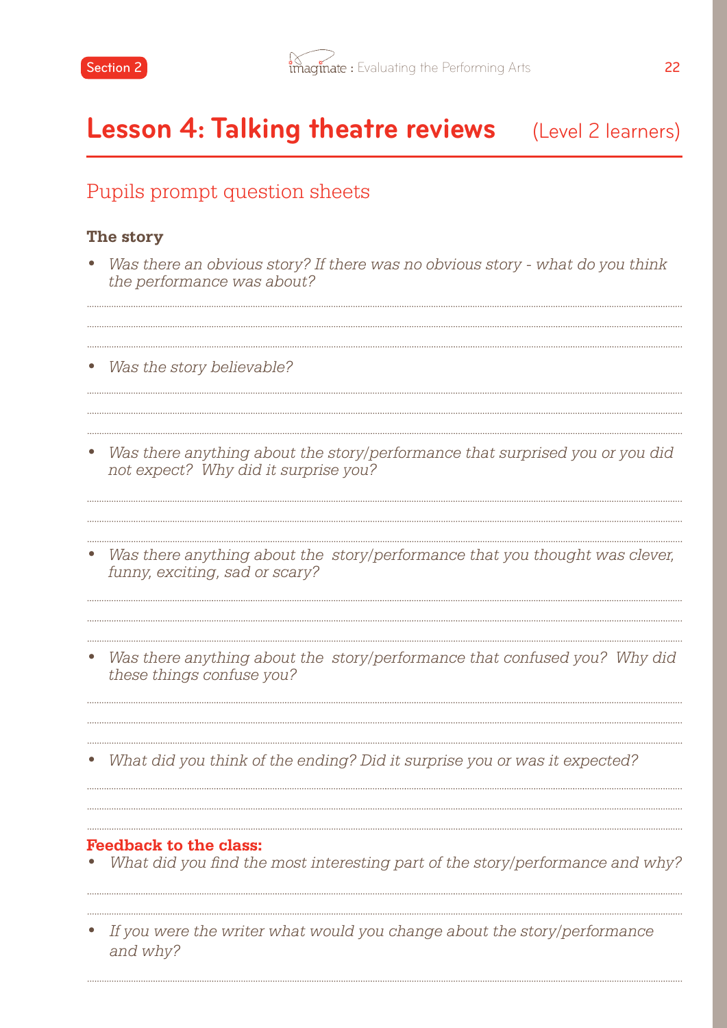# Lesson 4: Talking theatre reviews (Level 2 learners)

## Pupils prompt question sheets

**The story**

- *Was there an obvious story? If there was no obvious story - what do you think the performance was about?*

- *Was the story believable?*

- *Was there anything about the story/performance that surprised you or you did not expect? Why did it surprise you?*

- *Was there anything about the story/performance that you thought was clever, funny, exciting, sad or scary?*

- *Was there anything about the story/performance that confused you? Why did these things confuse you?*

- *What did you think of the ending? Did it surprise you or was it expected?*

**Feedback to the class:**

- *What did you find the most interesting part of the story/performance and why?*

- *If you were the writer what would you change about the story/performance and why?*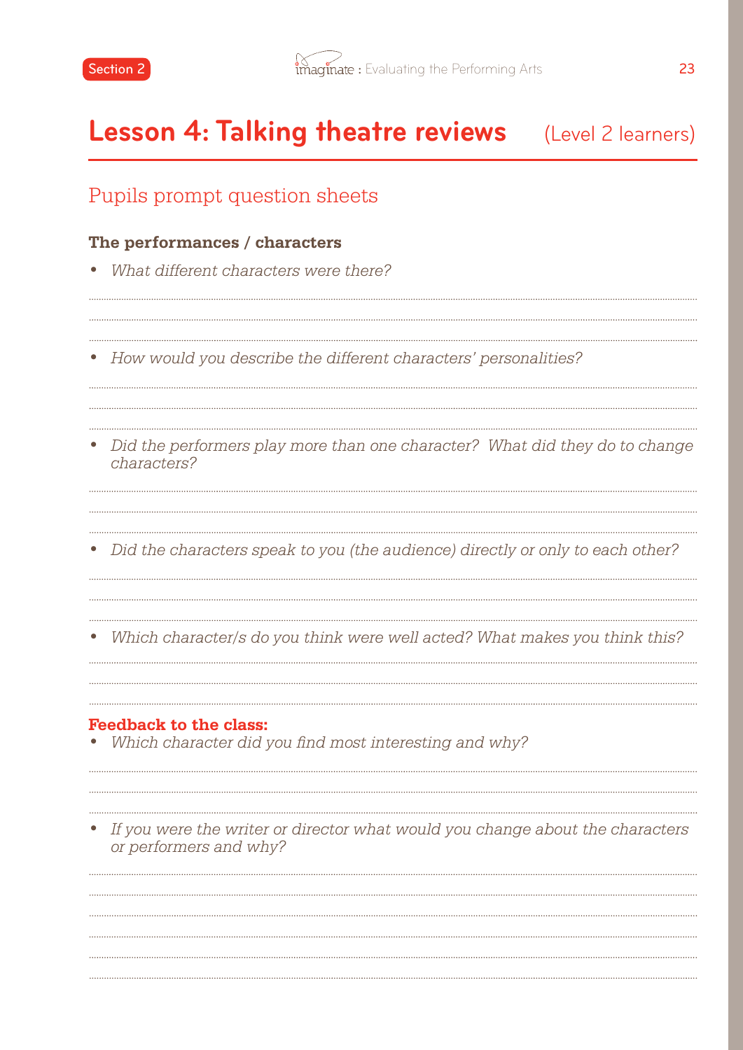# Lesson 4: Talking theatre reviews (Level 2 learners)

## Pupils prompt question sheets

**The performances / characters**

- *What different characters were there?*

- *How would you describe the different characters' personalities?*

- *Did the performers play more than one character? What did they do to change characters?*

- *Did the characters speak to you (the audience) directly or only to each other?*

- *Which character/s do you think were well acted? What makes you think this?*

**Feedback to the class:**

- *Which character did you find most interesting and why?*

- *If you were the writer or director what would you change about the characters or performers and why?*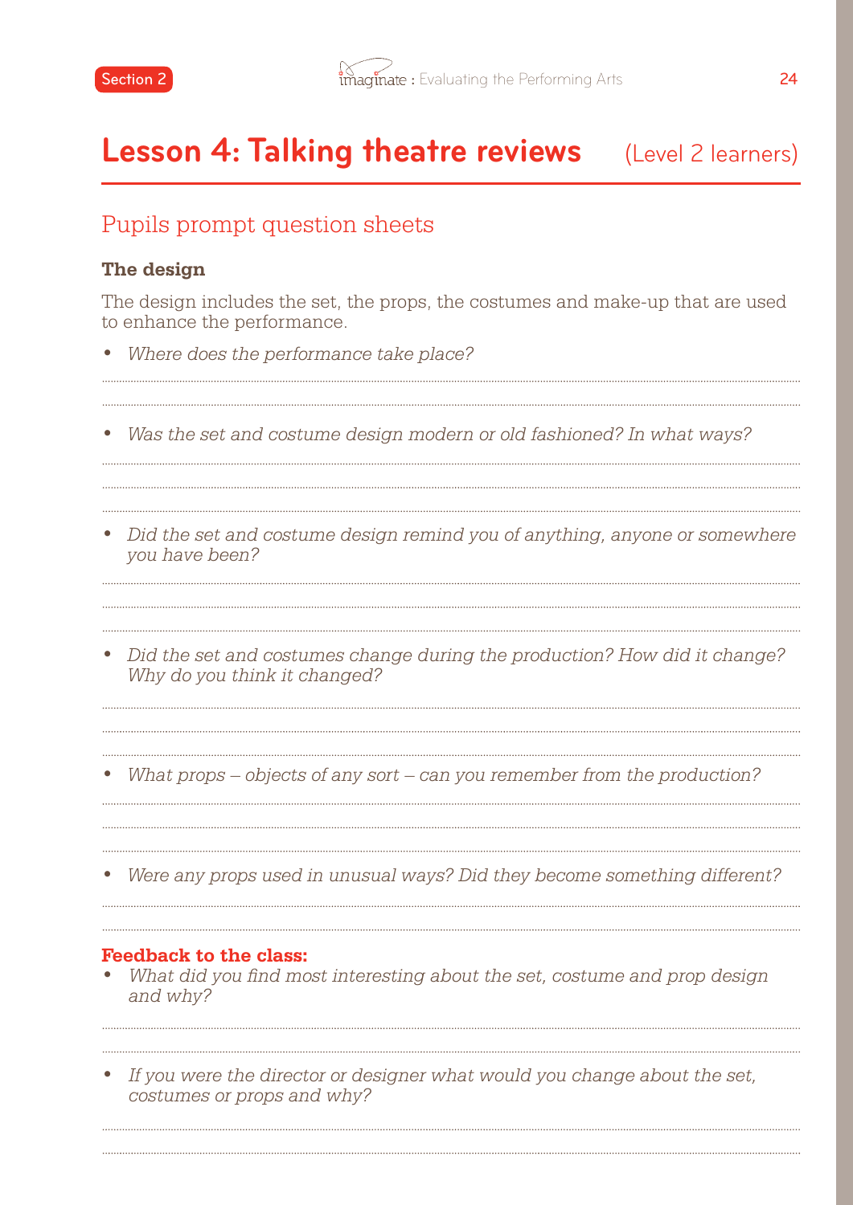# Lesson 4: Talking theatre reviews (Level 2 learners)

## Pupils prompt question sheets

### The design

The design includes the set, the props, the costumes and make-up that are used to enhance the performance.

- *Where does the performance take place?*

- *Was the set and costume design modern or old fashioned? In what ways?*

- *Did the set and costume design remind you of anything, anyone or somewhere you have been?*

- *Did the set and costumes change during the production? How did it change? Why do you think it changed?*

- *What props – objects of any sort – can you remember from the production?*

- *Were any props used in unusual ways? Did they become something different?*

**Feedback to the class:**

- *What did you find most interesting about the set, costume and prop design and why?*

- *If you were the director or designer what would you change about the set, costumes or props and why?*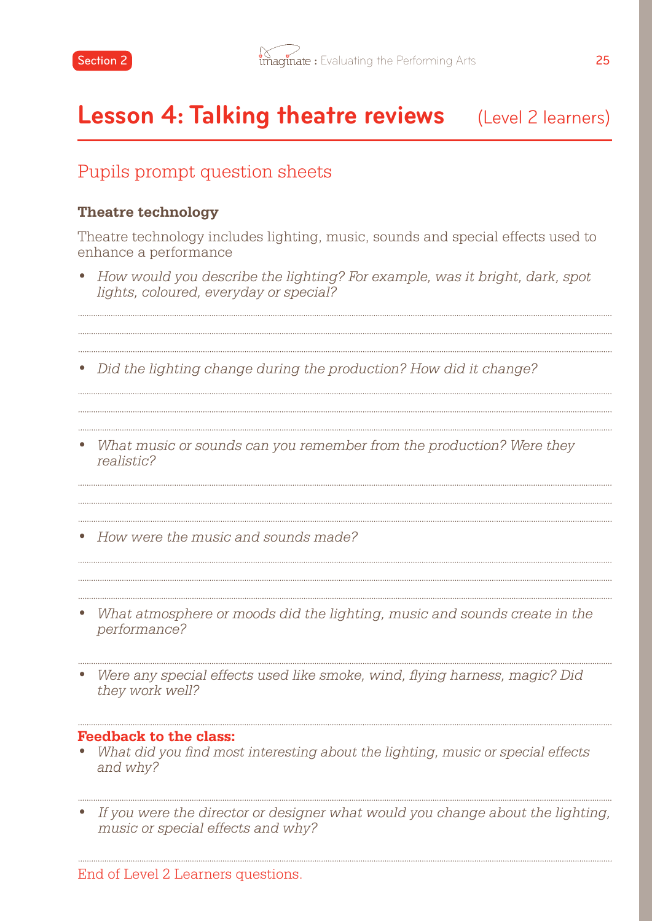# Lesson 4: Talking theatre reviews (Level 2 learners)

## Pupils prompt question sheets

**Theatre technology**

Theatre technology includes lighting, music, sounds and special effects used to enhance a performance

- *How would you describe the lighting? For example, was it bright, dark, spot lights, coloured, everyday or special?*

- *Did the lighting change during the production? How did it change?*

- *What music or sounds can you remember from the production? Were they realistic?*

- *How were the music and sounds made?*

- *What atmosphere or moods did the lighting, music and sounds create in the performance?*

- *Were any special effects used like smoke, wind, flying harness, magic? Did they work well?*

**Feedback to the class:**

- *What did you find most interesting about the lighting, music or special effects and why?*

- *If you were the director or designer what would you change about the lighting, music or special effects and why?*

End of Level 2 Learners questions.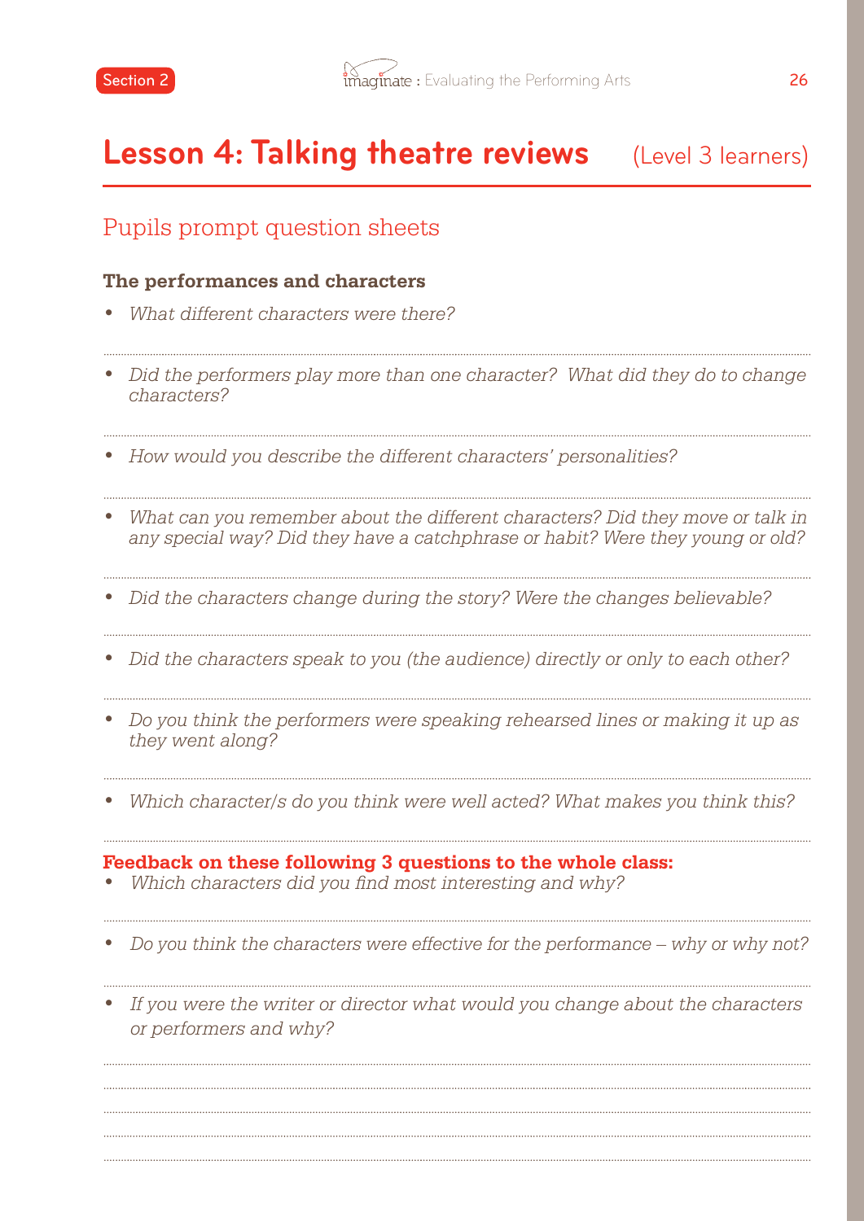# Lesson 4: Talking theatre reviews (Level 3 learners)

## Pupils prompt question sheets

**The performances and characters**

- *What different characters were there?*
- *Did the performers play more than one character? What did they do to change characters?*
- *How would you describe the different characters' personalities?*
- *What can you remember about the different characters? Did they move or talk in any special way? Did they have a catchphrase or habit? Were they young or old?*
- *Did the characters change during the story? Were the changes believable?*
- *Did the characters speak to you (the audience) directly or only to each other?*
- *Do you think the performers were speaking rehearsed lines or making it up as they went along?*
- *Which character/s do you think were well acted? What makes you think this?*

**Feedback on these following 3 questions to the whole class:**

- *Which characters did you find most interesting and why?*
- *Do you think the characters were effective for the performance – why or why not?*
- *If you were the writer or director what would you change about the characters or performers and why?*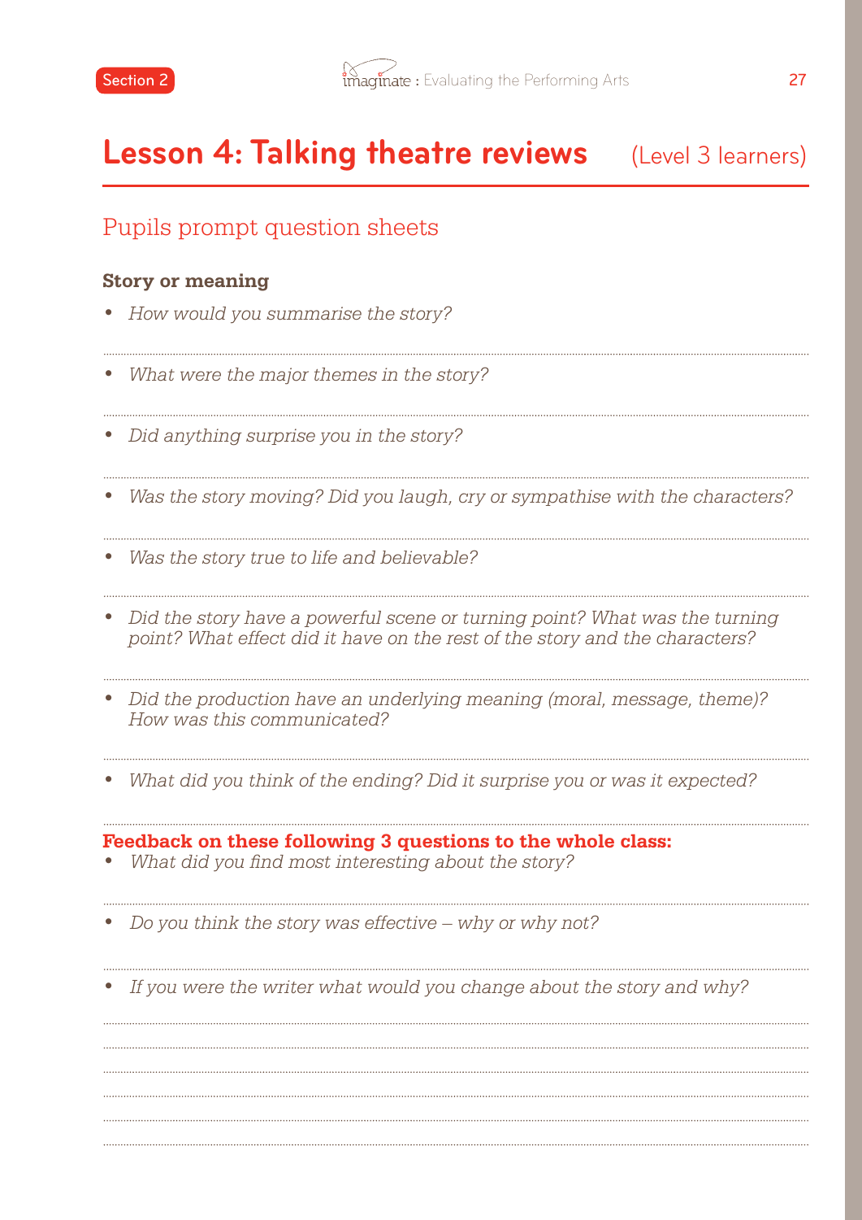# Lesson 4: Talking theatre reviews (Level 3 learners)

## Pupils prompt question sheets

**Story or meaning**

- *How would you summarise the story?*
- *What were the major themes in the story?*
- *Did anything surprise you in the story?*
- *Was the story moving? Did you laugh, cry or sympathise with the characters?*
- *Was the story true to life and believable?*
- *Did the story have a powerful scene or turning point? What was the turning point? What effect did it have on the rest of the story and the characters?*
- *Did the production have an underlying meaning (moral, message, theme)? How was this communicated?*
- *What did you think of the ending? Did it surprise you or was it expected?*

**Feedback on these following 3 questions to the whole class:**

- *What did you find most interesting about the story?*
- *Do you think the story was effective – why or why not?*
- *If you were the writer what would you change about the story and why?*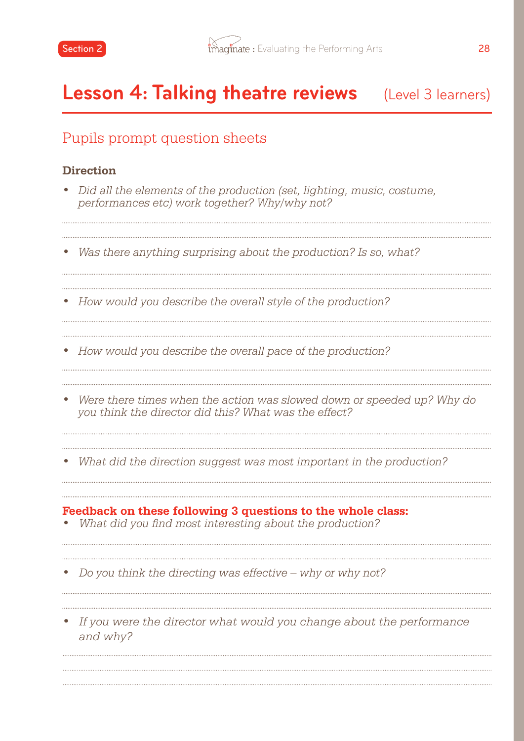# Lesson 4: Talking theatre reviews (Level 3 learners)

## Pupils prompt question sheets

**Direction**

- *Did all the elements of the production (set, lighting, music, costume, performances etc) work together? Why/why not?*
- *Was there anything surprising about the production? Is so, what?*
- *How would you describe the overall style of the production?*
- *How would you describe the overall pace of the production?*
- *Were there times when the action was slowed down or speeded up? Why do you think the director did this? What was the effect?*
- *What did the direction suggest was most important in the production?*

**Feedback on these following 3 questions to the whole class:**

- *What did you find most interesting about the production?*
- *Do you think the directing was effective – why or why not?*
- *If you were the director what would you change about the performance and why?*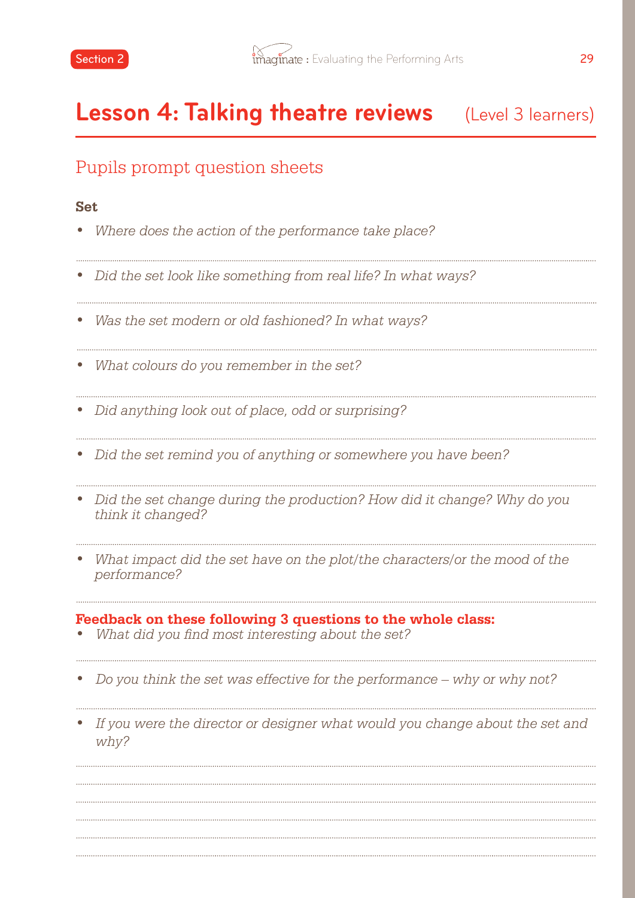# Lesson 4: Talking theatre reviews (Level 3 learners)

## Pupils prompt question sheets

**Set**

- *Where does the action of the performance take place?*
- *Did the set look like something from real life? In what ways?*
- *Was the set modern or old fashioned? In what ways?*
- *What colours do you remember in the set?*
- *Did anything look out of place, odd or surprising?*
- *Did the set remind you of anything or somewhere you have been?*
- *Did the set change during the production? How did it change? Why do you think it changed?*
- *What impact did the set have on the plot/the characters/or the mood of the performance?*

**Feedback on these following 3 questions to the whole class:**

- *What did you find most interesting about the set?*
- *Do you think the set was effective for the performance – why or why not?*
- *If you were the director or designer what would you change about the set and why?*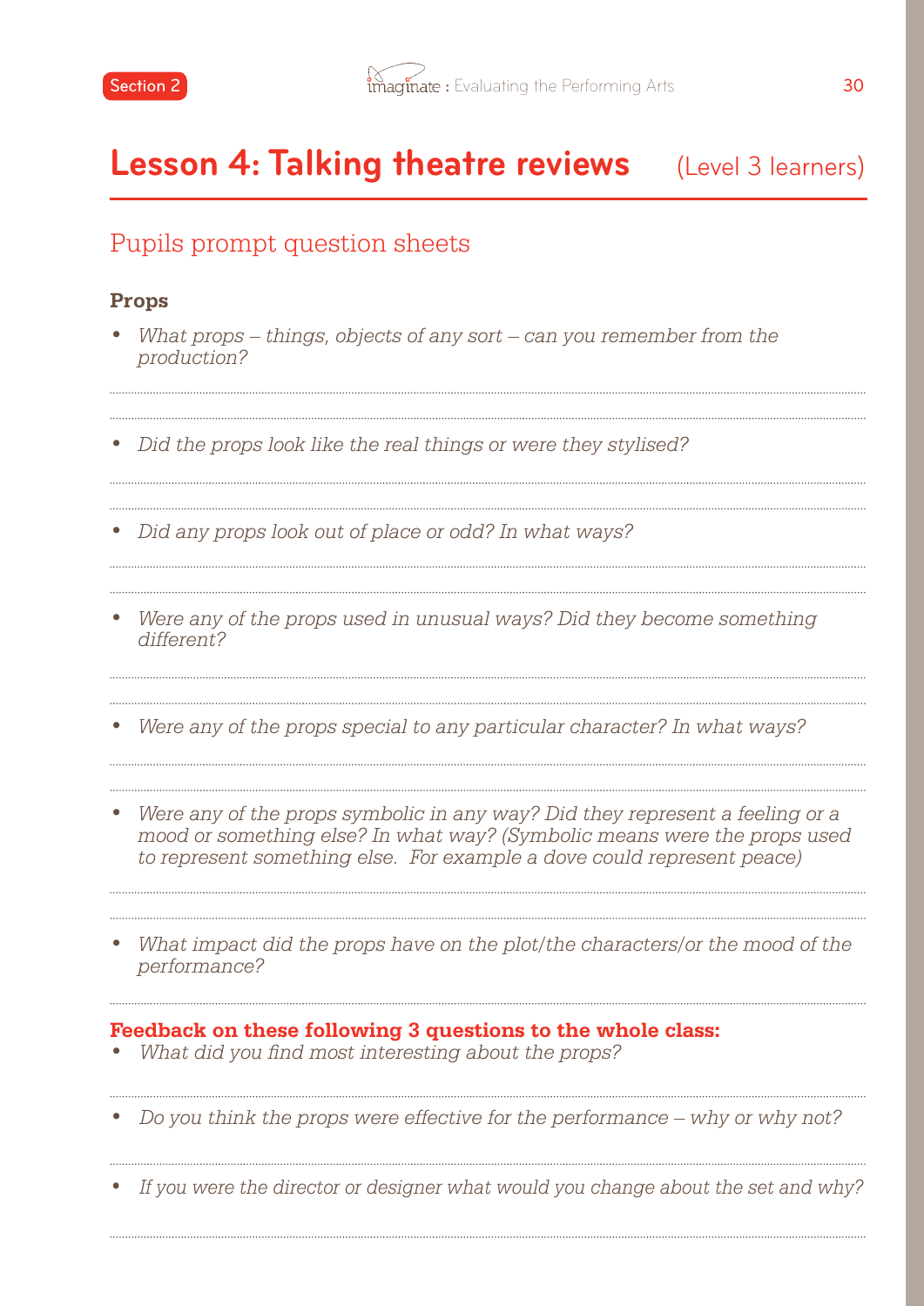# Lesson 4: Talking theatre reviews (Level 3 learners)

## Pupils prompt question sheets

### Props

- *What props – things, objects of any sort – can you remember from the production?*
- *Did the props look like the real things or were they stylised?*
- *Did any props look out of place or odd? In what ways?*
- *Were any of the props used in unusual ways? Did they become something different?*
- *Were any of the props special to any particular character? In what ways?*
- *Were any of the props symbolic in any way? Did they represent a feeling or a mood or something else? In what way? (Symbolic means were the props used to represent something else. For example a dove could represent peace)*
- *What impact did the props have on the plot/the characters/or the mood of the performance?*

**Feedback on these following 3 questions to the whole class:**

- *What did you find most interesting about the props?*
- *Do you think the props were effective for the performance – why or why not?*
- *If you were the director or designer what would you change about the set and why?*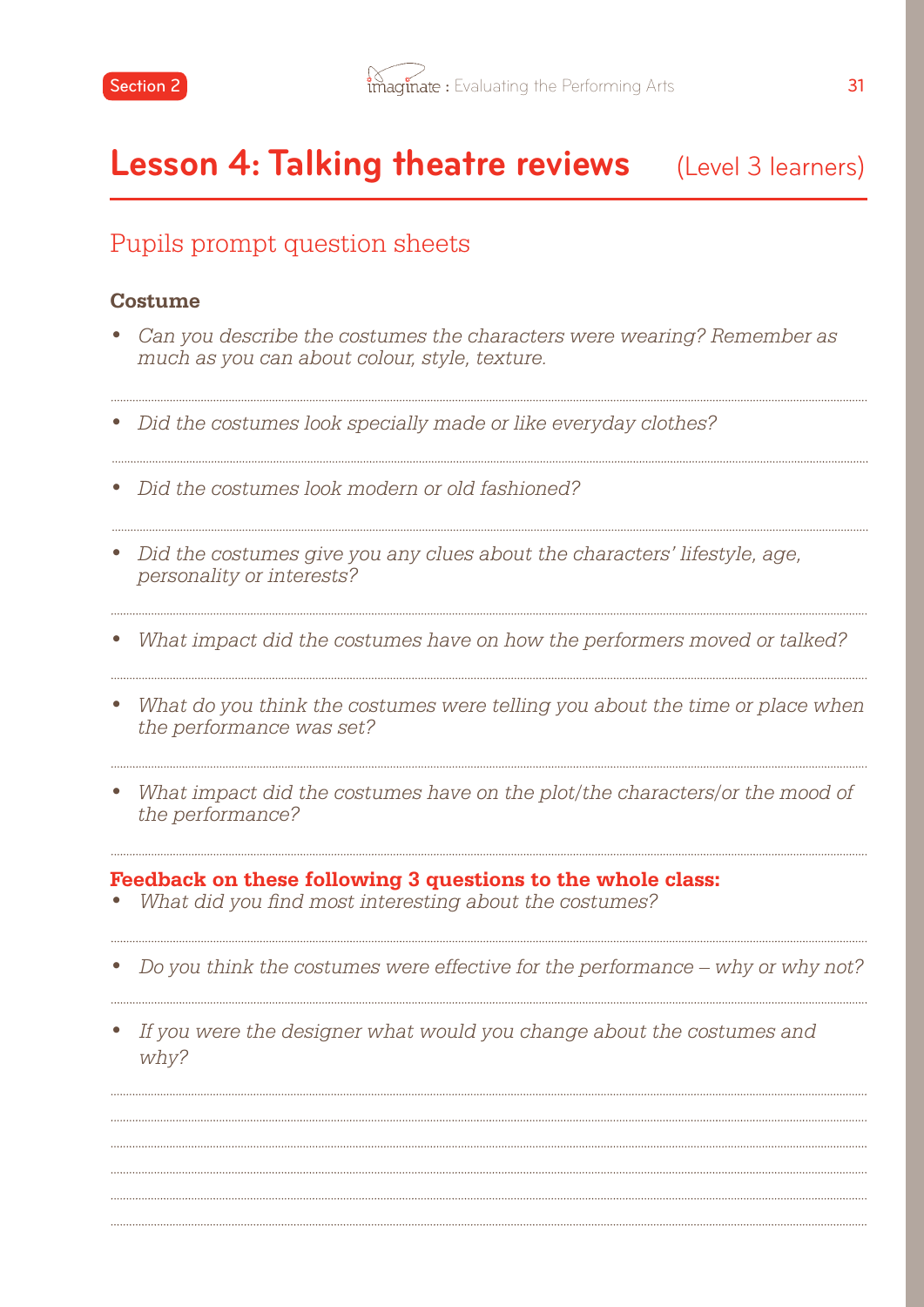# Lesson 4: Talking theatre reviews (Level 3 learners)

## Pupils prompt question sheets

### Costume

- *Can you describe the costumes the characters were wearing? Remember as much as you can about colour, style, texture.*
- *Did the costumes look specially made or like everyday clothes?*
- *Did the costumes look modern or old fashioned?*
- *Did the costumes give you any clues about the characters' lifestyle, age, personality or interests?*
- *What impact did the costumes have on how the performers moved or talked?*
- *What do you think the costumes were telling you about the time or place when the performance was set?*
- *What impact did the costumes have on the plot/the characters/or the mood of the performance?*

**Feedback on these following 3 questions to the whole class:**

- *What did you find most interesting about the costumes?*
- *Do you think the costumes were effective for the performance – why or why not?*
- *If you were the designer what would you change about the costumes and why?*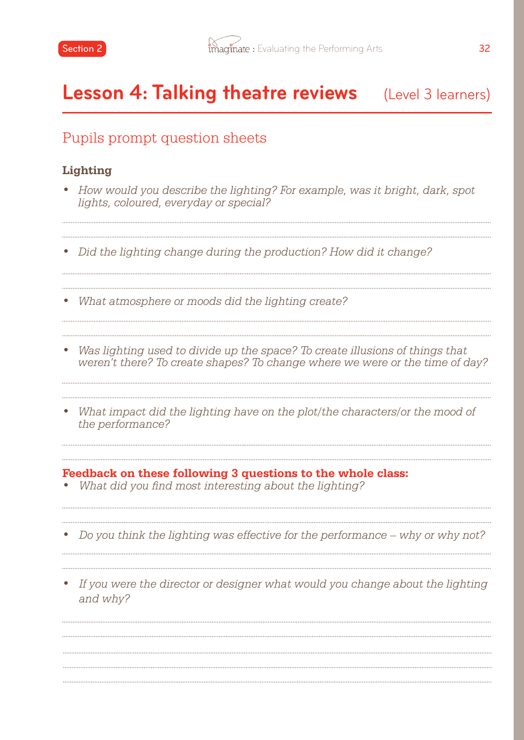# Lesson 4: Talking theatre reviews (Level 3 learners)

## Pupils prompt question sheets

### Lighting

- *How would you describe the lighting? For example, was it bright, dark, spot lights, coloured, everyday or special?*

- *Did the lighting change during the production? How did it change?*

- *What atmosphere or moods did the lighting create?*

- *Was lighting used to divide up the space? To create illusions of things that weren't there? To create shapes? To change where we were or the time of day?*

- *What impact did the lighting have on the plot/the characters/or the mood of the performance?*

**Feedback on these following 3 questions to the whole class:**

- *What did you find most interesting about the lighting?*

- *Do you think the lighting was effective for the performance – why or why not?*

- *If you were the director or designer what would you change about the lighting and why?*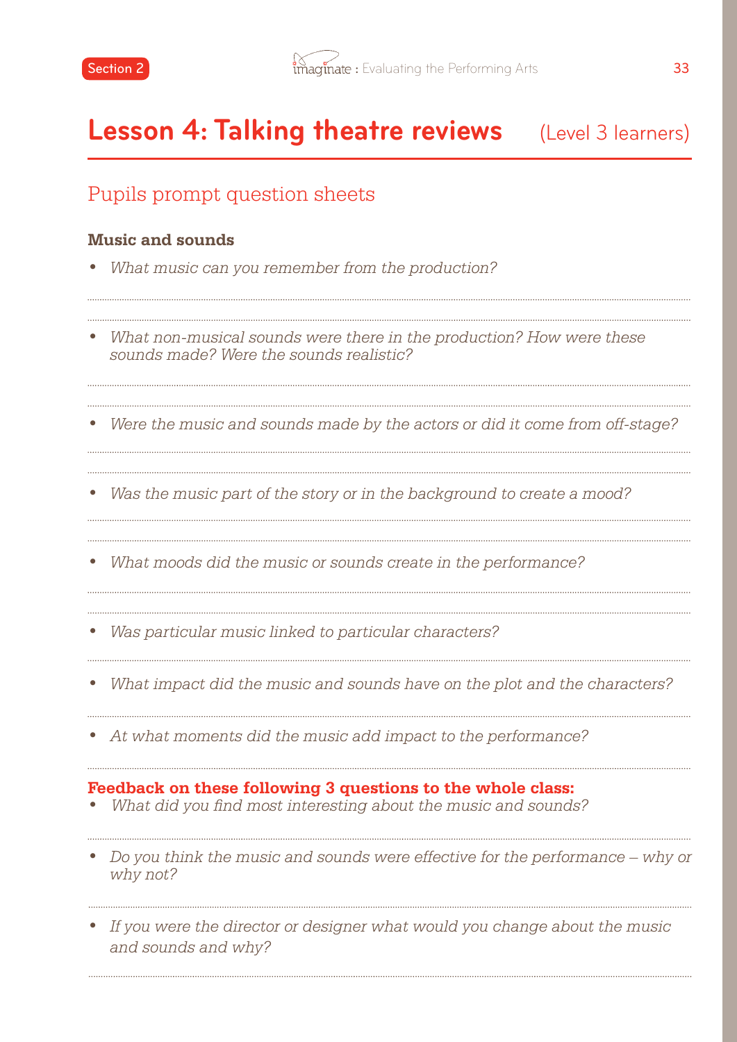# Lesson 4: Talking theatre reviews (Level 3 learners)

## Pupils prompt question sheets

### Music and sounds

- *What music can you remember from the production?*

- *What non-musical sounds were there in the production? How were these sounds made? Were the sounds realistic?*

- *Were the music and sounds made by the actors or did it come from off-stage?*

- *Was the music part of the story or in the background to create a mood?*

- *What moods did the music or sounds create in the performance?*

- *Was particular music linked to particular characters?*

- *What impact did the music and sounds have on the plot and the characters?*

- *At what moments did the music add impact to the performance?*

**Feedback on these following 3 questions to the whole class:**

- *What did you find most interesting about the music and sounds?*

- *Do you think the music and sounds were effective for the performance – why or why not?*

- *If you were the director or designer what would you change about the music and sounds and why?*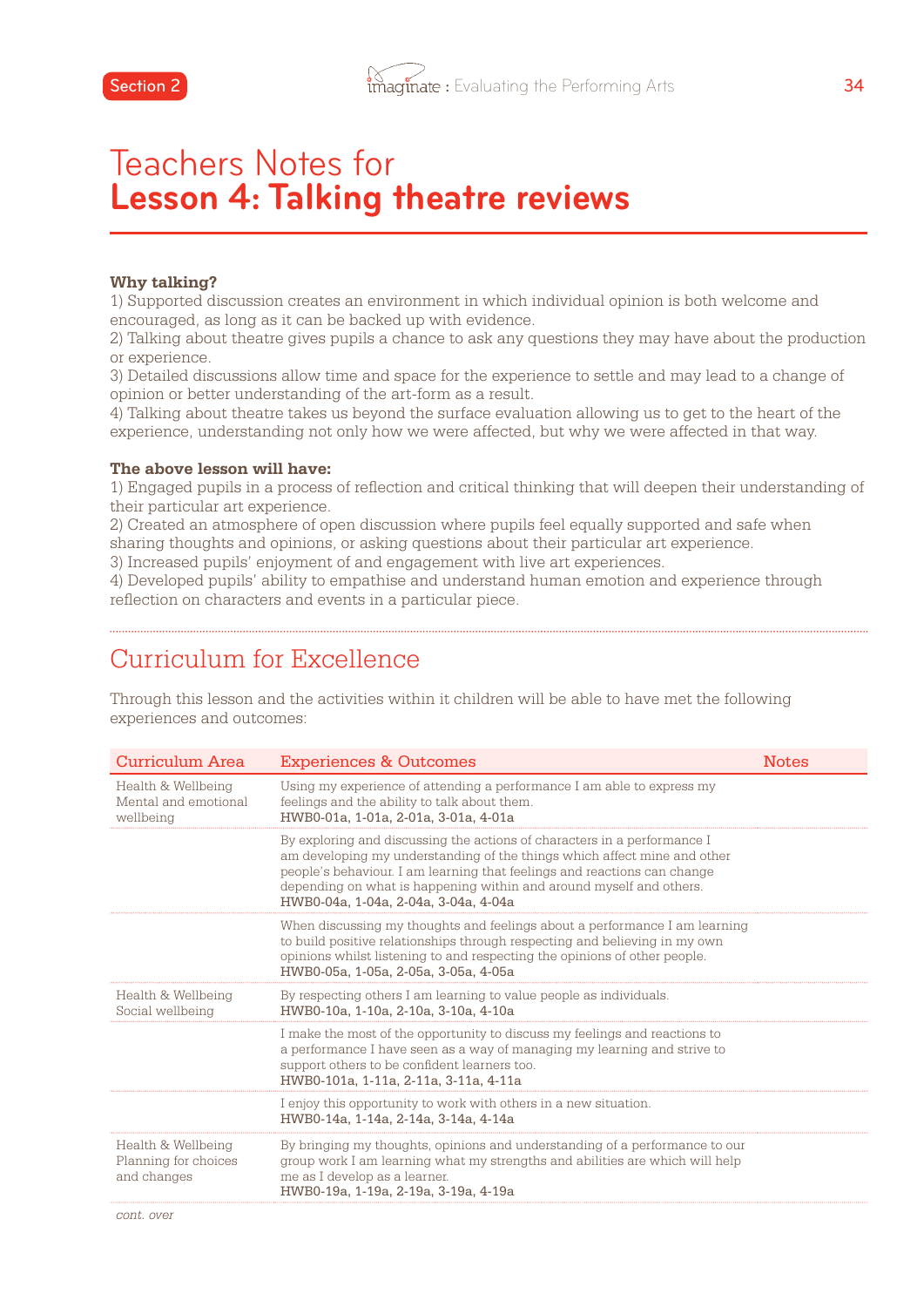# Teachers Notes for **Lesson 4: Talking theatre reviews**

**Why talking?**
1) Supported discussion creates an environment in which individual opinion is both welcome and encouraged, as long as it can be backed up with evidence.
2) Talking about theatre gives pupils a chance to ask any questions they may have about the production or experience.
3) Detailed discussions allow time and space for the experience to settle and may lead to a change of opinion or better understanding of the art-form as a result.
4) Talking about theatre takes us beyond the surface evaluation allowing us to get to the heart of the experience, understanding not only how we were affected, but why we were affected in that way.

**The above lesson will have:**
1) Engaged pupils in a process of reflection and critical thinking that will deepen their understanding of their particular art experience.
2) Created an atmosphere of open discussion where pupils feel equally supported and safe when sharing thoughts and opinions, or asking questions about their particular art experience.
3) Increased pupils' enjoyment of and engagement with live art experiences.
4) Developed pupils' ability to empathise and understand human emotion and experience through reflection on characters and events in a particular piece.

## Curriculum for Excellence

Through this lesson and the activities within it children will be able to have met the following experiences and outcomes:

| Curriculum Area | Experiences & Outcomes | Notes |
|---|---|---|
| Health & Wellbeing Mental and emotional wellbeing | Using my experience of attending a performance I am able to express my feelings and the ability to talk about them. HWB0-01a, 1-01a, 2-01a, 3-01a, 4-01a | |
| | By exploring and discussing the actions of characters in a performance I am developing my understanding of the things which affect mine and other people's behaviour. I am learning that feelings and reactions can change depending on what is happening within and around myself and others. HWB0-04a, 1-04a, 2-04a, 3-04a, 4-04a | |
| | When discussing my thoughts and feelings about a performance I am learning to build positive relationships through respecting and believing in my own opinions whilst listening to and respecting the opinions of other people. HWB0-05a, 1-05a, 2-05a, 3-05a, 4-05a | |
| Health & Wellbeing Social wellbeing | By respecting others I am learning to value people as individuals. HWB0-10a, 1-10a, 2-10a, 3-10a, 4-10a | |
| | I make the most of the opportunity to discuss my feelings and reactions to a performance I have seen as a way of managing my learning and strive to support others to be confident learners too. HWB0-101a, 1-11a, 2-11a, 3-11a, 4-11a | |
| | I enjoy this opportunity to work with others in a new situation. HWB0-14a, 1-14a, 2-14a, 3-14a, 4-14a | |
| Health & Wellbeing Planning for choices and changes | By bringing my thoughts, opinions and understanding of a performance to our group work I am learning what my strengths and abilities are which will help me as I develop as a learner. HWB0-19a, 1-19a, 2-19a, 3-19a, 4-19a | |

*cont. over*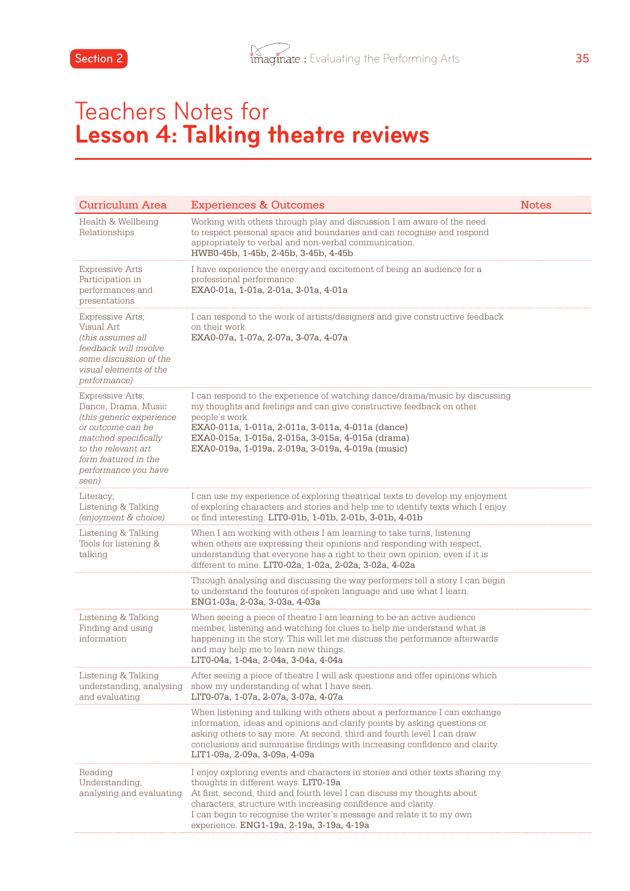# Teachers Notes for
# **Lesson 4: Talking theatre reviews**

| Curriculum Area | Experiences & Outcomes | Notes |
|---|---|---|
| Health & Wellbeing Relationships | Working with others through play and discussion I am aware of the need to respect personal space and boundaries and can recognise and respond appropriately to verbal and non-verbal communication. HWB0-45b, 1-45b, 2-45b, 3-45b, 4-45b | |
| Expressive Arts Participation in performances and presentations | I have experience the energy and excitement of being an audience for a professional performance. EXA0-01a, 1-01a, 2-01a, 3-01a, 4-01a | |
| Expressive Arts; Visual Art *(this assumes all feedback will involve some discussion of the visual elements of the performance)* | I can respond to the work of artists/designers and give constructive feedback on their work. EXA0-07a, 1-07a, 2-07a, 3-07a, 4-07a | |
| Expressive Arts; Dance, Drama, Music *(this generic experience or outcome can be matched specifically to the relevant art form featured in the performance you have seen)* | I can respond to the experience of watching dance/drama/music by discussing my thoughts and feelings and can give constructive feedback on other people's work. EXA0-011a, 1-011a, 2-011a, 3-011a, 4-011a (dance) EXA0-015a, 1-015a, 2-015a, 3-015a, 4-015a (drama) EXA0-019a, 1-019a, 2-019a, 3-019a, 4-019a (music) | |
| Literacy; Listening & Talking *(enjoyment & choice)* | I can use my experience of exploring theatrical texts to develop my enjoyment of exploring characters and stories and help me to identify texts which I enjoy or find interesting. LIT0-01b, 1-01b, 2-01b, 3-01b, 4-01b | |
| Listening & Talking Tools for listening & talking | When I am working with others I am learning to take turns, listening when others are expressing their opinions and responding with respect, understanding that everyone has a right to their own opinion, even if it is different to mine. LIT0-02a, 1-02a, 2-02a, 3-02a, 4-02a | |
| | Through analysing and discussing the way performers tell a story I can begin to understand the features of spoken language and use what I learn. ENG1-03a, 2-03a, 3-03a, 4-03a | |
| Listening & Talking Finding and using information | When seeing a piece of theatre I am learning to be an active audience member, listening and watching for clues to help me understand what is happening in the story. This will let me discuss the performance afterwards and may help me to learn new things. LIT0-04a, 1-04a, 2-04a, 3-04a, 4-04a | |
| Listening & Talking understanding, analysing and evaluating | After seeing a piece of theatre I will ask questions and offer opinions which show my understanding of what I have seen. LIT0-07a, 1-07a, 2-07a, 3-07a, 4-07a | |
| | When listening and talking with others about a performance I can exchange information, ideas and opinions and clarify points by asking questions or asking others to say more. At second, third and fourth level I can draw conclusions and summarise findings with increasing confidence and clarity. LIT1-09a, 2-09a, 3-09a, 4-09a | |
| Reading Understanding, analysing and evaluating | I enjoy exploring events and characters in stories and other texts sharing my thoughts in different ways. LIT0-19a At first, second, third and fourth level I can discuss my thoughts about characters, structure with increasing confidence and clarity. I can begin to recognise the writer's message and relate it to my own experience. ENG1-19a, 2-19a, 3-19a, 4-19a | |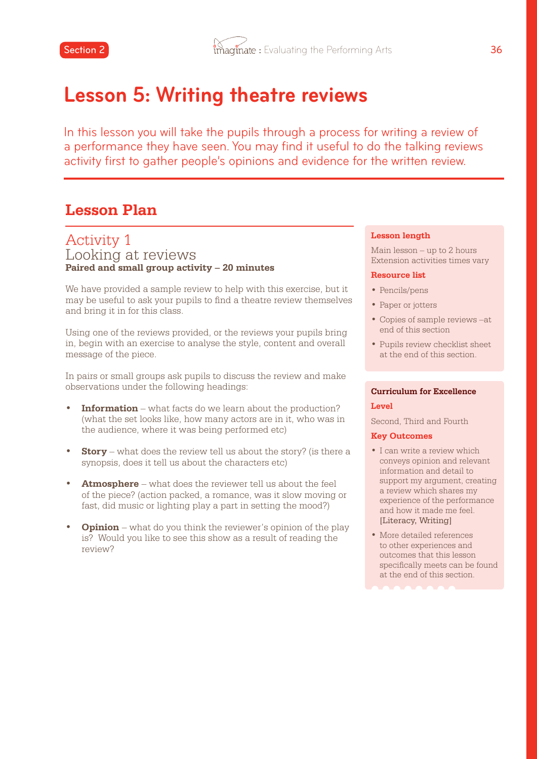# Lesson 5: Writing theatre reviews

In this lesson you will take the pupils through a process for writing a review of a performance they have seen. You may find it useful to do the talking reviews activity first to gather people's opinions and evidence for the written review.

## Lesson Plan

### Activity 1
### Looking at reviews
**Paired and small group activity – 20 minutes**

We have provided a sample review to help with this exercise, but it may be useful to ask your pupils to find a theatre review themselves and bring it in for this class.

Using one of the reviews provided, or the reviews your pupils bring in, begin with an exercise to analyse the style, content and overall message of the piece.

In pairs or small groups ask pupils to discuss the review and make observations under the following headings:

- **Information** – what facts do we learn about the production? (what the set looks like, how many actors are in it, who was in the audience, where it was being performed etc)
- **Story** – what does the review tell us about the story? (is there a synopsis, does it tell us about the characters etc)
- **Atmosphere** – what does the reviewer tell us about the feel of the piece? (action packed, a romance, was it slow moving or fast, did music or lighting play a part in setting the mood?)
- **Opinion** – what do you think the reviewer's opinion of the play is? Would you like to see this show as a result of reading the review?

**Lesson length**

Main lesson – up to 2 hours
Extension activities times vary

**Resource list**

- Pencils/pens
- Paper or jotters
- Copies of sample reviews –at end of this section
- Pupils review checklist sheet at the end of this section.

**Curriculum for Excellence**

**Level**

Second, Third and Fourth

**Key Outcomes**

- I can write a review which conveys opinion and relevant information and detail to support my argument, creating a review which shares my experience of the performance and how it made me feel. [Literacy, Writing]
- More detailed references to other experiences and outcomes that this lesson specifically meets can be found at the end of this section.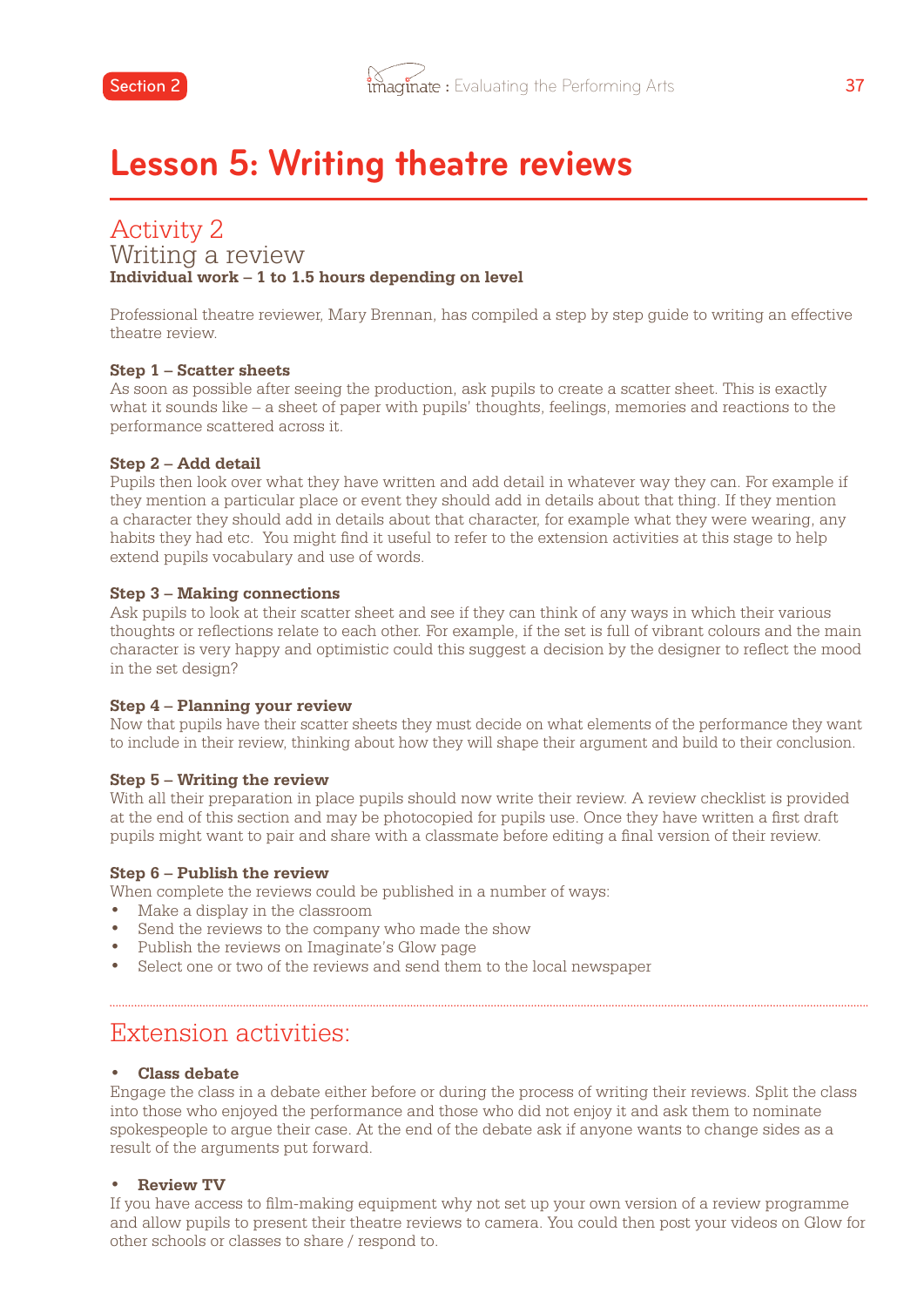# Lesson 5: Writing theatre reviews

## Activity 2
### Writing a review
**Individual work – 1 to 1.5 hours depending on level**

Professional theatre reviewer, Mary Brennan, has compiled a step by step guide to writing an effective theatre review.

**Step 1 – Scatter sheets**
As soon as possible after seeing the production, ask pupils to create a scatter sheet. This is exactly what it sounds like – a sheet of paper with pupils' thoughts, feelings, memories and reactions to the performance scattered across it.

**Step 2 – Add detail**
Pupils then look over what they have written and add detail in whatever way they can. For example if they mention a particular place or event they should add in details about that thing. If they mention a character they should add in details about that character, for example what they were wearing, any habits they had etc. You might find it useful to refer to the extension activities at this stage to help extend pupils vocabulary and use of words.

**Step 3 – Making connections**
Ask pupils to look at their scatter sheet and see if they can think of any ways in which their various thoughts or reflections relate to each other. For example, if the set is full of vibrant colours and the main character is very happy and optimistic could this suggest a decision by the designer to reflect the mood in the set design?

**Step 4 – Planning your review**
Now that pupils have their scatter sheets they must decide on what elements of the performance they want to include in their review, thinking about how they will shape their argument and build to their conclusion.

**Step 5 – Writing the review**
With all their preparation in place pupils should now write their review. A review checklist is provided at the end of this section and may be photocopied for pupils use. Once they have written a first draft pupils might want to pair and share with a classmate before editing a final version of their review.

**Step 6 – Publish the review**
When complete the reviews could be published in a number of ways:

- Make a display in the classroom
- Send the reviews to the company who made the show
- Publish the reviews on Imaginate's Glow page
- Select one or two of the reviews and send them to the local newspaper

---

## Extension activities:

- **Class debate**

Engage the class in a debate either before or during the process of writing their reviews. Split the class into those who enjoyed the performance and those who did not enjoy it and ask them to nominate spokespeople to argue their case. At the end of the debate ask if anyone wants to change sides as a result of the arguments put forward.

- **Review TV**

If you have access to film-making equipment why not set up your own version of a review programme and allow pupils to present their theatre reviews to camera. You could then post your videos on Glow for other schools or classes to share / respond to.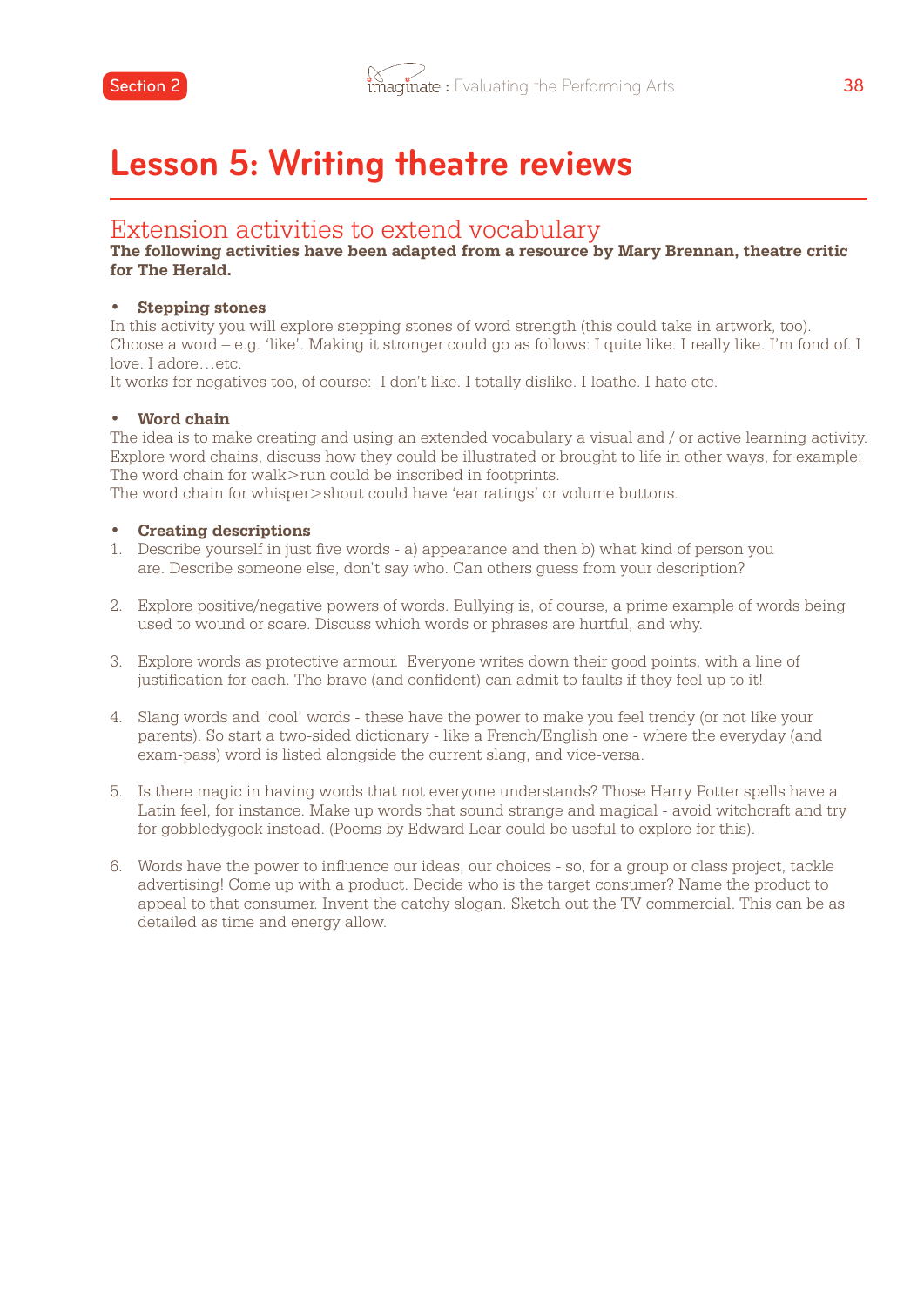# Lesson 5: Writing theatre reviews

## Extension activities to extend vocabulary

**The following activities have been adapted from a resource by Mary Brennan, theatre critic for The Herald.**

- **Stepping stones**

In this activity you will explore stepping stones of word strength (this could take in artwork, too). Choose a word – e.g. 'like'. Making it stronger could go as follows: I quite like. I really like. I'm fond of. I love. I adore…etc.
It works for negatives too, of course: I don't like. I totally dislike. I loathe. I hate etc.

- **Word chain**

The idea is to make creating and using an extended vocabulary a visual and / or active learning activity. Explore word chains, discuss how they could be illustrated or brought to life in other ways, for example: The word chain for walk>run could be inscribed in footprints.
The word chain for whisper>shout could have 'ear ratings' or volume buttons.

- **Creating descriptions**

1. Describe yourself in just five words - a) appearance and then b) what kind of person you are. Describe someone else, don't say who. Can others guess from your description?

2. Explore positive/negative powers of words. Bullying is, of course, a prime example of words being used to wound or scare. Discuss which words or phrases are hurtful, and why.

3. Explore words as protective armour. Everyone writes down their good points, with a line of justification for each. The brave (and confident) can admit to faults if they feel up to it!

4. Slang words and 'cool' words - these have the power to make you feel trendy (or not like your parents). So start a two-sided dictionary - like a French/English one - where the everyday (and exam-pass) word is listed alongside the current slang, and vice-versa.

5. Is there magic in having words that not everyone understands? Those Harry Potter spells have a Latin feel, for instance. Make up words that sound strange and magical - avoid witchcraft and try for gobbledygook instead. (Poems by Edward Lear could be useful to explore for this).

6. Words have the power to influence our ideas, our choices - so, for a group or class project, tackle advertising! Come up with a product. Decide who is the target consumer? Name the product to appeal to that consumer. Invent the catchy slogan. Sketch out the TV commercial. This can be as detailed as time and energy allow.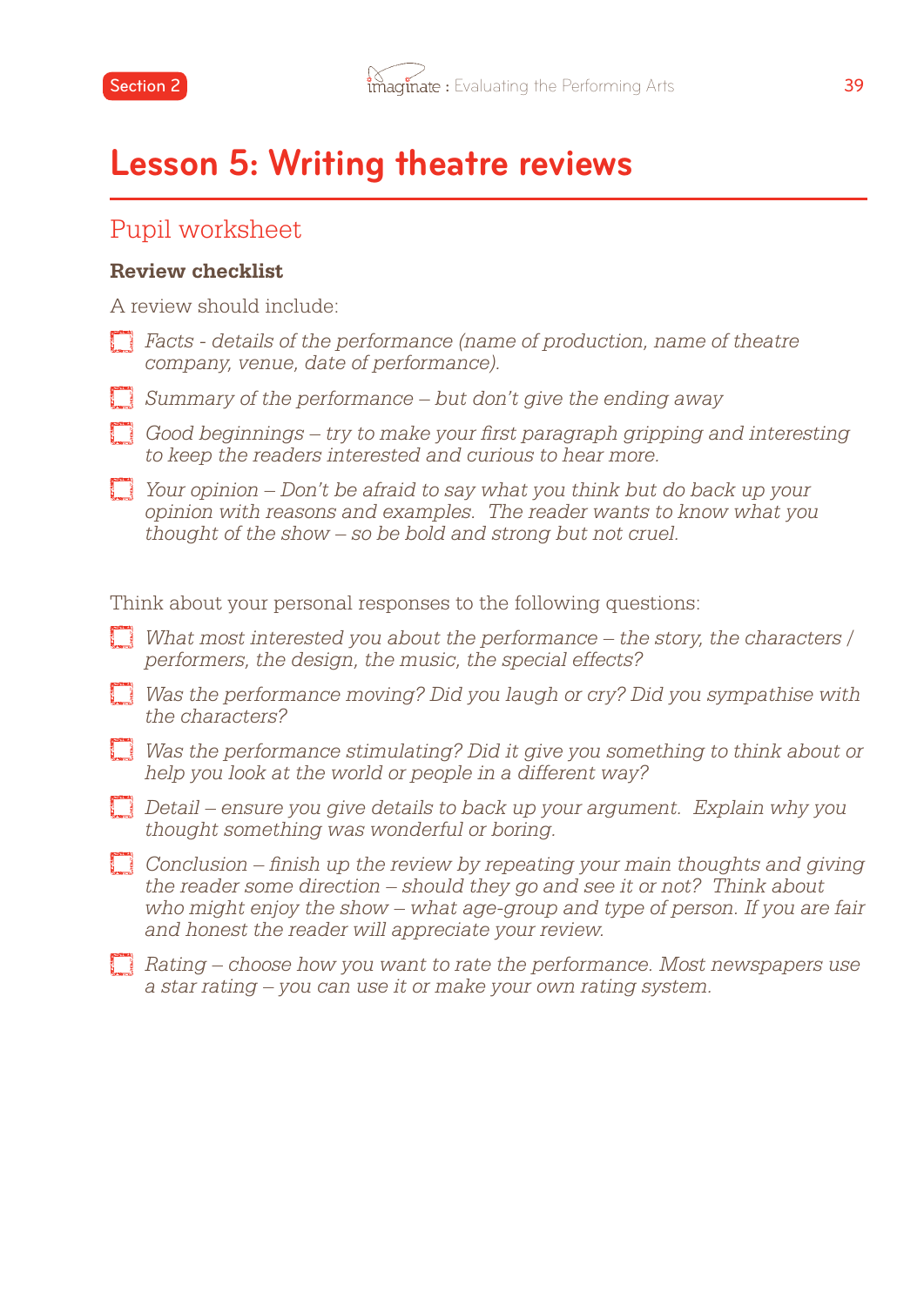# Lesson 5: Writing theatre reviews

## Pupil worksheet

**Review checklist**

A review should include:

- ☐ *Facts - details of the performance (name of production, name of theatre company, venue, date of performance).*
- ☐ *Summary of the performance – but don't give the ending away*
- ☐ *Good beginnings – try to make your first paragraph gripping and interesting to keep the readers interested and curious to hear more.*
- ☐ *Your opinion – Don't be afraid to say what you think but do back up your opinion with reasons and examples. The reader wants to know what you thought of the show – so be bold and strong but not cruel.*

Think about your personal responses to the following questions:

- ☐ *What most interested you about the performance – the story, the characters / performers, the design, the music, the special effects?*
- ☐ *Was the performance moving? Did you laugh or cry? Did you sympathise with the characters?*
- ☐ *Was the performance stimulating? Did it give you something to think about or help you look at the world or people in a different way?*
- ☐ *Detail – ensure you give details to back up your argument. Explain why you thought something was wonderful or boring.*
- ☐ *Conclusion – finish up the review by repeating your main thoughts and giving the reader some direction – should they go and see it or not? Think about who might enjoy the show – what age-group and type of person. If you are fair and honest the reader will appreciate your review.*
- ☐ *Rating – choose how you want to rate the performance. Most newspapers use a star rating – you can use it or make your own rating system.*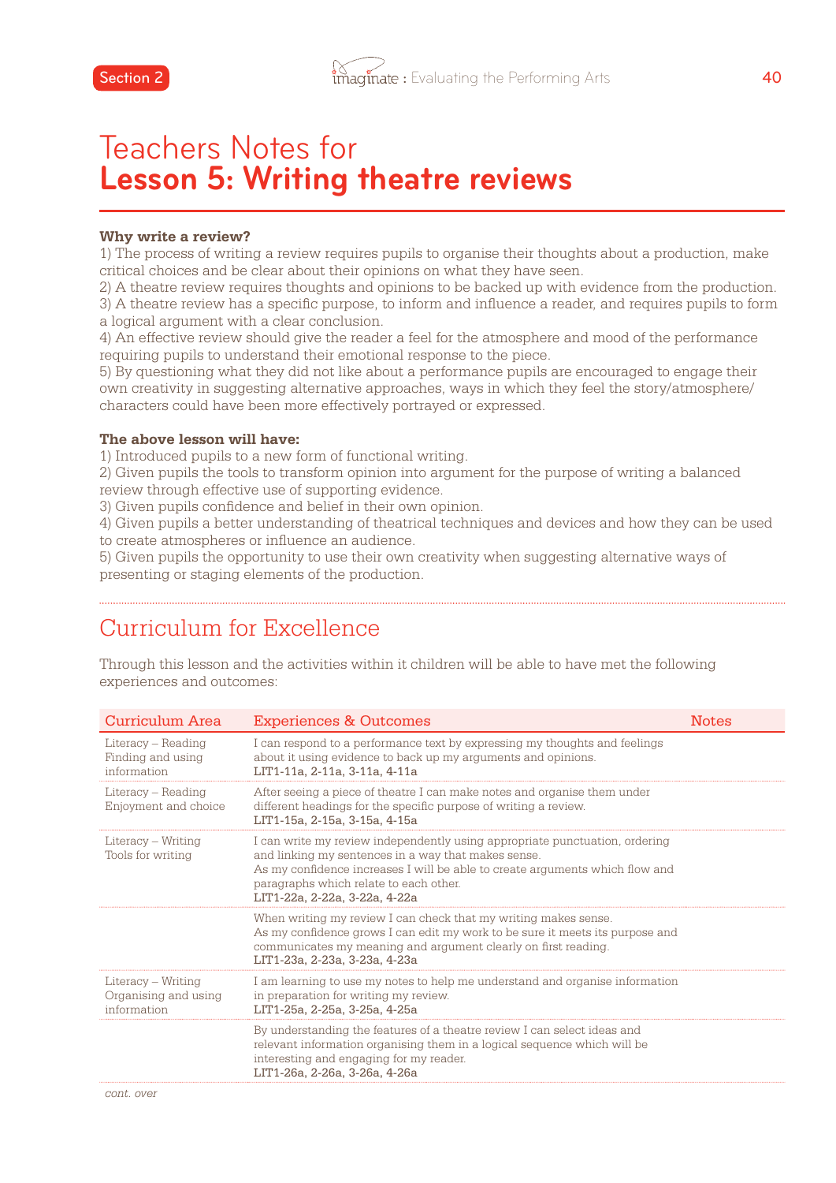# Teachers Notes for **Lesson 5: Writing theatre reviews**

**Why write a review?**

1) The process of writing a review requires pupils to organise their thoughts about a production, make critical choices and be clear about their opinions on what they have seen.
2) A theatre review requires thoughts and opinions to be backed up with evidence from the production.
3) A theatre review has a specific purpose, to inform and influence a reader, and requires pupils to form a logical argument with a clear conclusion.
4) An effective review should give the reader a feel for the atmosphere and mood of the performance requiring pupils to understand their emotional response to the piece.
5) By questioning what they did not like about a performance pupils are encouraged to engage their own creativity in suggesting alternative approaches, ways in which they feel the story/atmosphere/characters could have been more effectively portrayed or expressed.

**The above lesson will have:**

1) Introduced pupils to a new form of functional writing.
2) Given pupils the tools to transform opinion into argument for the purpose of writing a balanced review through effective use of supporting evidence.
3) Given pupils confidence and belief in their own opinion.
4) Given pupils a better understanding of theatrical techniques and devices and how they can be used to create atmospheres or influence an audience.
5) Given pupils the opportunity to use their own creativity when suggesting alternative ways of presenting or staging elements of the production.

## Curriculum for Excellence

Through this lesson and the activities within it children will be able to have met the following experiences and outcomes:

| Curriculum Area | Experiences & Outcomes | Notes |
|---|---|---|
| Literacy – Reading Finding and using information | I can respond to a performance text by expressing my thoughts and feelings about it using evidence to back up my arguments and opinions. LIT1-11a, 2-11a, 3-11a, 4-11a | |
| Literacy – Reading Enjoyment and choice | After seeing a piece of theatre I can make notes and organise them under different headings for the specific purpose of writing a review. LIT1-15a, 2-15a, 3-15a, 4-15a | |
| Literacy – Writing Tools for writing | I can write my review independently using appropriate punctuation, ordering and linking my sentences in a way that makes sense. As my confidence increases I will be able to create arguments which flow and paragraphs which relate to each other. LIT1-22a, 2-22a, 3-22a, 4-22a | |
| | When writing my review I can check that my writing makes sense. As my confidence grows I can edit my work to be sure it meets its purpose and communicates my meaning and argument clearly on first reading. LIT1-23a, 2-23a, 3-23a, 4-23a | |
| Literacy – Writing Organising and using information | I am learning to use my notes to help me understand and organise information in preparation for writing my review. LIT1-25a, 2-25a, 3-25a, 4-25a | |
| | By understanding the features of a theatre review I can select ideas and relevant information organising them in a logical sequence which will be interesting and engaging for my reader. LIT1-26a, 2-26a, 3-26a, 4-26a | |

*cont. over*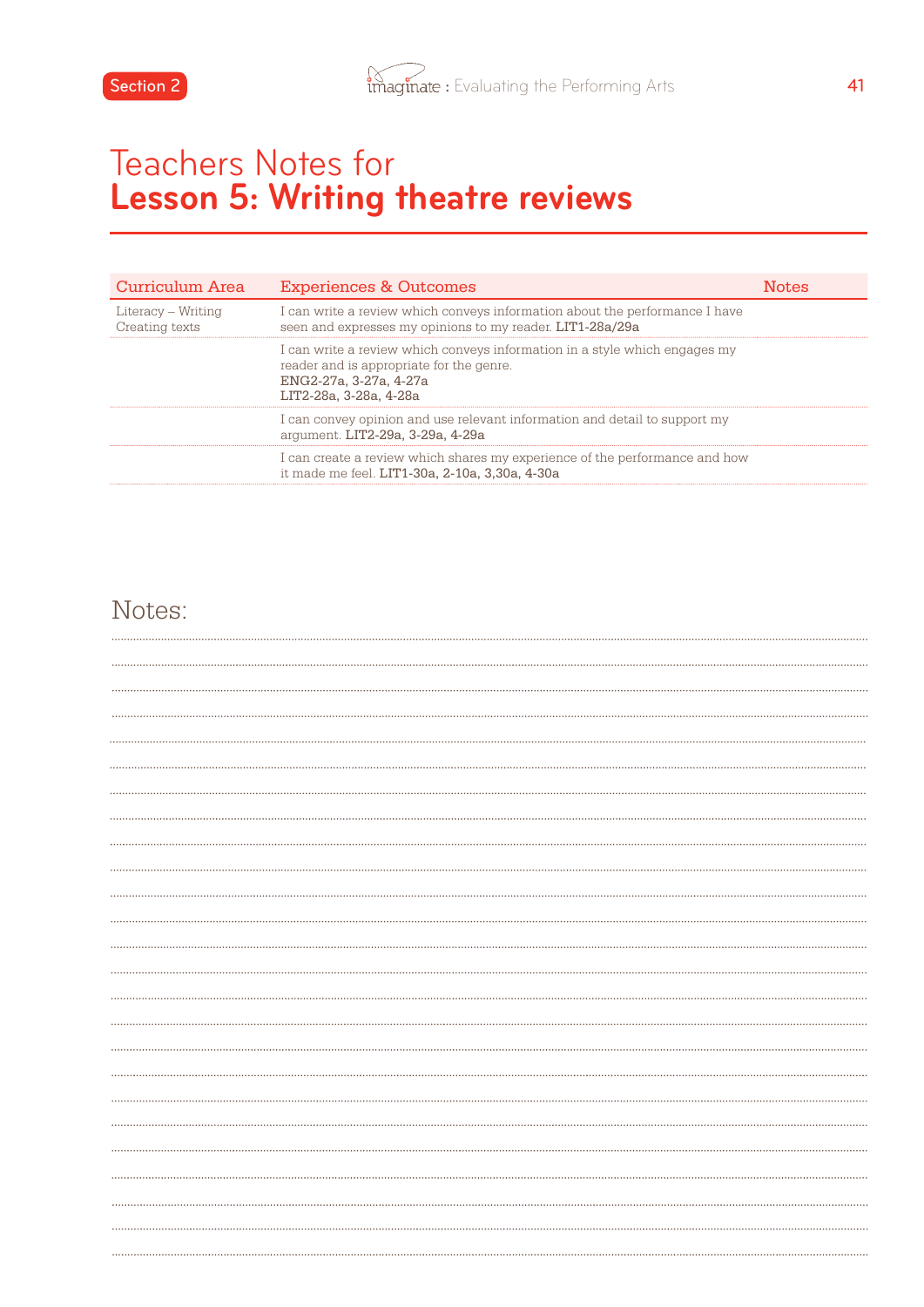# Teachers Notes for **Lesson 5: Writing theatre reviews**

| Curriculum Area | Experiences & Outcomes | Notes |
|---|---|---|
| Literacy – Writing Creating texts | I can write a review which conveys information about the performance I have seen and expresses my opinions to my reader. **LIT1-28a/29a** | |
| | I can write a review which conveys information in a style which engages my reader and is appropriate for the genre. **ENG2-27a, 3-27a, 4-27a** **LIT2-28a, 3-28a, 4-28a** | |
| | I can convey opinion and use relevant information and detail to support my argument. **LIT2-29a, 3-29a, 4-29a** | |
| | I can create a review which shares my experience of the performance and how it made me feel. **LIT1-30a, 2-10a, 3,30a, 4-30a** | |

Notes: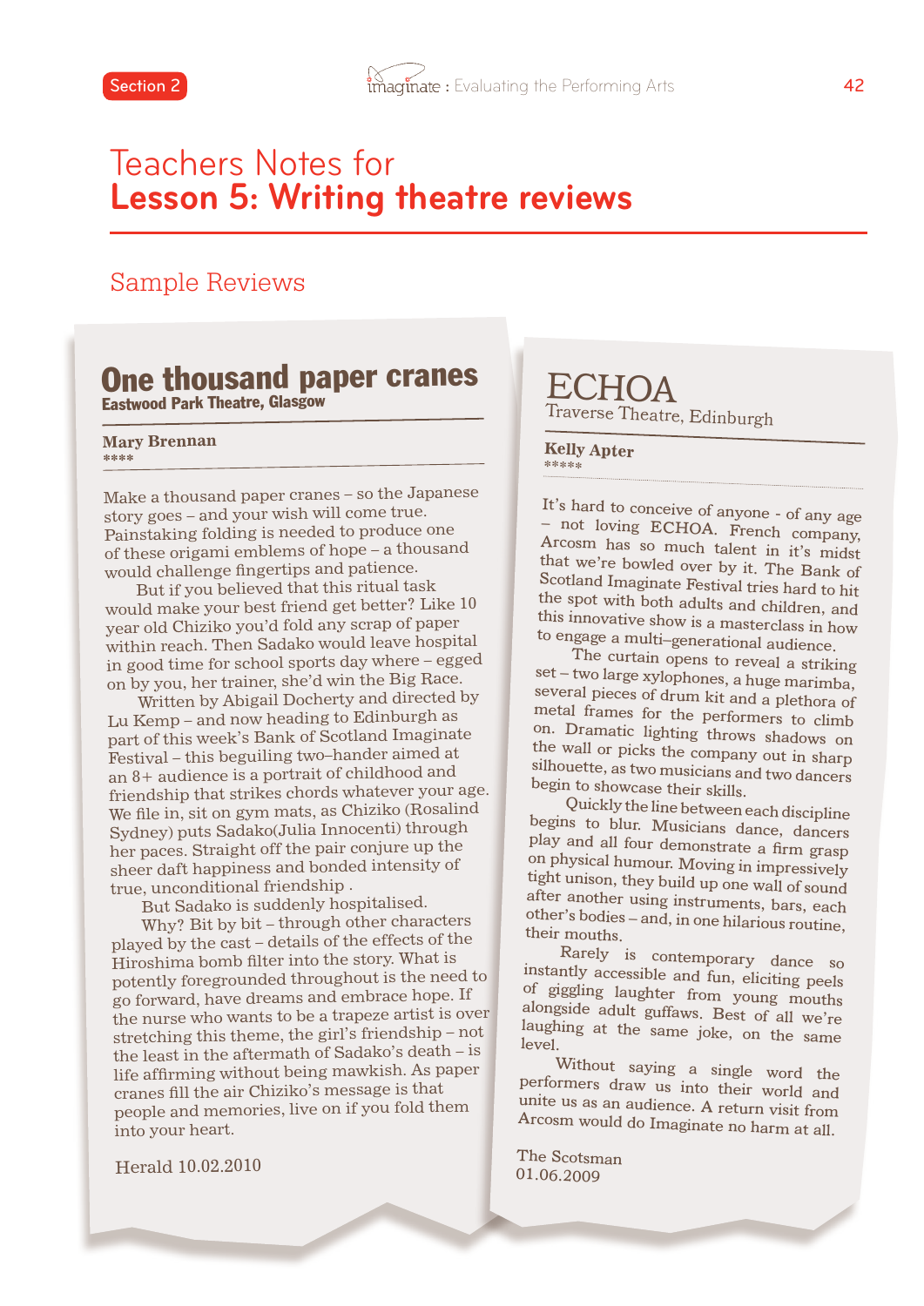# Teachers Notes for
# **Lesson 5: Writing theatre reviews**

## Sample Reviews

### One thousand paper cranes

**Eastwood Park Theatre, Glasgow**

**Mary Brennan**
****

Make a thousand paper cranes – so the Japanese story goes – and your wish will come true. Painstaking folding is needed to produce one of these origami emblems of hope – a thousand would challenge fingertips and patience.

But if you believed that this ritual task would make your best friend get better? Like 10 year old Chiziko you'd fold any scrap of paper within reach. Then Sadako would leave hospital in good time for school sports day where – egged on by you, her trainer, she'd win the Big Race.

Written by Abigail Docherty and directed by Lu Kemp – and now heading to Edinburgh as part of this week's Bank of Scotland Imaginate Festival – this beguiling two–hander aimed at an 8+ audience is a portrait of childhood and friendship that strikes chords whatever your age. We file in, sit on gym mats, as Chiziko (Rosalind Sydney) puts Sadako(Julia Innocenti) through her paces. Straight off the pair conjure up the sheer daft happiness and bonded intensity of true, unconditional friendship .

But Sadako is suddenly hospitalised.

Why? Bit by bit – through other characters played by the cast – details of the effects of the Hiroshima bomb filter into the story. What is potently foregrounded throughout is the need to go forward, have dreams and embrace hope. If the nurse who wants to be a trapeze artist is over stretching this theme, the girl's friendship – not the least in the aftermath of Sadako's death – is life affirming without being mawkish. As paper cranes fill the air Chiziko's message is that people and memories, live on if you fold them into your heart.

Herald 10.02.2010

### ECHOA

Traverse Theatre, Edinburgh

**Kelly Apter**
*****

It's hard to conceive of anyone - of any age – not loving ECHOA. French company, Arcosm has so much talent in it's midst that we're bowled over by it. The Bank of Scotland Imaginate Festival tries hard to hit the spot with both adults and children, and this innovative show is a masterclass in how to engage a multi–generational audience.

The curtain opens to reveal a striking set – two large xylophones, a huge marimba, several pieces of drum kit and a plethora of metal frames for the performers to climb on. Dramatic lighting throws shadows on the wall or picks the company out in sharp silhouette, as two musicians and two dancers begin to showcase their skills.

Quickly the line between each discipline begins to blur. Musicians dance, dancers play and all four demonstrate a firm grasp on physical humour. Moving in impressively tight unison, they build up one wall of sound after another using instruments, bars, each other's bodies – and, in one hilarious routine, their mouths.

Rarely is contemporary dance so instantly accessible and fun, eliciting peels of giggling laughter from young mouths alongside adult guffaws. Best of all we're laughing at the same joke, on the same level.

Without saying a single word the performers draw us into their world and unite us as an audience. A return visit from Arcosm would do Imaginate no harm at all.

The Scotsman
01.06.2009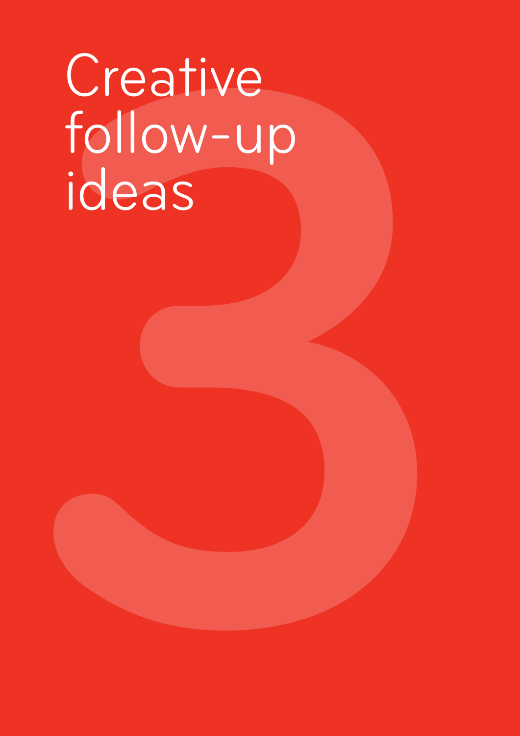# Creative follow-up ideas

3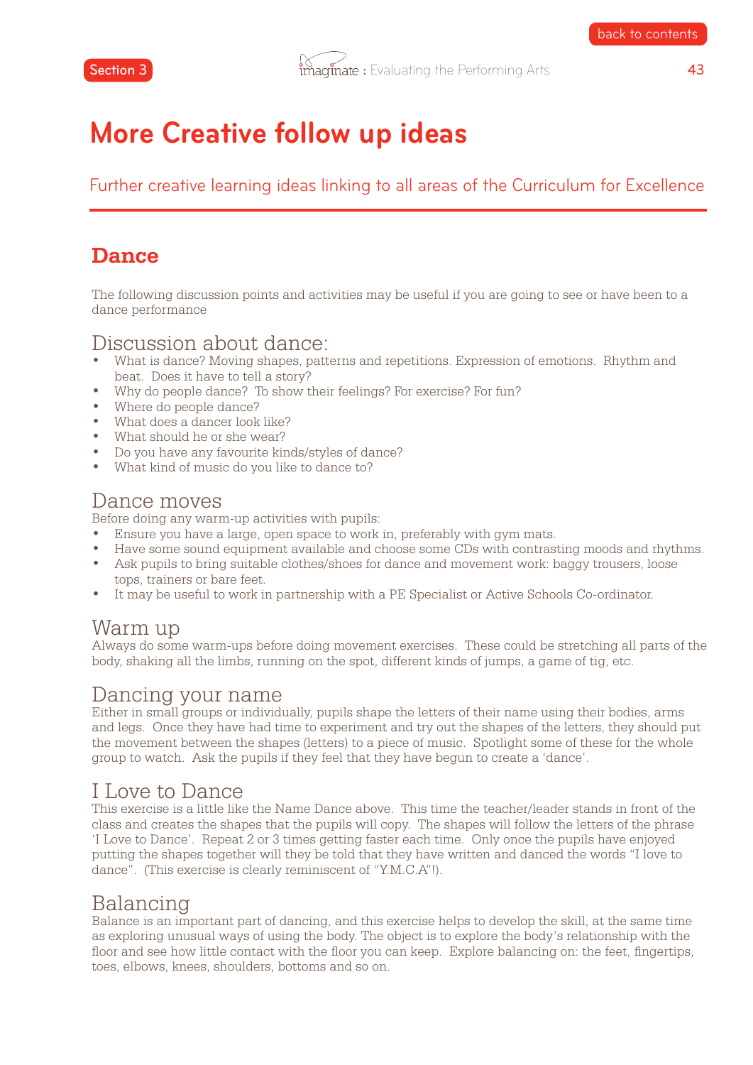# More Creative follow up ideas

Further creative learning ideas linking to all areas of the Curriculum for Excellence

## Dance

The following discussion points and activities may be useful if you are going to see or have been to a dance performance

### Discussion about dance:

- What is dance? Moving shapes, patterns and repetitions. Expression of emotions. Rhythm and beat. Does it have to tell a story?
- Why do people dance? To show their feelings? For exercise? For fun?
- Where do people dance?
- What does a dancer look like?
- What should he or she wear?
- Do you have any favourite kinds/styles of dance?
- What kind of music do you like to dance to?

### Dance moves

Before doing any warm-up activities with pupils:

- Ensure you have a large, open space to work in, preferably with gym mats.
- Have some sound equipment available and choose some CDs with contrasting moods and rhythms.
- Ask pupils to bring suitable clothes/shoes for dance and movement work: baggy trousers, loose tops, trainers or bare feet.
- It may be useful to work in partnership with a PE Specialist or Active Schools Co-ordinator.

### Warm up

Always do some warm-ups before doing movement exercises. These could be stretching all parts of the body, shaking all the limbs, running on the spot, different kinds of jumps, a game of tig, etc.

### Dancing your name

Either in small groups or individually, pupils shape the letters of their name using their bodies, arms and legs. Once they have had time to experiment and try out the shapes of the letters, they should put the movement between the shapes (letters) to a piece of music. Spotlight some of these for the whole group to watch. Ask the pupils if they feel that they have begun to create a 'dance'.

### I Love to Dance

This exercise is a little like the Name Dance above. This time the teacher/leader stands in front of the class and creates the shapes that the pupils will copy. The shapes will follow the letters of the phrase 'I Love to Dance'. Repeat 2 or 3 times getting faster each time. Only once the pupils have enjoyed putting the shapes together will they be told that they have written and danced the words "I love to dance". (This exercise is clearly reminiscent of "Y.M.C.A"!).

### Balancing

Balance is an important part of dancing, and this exercise helps to develop the skill, at the same time as exploring unusual ways of using the body. The object is to explore the body's relationship with the floor and see how little contact with the floor you can keep. Explore balancing on: the feet, fingertips, toes, elbows, knees, shoulders, bottoms and so on.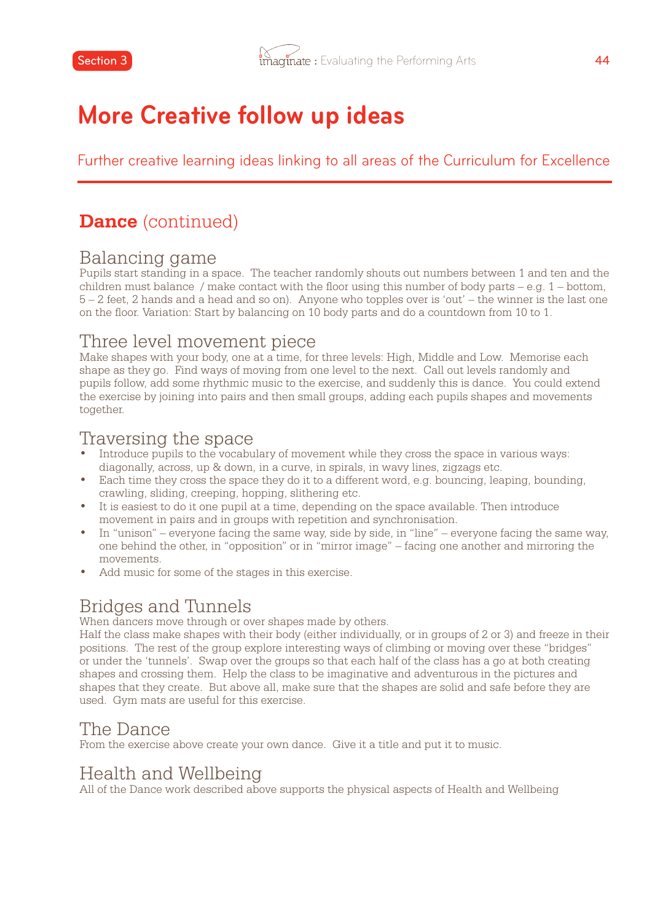# More Creative follow up ideas

Further creative learning ideas linking to all areas of the Curriculum for Excellence

## **Dance** (continued)

### Balancing game

Pupils start standing in a space. The teacher randomly shouts out numbers between 1 and ten and the children must balance / make contact with the floor using this number of body parts – e.g. 1 – bottom, 5 – 2 feet, 2 hands and a head and so on). Anyone who topples over is 'out' – the winner is the last one on the floor. Variation: Start by balancing on 10 body parts and do a countdown from 10 to 1.

### Three level movement piece

Make shapes with your body, one at a time, for three levels: High, Middle and Low. Memorise each shape as they go. Find ways of moving from one level to the next. Call out levels randomly and pupils follow, add some rhythmic music to the exercise, and suddenly this is dance. You could extend the exercise by joining into pairs and then small groups, adding each pupils shapes and movements together.

### Traversing the space

- Introduce pupils to the vocabulary of movement while they cross the space in various ways: diagonally, across, up & down, in a curve, in spirals, in wavy lines, zigzags etc.
- Each time they cross the space they do it to a different word, e.g. bouncing, leaping, bounding, crawling, sliding, creeping, hopping, slithering etc.
- It is easiest to do it one pupil at a time, depending on the space available. Then introduce movement in pairs and in groups with repetition and synchronisation.
- In "unison" – everyone facing the same way, side by side, in "line" – everyone facing the same way, one behind the other, in "opposition" or in "mirror image" – facing one another and mirroring the movements.
- Add music for some of the stages in this exercise.

### Bridges and Tunnels

When dancers move through or over shapes made by others.
Half the class make shapes with their body (either individually, or in groups of 2 or 3) and freeze in their positions. The rest of the group explore interesting ways of climbing or moving over these "bridges" or under the 'tunnels'. Swap over the groups so that each half of the class has a go at both creating shapes and crossing them. Help the class to be imaginative and adventurous in the pictures and shapes that they create. But above all, make sure that the shapes are solid and safe before they are used. Gym mats are useful for this exercise.

### The Dance

From the exercise above create your own dance. Give it a title and put it to music.

### Health and Wellbeing

All of the Dance work described above supports the physical aspects of Health and Wellbeing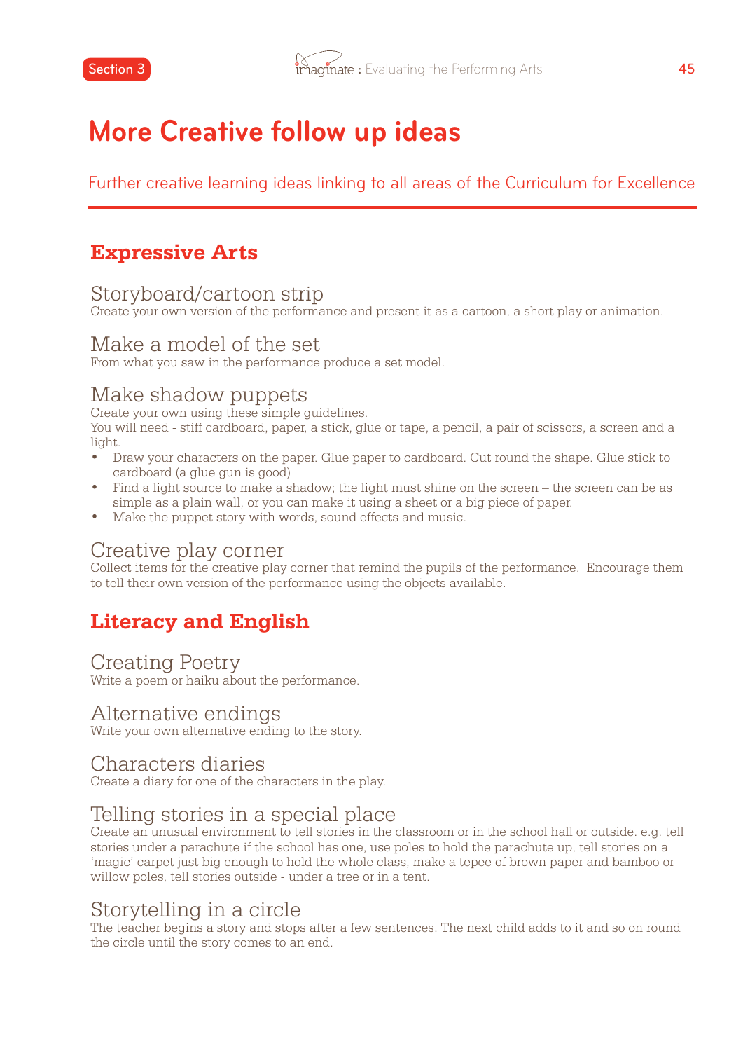# More Creative follow up ideas

Further creative learning ideas linking to all areas of the Curriculum for Excellence

## Expressive Arts

### Storyboard/cartoon strip

Create your own version of the performance and present it as a cartoon, a short play or animation.

### Make a model of the set

From what you saw in the performance produce a set model.

### Make shadow puppets

Create your own using these simple guidelines.
You will need - stiff cardboard, paper, a stick, glue or tape, a pencil, a pair of scissors, a screen and a light.

- Draw your characters on the paper. Glue paper to cardboard. Cut round the shape. Glue stick to cardboard (a glue gun is good)
- Find a light source to make a shadow; the light must shine on the screen – the screen can be as simple as a plain wall, or you can make it using a sheet or a big piece of paper.
- Make the puppet story with words, sound effects and music.

### Creative play corner

Collect items for the creative play corner that remind the pupils of the performance. Encourage them to tell their own version of the performance using the objects available.

## Literacy and English

### Creating Poetry

Write a poem or haiku about the performance.

### Alternative endings

Write your own alternative ending to the story.

### Characters diaries

Create a diary for one of the characters in the play.

### Telling stories in a special place

Create an unusual environment to tell stories in the classroom or in the school hall or outside. e.g. tell stories under a parachute if the school has one, use poles to hold the parachute up, tell stories on a 'magic' carpet just big enough to hold the whole class, make a tepee of brown paper and bamboo or willow poles, tell stories outside - under a tree or in a tent.

### Storytelling in a circle

The teacher begins a story and stops after a few sentences. The next child adds to it and so on round the circle until the story comes to an end.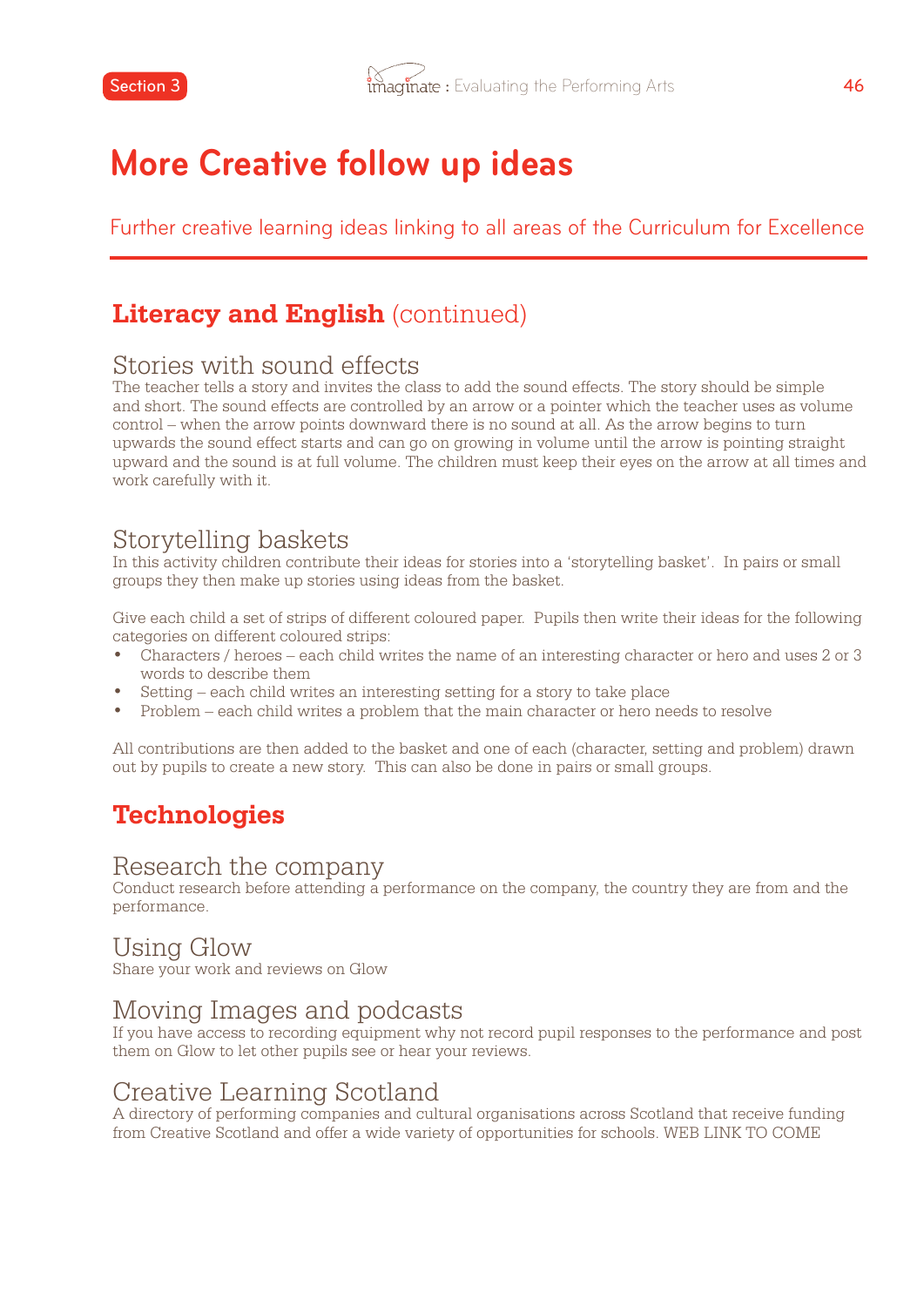# More Creative follow up ideas

Further creative learning ideas linking to all areas of the Curriculum for Excellence

## Literacy and English (continued)

### Stories with sound effects

The teacher tells a story and invites the class to add the sound effects. The story should be simple and short. The sound effects are controlled by an arrow or a pointer which the teacher uses as volume control – when the arrow points downward there is no sound at all. As the arrow begins to turn upwards the sound effect starts and can go on growing in volume until the arrow is pointing straight upward and the sound is at full volume. The children must keep their eyes on the arrow at all times and work carefully with it.

### Storytelling baskets

In this activity children contribute their ideas for stories into a 'storytelling basket'. In pairs or small groups they then make up stories using ideas from the basket.

Give each child a set of strips of different coloured paper. Pupils then write their ideas for the following categories on different coloured strips:

- Characters / heroes – each child writes the name of an interesting character or hero and uses 2 or 3 words to describe them
- Setting – each child writes an interesting setting for a story to take place
- Problem – each child writes a problem that the main character or hero needs to resolve

All contributions are then added to the basket and one of each (character, setting and problem) drawn out by pupils to create a new story. This can also be done in pairs or small groups.

## Technologies

### Research the company

Conduct research before attending a performance on the company, the country they are from and the performance.

### Using Glow

Share your work and reviews on Glow

### Moving Images and podcasts

If you have access to recording equipment why not record pupil responses to the performance and post them on Glow to let other pupils see or hear your reviews.

### Creative Learning Scotland

A directory of performing companies and cultural organisations across Scotland that receive funding from Creative Scotland and offer a wide variety of opportunities for schools. WEB LINK TO COME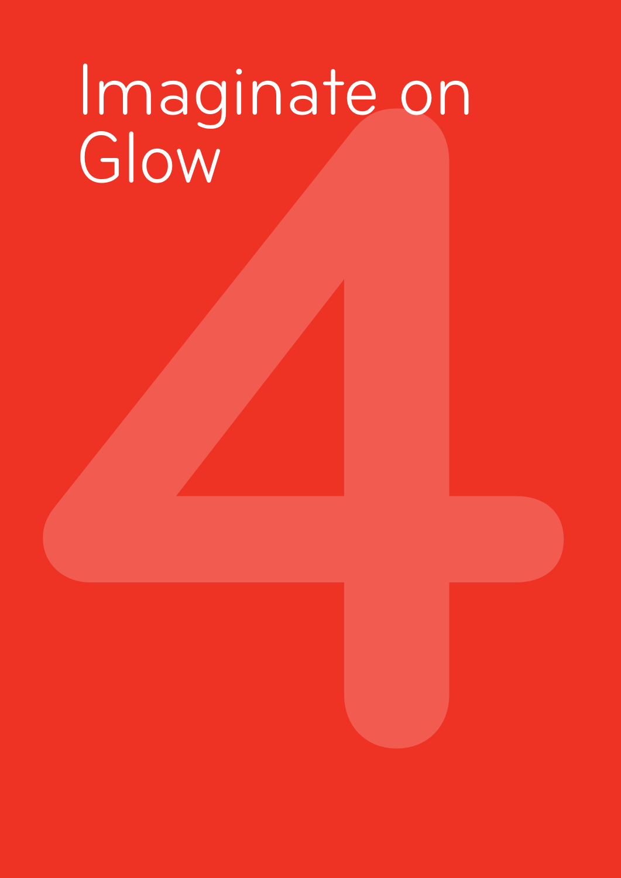# Imaginate on Glow

4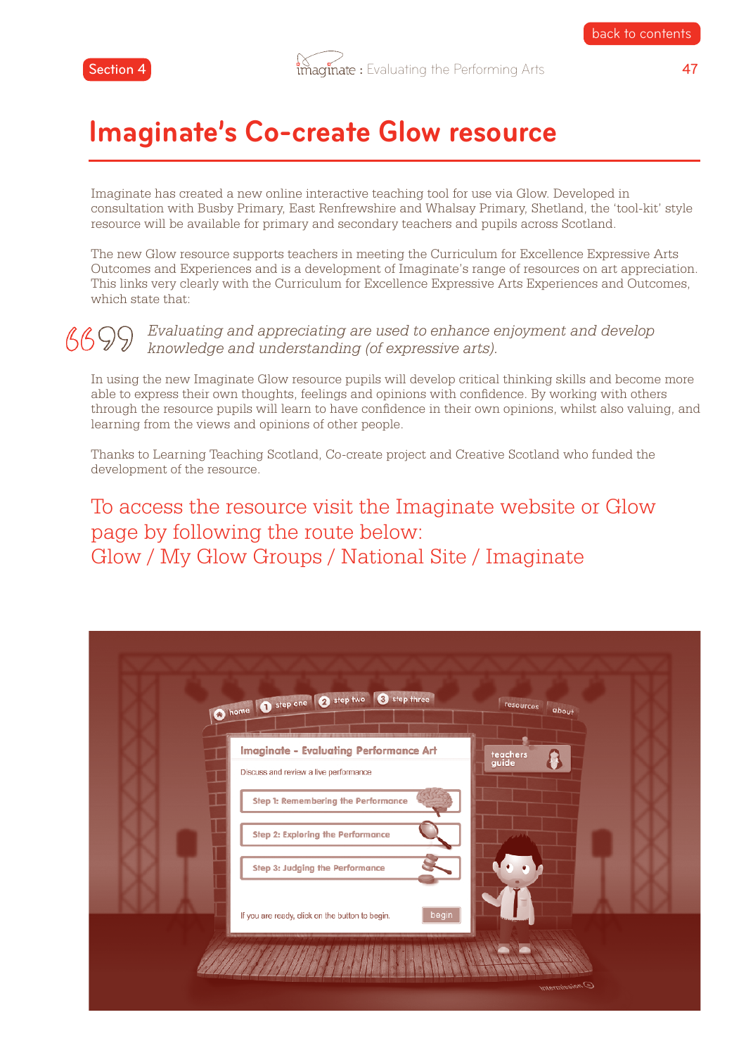# Imaginate's Co-create Glow resource

Imaginate has created a new online interactive teaching tool for use via Glow. Developed in consultation with Busby Primary, East Renfrewshire and Whalsay Primary, Shetland, the 'tool-kit' style resource will be available for primary and secondary teachers and pupils across Scotland.

The new Glow resource supports teachers in meeting the Curriculum for Excellence Expressive Arts Outcomes and Experiences and is a development of Imaginate's range of resources on art appreciation. This links very clearly with the Curriculum for Excellence Expressive Arts Experiences and Outcomes, which state that:

> *Evaluating and appreciating are used to enhance enjoyment and develop knowledge and understanding (of expressive arts).*

In using the new Imaginate Glow resource pupils will develop critical thinking skills and become more able to express their own thoughts, feelings and opinions with confidence. By working with others through the resource pupils will learn to have confidence in their own opinions, whilst also valuing, and learning from the views and opinions of other people.

Thanks to Learning Teaching Scotland, Co-create project and Creative Scotland who funded the development of the resource.

## To access the resource visit the Imaginate website or Glow page by following the route below: Glow / My Glow Groups / National Site / Imaginate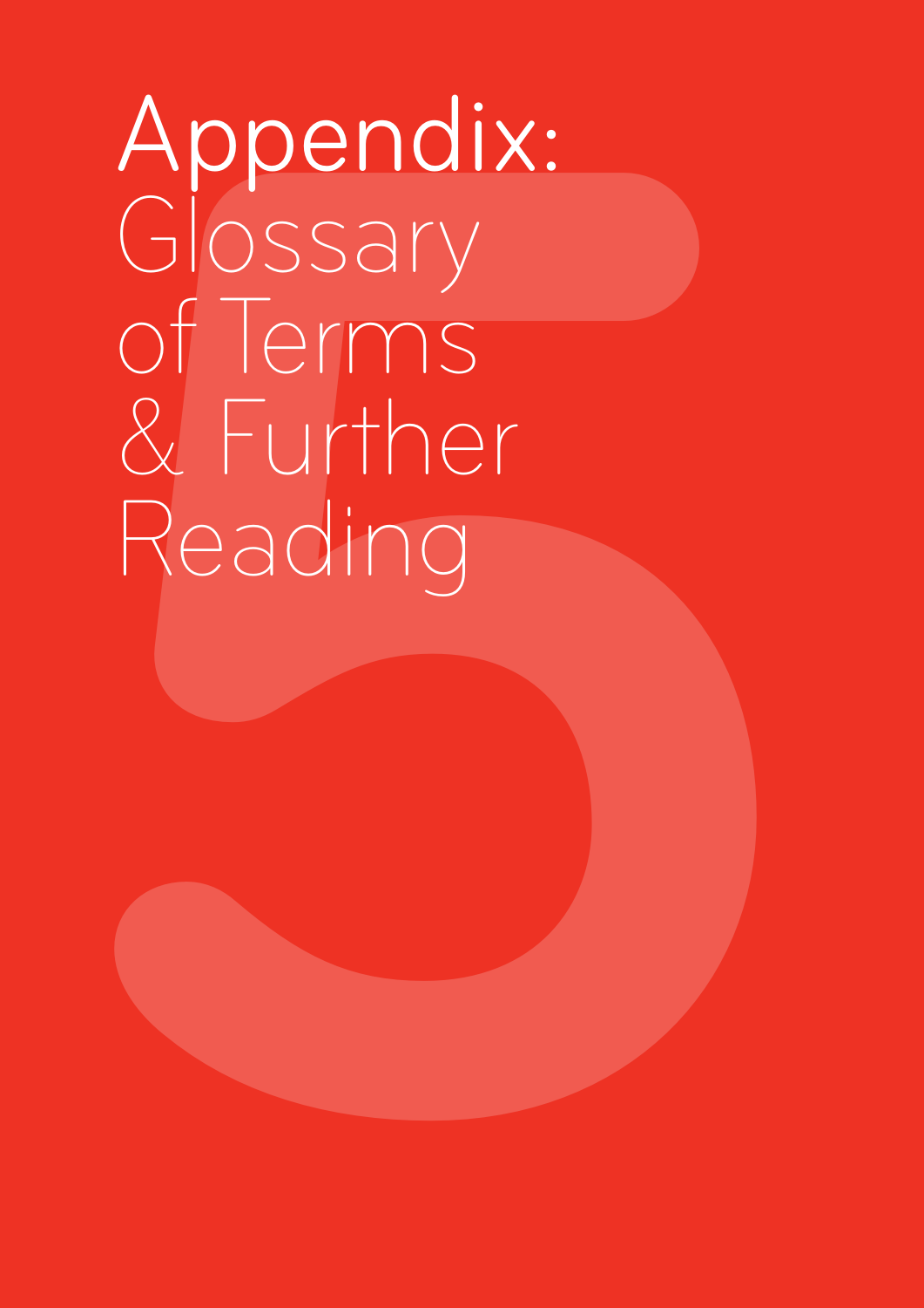# Appendix: Glossary of Terms & Further Reading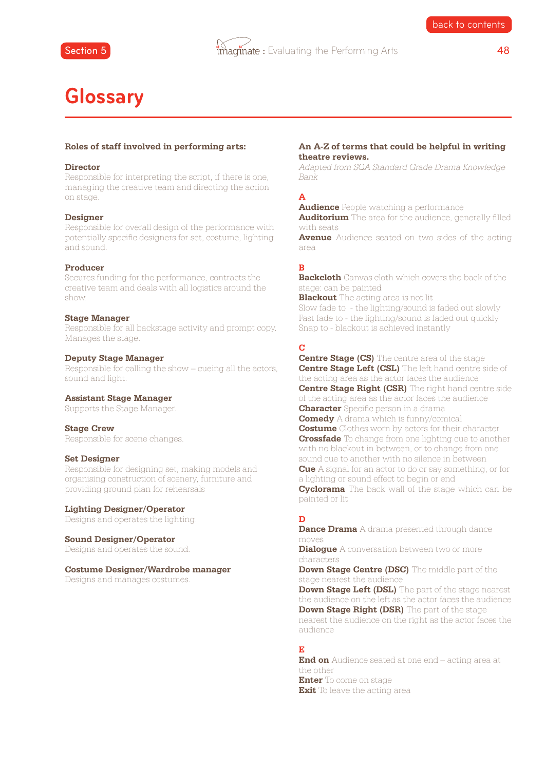# Glossary

**Roles of staff involved in performing arts:**

**Director**
Responsible for interpreting the script, if there is one, managing the creative team and directing the action on stage.

**Designer**
Responsible for overall design of the performance with potentially specific designers for set, costume, lighting and sound.

**Producer**
Secures funding for the performance, contracts the creative team and deals with all logistics around the show.

**Stage Manager**
Responsible for all backstage activity and prompt copy. Manages the stage.

**Deputy Stage Manager**
Responsible for calling the show – cueing all the actors, sound and light.

**Assistant Stage Manager**
Supports the Stage Manager.

**Stage Crew**
Responsible for scene changes.

**Set Designer**
Responsible for designing set, making models and organising construction of scenery, furniture and providing ground plan for rehearsals

**Lighting Designer/Operator**
Designs and operates the lighting.

**Sound Designer/Operator**
Designs and operates the sound.

**Costume Designer/Wardrobe manager**
Designs and manages costumes.

**An A-Z of terms that could be helpful in writing theatre reviews.**
*Adapted from SQA Standard Grade Drama Knowledge Bank*

**A**

**Audience** People watching a performance
**Auditorium** The area for the audience, generally filled with seats
**Avenue** Audience seated on two sides of the acting area

**B**

**Backcloth** Canvas cloth which covers the back of the stage: can be painted
**Blackout** The acting area is not lit
Slow fade to - the lighting/sound is faded out slowly
Fast fade to - the lighting/sound is faded out quickly
Snap to - blackout is achieved instantly

**C**

**Centre Stage (CS)** The centre area of the stage
**Centre Stage Left (CSL)** The left hand centre side of the acting area as the actor faces the audience
**Centre Stage Right (CSR)** The right hand centre side of the acting area as the actor faces the audience
**Character** Specific person in a drama
**Comedy** A drama which is funny/comical
**Costume** Clothes worn by actors for their character
**Crossfade** To change from one lighting cue to another with no blackout in between, or to change from one sound cue to another with no silence in between
**Cue** A signal for an actor to do or say something, or for a lighting or sound effect to begin or end
**Cyclorama** The back wall of the stage which can be painted or lit

**D**

**Dance Drama** A drama presented through dance moves
**Dialogue** A conversation between two or more characters
**Down Stage Centre (DSC)** The middle part of the stage nearest the audience
**Down Stage Left (DSL)** The part of the stage nearest the audience on the left as the actor faces the audience
**Down Stage Right (DSR)** The part of the stage nearest the audience on the right as the actor faces the audience

**E**

**End on** Audience seated at one end – acting area at the other
**Enter** To come on stage
**Exit** To leave the acting area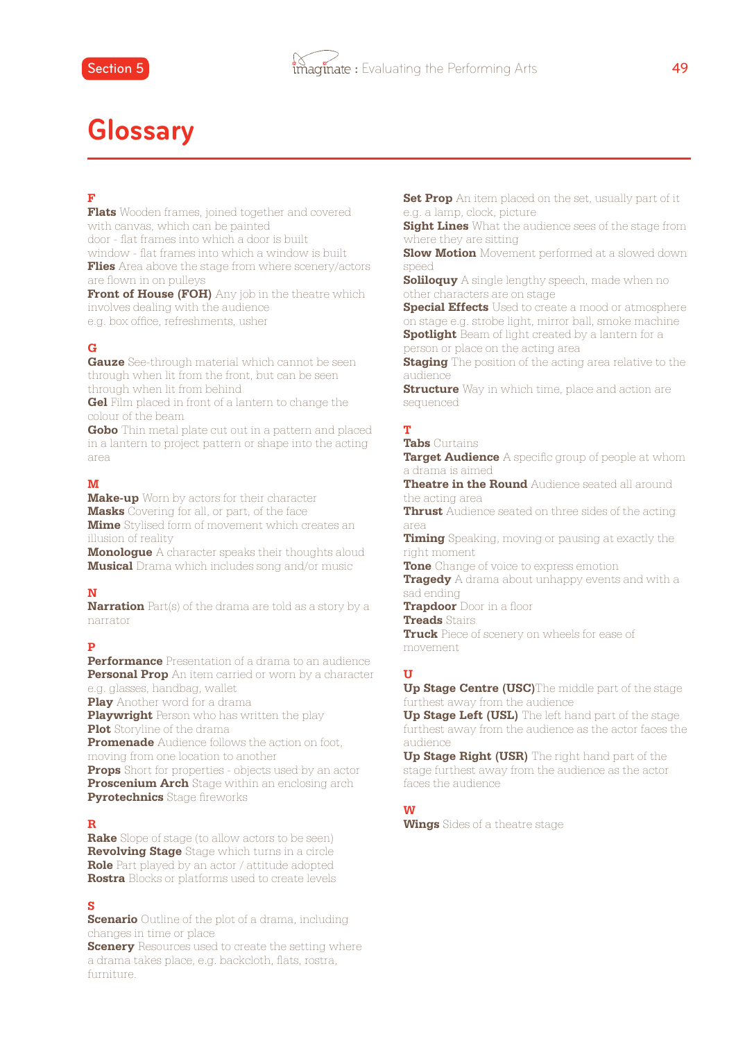# Glossary

### F

**Flats** Wooden frames, joined together and covered with canvas, which can be painted
door - flat frames into which a door is built
window - flat frames into which a window is built
**Flies** Area above the stage from where scenery/actors are flown in on pulleys
**Front of House (FOH)** Any job in the theatre which involves dealing with the audience
e.g. box office, refreshments, usher

### G

**Gauze** See-through material which cannot be seen through when lit from the front, but can be seen through when lit from behind
**Gel** Film placed in front of a lantern to change the colour of the beam
**Gobo** Thin metal plate cut out in a pattern and placed in a lantern to project pattern or shape into the acting area

### M

**Make-up** Worn by actors for their character
**Masks** Covering for all, or part, of the face
**Mime** Stylised form of movement which creates an illusion of reality
**Monologue** A character speaks their thoughts aloud
**Musical** Drama which includes song and/or music

### N

**Narration** Part(s) of the drama are told as a story by a narrator

### P

**Performance** Presentation of a drama to an audience
**Personal Prop** An item carried or worn by a character e.g. glasses, handbag, wallet
**Play** Another word for a drama
**Playwright** Person who has written the play
**Plot** Storyline of the drama
**Promenade** Audience follows the action on foot, moving from one location to another
**Props** Short for properties - objects used by an actor
**Proscenium Arch** Stage within an enclosing arch
**Pyrotechnics** Stage fireworks

### R

**Rake** Slope of stage (to allow actors to be seen)
**Revolving Stage** Stage which turns in a circle
**Role** Part played by an actor / attitude adopted
**Rostra** Blocks or platforms used to create levels

### S

**Scenario** Outline of the plot of a drama, including changes in time or place
**Scenery** Resources used to create the setting where a drama takes place, e.g. backcloth, flats, rostra, furniture.
**Set Prop** An item placed on the set, usually part of it e.g. a lamp, clock, picture
**Sight Lines** What the audience sees of the stage from where they are sitting
**Slow Motion** Movement performed at a slowed down speed
**Soliloquy** A single lengthy speech, made when no other characters are on stage
**Special Effects** Used to create a mood or atmosphere on stage e.g. strobe light, mirror ball, smoke machine
**Spotlight** Beam of light created by a lantern for a person or place on the acting area
**Staging** The position of the acting area relative to the audience
**Structure** Way in which time, place and action are sequenced

### T

**Tabs** Curtains
**Target Audience** A specific group of people at whom a drama is aimed
**Theatre in the Round** Audience seated all around the acting area
**Thrust** Audience seated on three sides of the acting area
**Timing** Speaking, moving or pausing at exactly the right moment
**Tone** Change of voice to express emotion
**Tragedy** A drama about unhappy events and with a sad ending
**Trapdoor** Door in a floor
**Treads** Stairs
**Truck** Piece of scenery on wheels for ease of movement

### U

**Up Stage Centre (USC)**The middle part of the stage furthest away from the audience
**Up Stage Left (USL)** The left hand part of the stage furthest away from the audience as the actor faces the audience
**Up Stage Right (USR)** The right hand part of the stage furthest away from the audience as the actor faces the audience

### W

**Wings** Sides of a theatre stage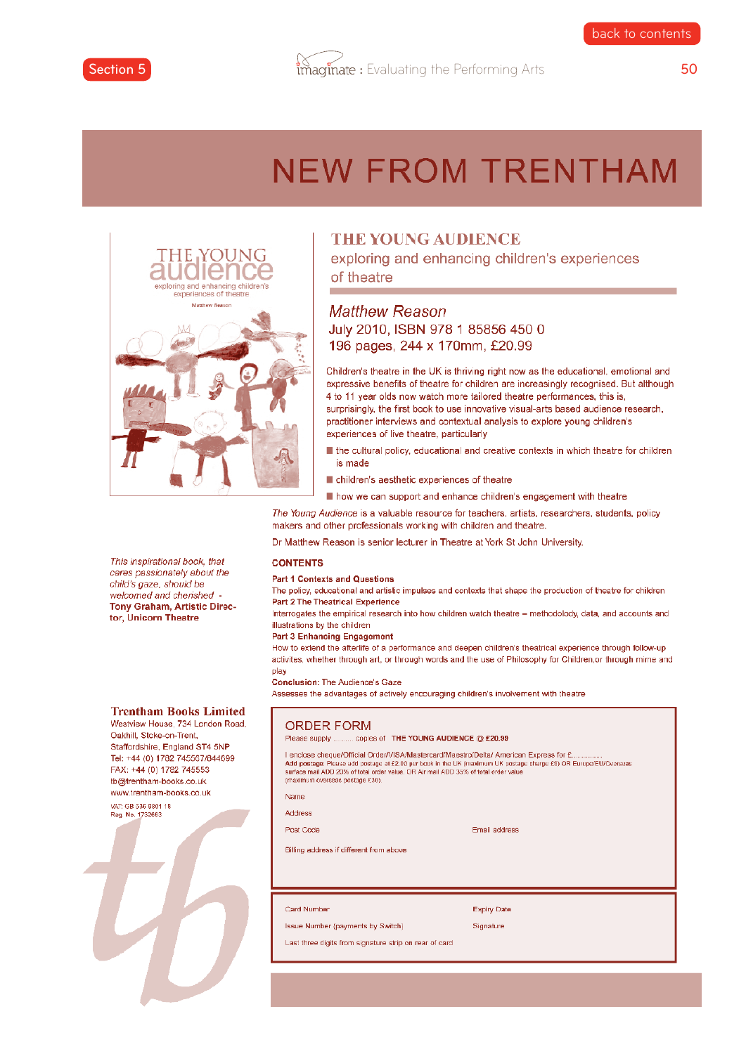# NEW FROM TRENTHAM

## THE YOUNG AUDIENCE

exploring and enhancing children's experiences of theatre

### *Matthew Reason*

July 2010, ISBN 978 1 85856 450 0

196 pages, 244 x 170mm, £20.99

Children's theatre in the UK is thriving right now as the educational, emotional and expressive benefits of theatre for children are increasingly recognised. But although 4 to 11 year olds now watch more tailored theatre performances, this is, surprisingly, the first book to use innovative visual-arts based audience research, practitioner interviews and contextual analysis to explore young children's experiences of live theatre, particularly

- the cultural policy, educational and creative contexts in which theatre for children is made
- children's aesthetic experiences of theatre
- how we can support and enhance children's engagement with theatre

*The Young Audience* is a valuable resource for teachers, artists, researchers, students, policy makers and other professionals working with children and theatre.

Dr Matthew Reason is senior lecturer in Theatre at York St John University.

*This inspirational book, that cares passionately about the child's gaze, should be welcomed and cherished* - **Tony Graham, Artistic Director, Unicorn Theatre**

**CONTENTS**

**Part 1 Contexts and Questions**
The policy, educational and artistic impulses and contexts that shape the production of theatre for children

**Part 2 The Theatrical Experience**
Interrogates the empirical research into how children watch theatre – methodology, data, and accounts and illustrations by the children

**Part 3 Enhancing Engagement**
How to extend the afterlife of a performance and deepen children's theatrical experience through follow-up activites, whether through art, or through words and the use of Philosophy for Children,or through mime and play

**Conclusion:** The Audience's Gaze
Assesses the advantages of actively encouraging children's involvement with theatre

**Trentham Books Limited**
Westview House, 734 London Road, Oakhill, Stoke-on-Trent, Staffordshire, England ST4 5NP
Tel: +44 (0) 1782 745567/844699
FAX: +44 (0) 1782 745553
tb@trentham-books.co.uk
www.trentham-books.co.uk

VAT: GB 536 9801 18
Reg. No. 1732663

## ORDER FORM

Please supply .......... copies of **THE YOUNG AUDIENCE @ £20.99**

I enclose cheque/Official Order/VISA/Mastercard/Maestro/Delta/ American Express for £..............

Add postage: Please add postage at £2.00 per book in the UK (maximum UK postage charge £9) OR Europe/EU/Overseas surface mail ADD 20% of total order value. OR Air mail ADD 35% of total order value (maximum overseas postage £30).

Name

Address

Post Code

Email address

Billing address if different from above

Card Number

Expiry Date

Issue Number (payments by Switch)

Signature

Last three digits from signature strip on rear of card